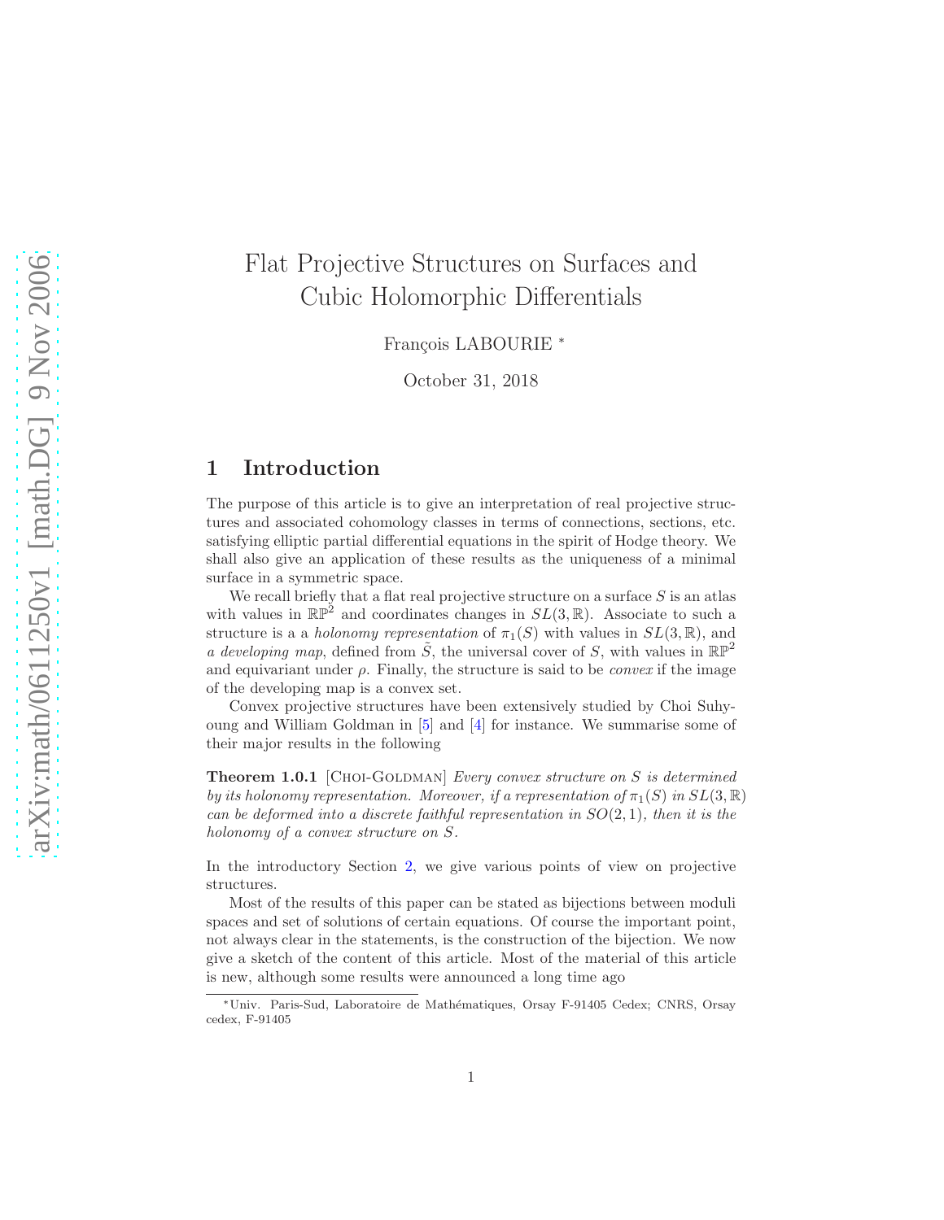# Flat Projective Structures on Surfaces and Cubic Holomorphic Differentials

François LABOURIE [*]

October 31, 2018

## 1 Introduction

The purpose of this article is to give an interpretation of real projective structures and associated cohomology classes in terms of connections, sections, etc. satisfying elliptic partial differential equations in the spirit of Hodge theory. We shall also give an application of these results as the uniqueness of a minimal surface in a symmetric space.

We recall briefly that a flat real projective structure on a surface $S$ is an atlas with values in $\mathbb{RP}^2$ and coordinates changes in $SL(3,\mathbb{R})$. Associate to such a structure is a a *holonomy representation* of $\pi_1(S)$ with values in $SL(3,\mathbb{R})$, and *a developing map*, defined from $\tilde{S}$, the universal cover of $S$, with values in $\mathbb{RP}^2$ and equivariant under $\rho$. Finally, the structure is said to be *convex* if the image of the developing map is a convex set.

Convex projective structures have been extensively studied by Choi Suhyoung and William Goldman in [5] and [4] for instance. We summarise some of their major results in the following

**Theorem 1.0.1** [Choi-Goldman] *Every convex structure on $S$ is determined by its holonomy representation. Moreover, if a representation of $\pi_1(S)$ in $SL(3,\mathbb{R})$ can be deformed into a discrete faithful representation in $SO(2,1)$, then it is the holonomy of a convex structure on $S$.*

In the introductory Section 2, we give various points of view on projective structures.

Most of the results of this paper can be stated as bijections between moduli spaces and set of solutions of certain equations. Of course the important point, not always clear in the statements, is the construction of the bijection. We now give a sketch of the content of this article. Most of the material of this article is new, although some results were announced a long time ago

[*] Univ. Paris-Sud, Laboratoire de Mathématiques, Orsay F-91405 Cedex; CNRS, Orsay cedex, F-91405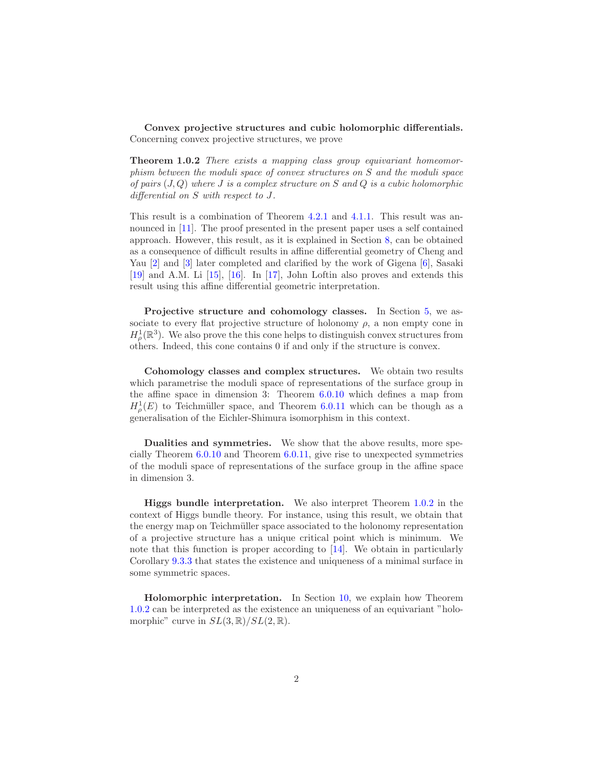**Convex projective structures and cubic holomorphic differentials.** Concerning convex projective structures, we prove

**Theorem 1.0.2** *There exists a mapping class group equivariant homeomorphism between the moduli space of convex structures on $S$ and the moduli space of pairs $(J, Q)$ where $J$ is a complex structure on $S$ and $Q$ is a cubic holomorphic differential on $S$ with respect to $J$.*

This result is a combination of Theorem 4.2.1 and 4.1.1. This result was announced in [11]. The proof presented in the present paper uses a self contained approach. However, this result, as it is explained in Section 8, can be obtained as a consequence of difficult results in affine differential geometry of Cheng and Yau [2] and [3] later completed and clarified by the work of Gigena [6], Sasaki [19] and A.M. Li [15], [16]. In [17], John Loftin also proves and extends this result using this affine differential geometric interpretation.

**Projective structure and cohomology classes.** In Section 5, we associate to every flat projective structure of holonomy $\rho$, a non empty cone in $H^1_\rho(\mathbb{R}^3)$. We also prove the this cone helps to distinguish convex structures from others. Indeed, this cone contains 0 if and only if the structure is convex.

**Cohomology classes and complex structures.** We obtain two results which parametrise the moduli space of representations of the surface group in the affine space in dimension 3: Theorem 6.0.10 which defines a map from $H^1_\rho(E)$ to Teichmüller space, and Theorem 6.0.11 which can be though as a generalisation of the Eichler-Shimura isomorphism in this context.

**Dualities and symmetries.** We show that the above results, more specially Theorem 6.0.10 and Theorem 6.0.11, give rise to unexpected symmetries of the moduli space of representations of the surface group in the affine space in dimension 3.

**Higgs bundle interpretation.** We also interpret Theorem 1.0.2 in the context of Higgs bundle theory. For instance, using this result, we obtain that the energy map on Teichmüller space associated to the holonomy representation of a projective structure has a unique critical point which is minimum. We note that this function is proper according to [14]. We obtain in particularly Corollary 9.3.3 that states the existence and uniqueness of a minimal surface in some symmetric spaces.

**Holomorphic interpretation.** In Section 10, we explain how Theorem 1.0.2 can be interpreted as the existence an uniqueness of an equivariant "holomorphic" curve in $SL(3, \mathbb{R})/SL(2, \mathbb{R})$.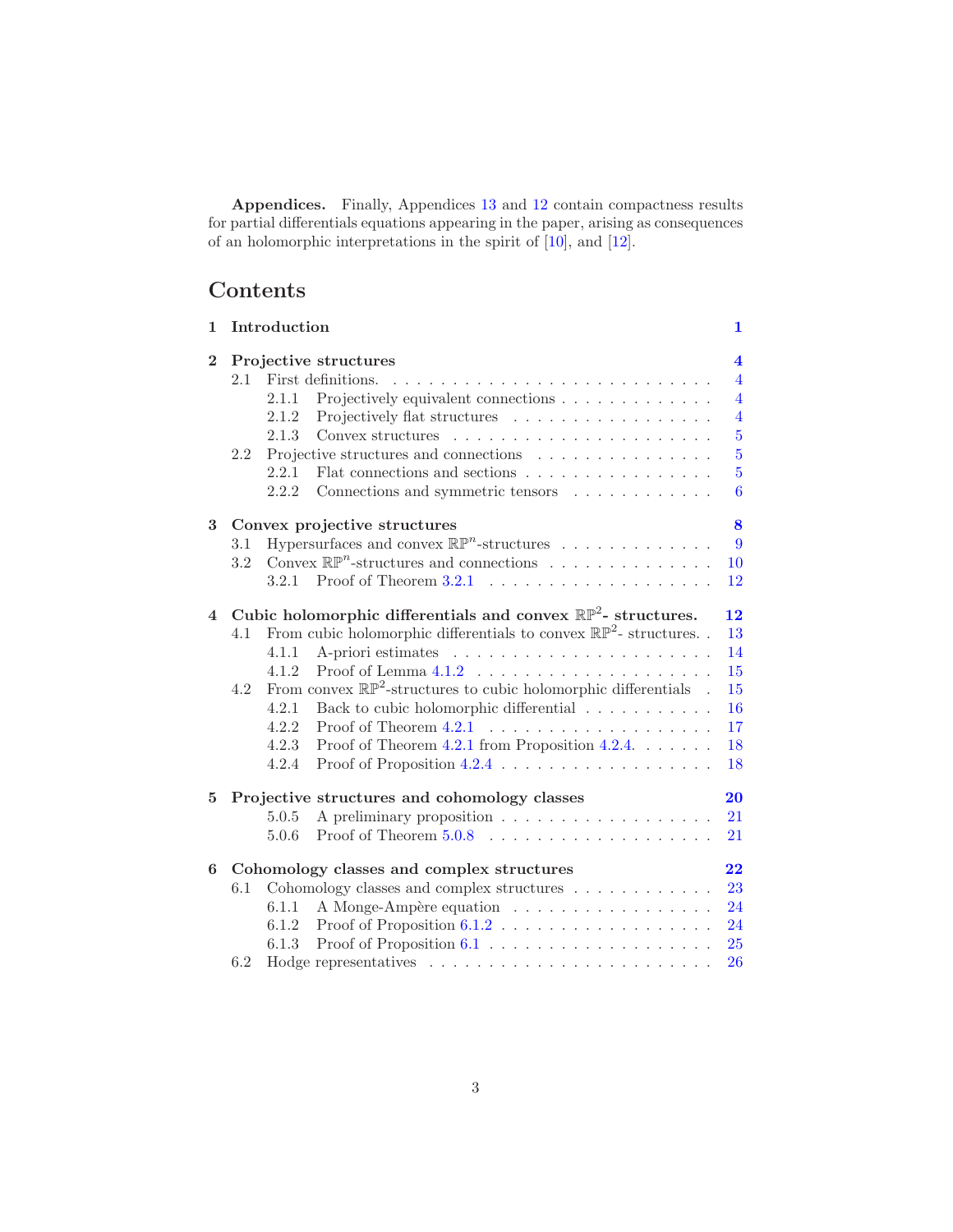**Appendices.** Finally, Appendices 13 and 12 contain compactness results for partial differentials equations appearing in the paper, arising as consequences of an holomorphic interpretations in the spirit of [10], and [12].

# Contents

- **1 Introduction** — **1**
- **2 Projective structures** — **4**
  - 2.1 First definitions. — 4
    - 2.1.1 Projectively equivalent connections — 4
    - 2.1.2 Projectively flat structures — 4
    - 2.1.3 Convex structures — 5
  - 2.2 Projective structures and connections — 5
    - 2.2.1 Flat connections and sections — 5
    - 2.2.2 Connections and symmetric tensors — 6
- **3 Convex projective structures** — **8**
  - 3.1 Hypersurfaces and convex $\mathbb{RP}^n$-structures — 9
  - 3.2 Convex $\mathbb{RP}^n$-structures and connections — 10
    - 3.2.1 Proof of Theorem 3.2.1 — 12
- **4 Cubic holomorphic differentials and convex $\mathbb{RP}^2$- structures.** — **12**
  - 4.1 From cubic holomorphic differentials to convex $\mathbb{RP}^2$- structures. — 13
    - 4.1.1 A-priori estimates — 14
    - 4.1.2 Proof of Lemma 4.1.2 — 15
  - 4.2 From convex $\mathbb{RP}^2$-structures to cubic holomorphic differentials — 15
    - 4.2.1 Back to cubic holomorphic differential — 16
    - 4.2.2 Proof of Theorem 4.2.1 — 17
    - 4.2.3 Proof of Theorem 4.2.1 from Proposition 4.2.4. — 18
    - 4.2.4 Proof of Proposition 4.2.4 — 18
- **5 Projective structures and cohomology classes** — **20**
  - 5.0.5 A preliminary proposition — 21
  - 5.0.6 Proof of Theorem 5.0.8 — 21
- **6 Cohomology classes and complex structures** — **22**
  - 6.1 Cohomology classes and complex structures — 23
    - 6.1.1 A Monge-Ampère equation — 24
    - 6.1.2 Proof of Proposition 6.1.2 — 24
    - 6.1.3 Proof of Proposition 6.1 — 25
  - 6.2 Hodge representatives — 26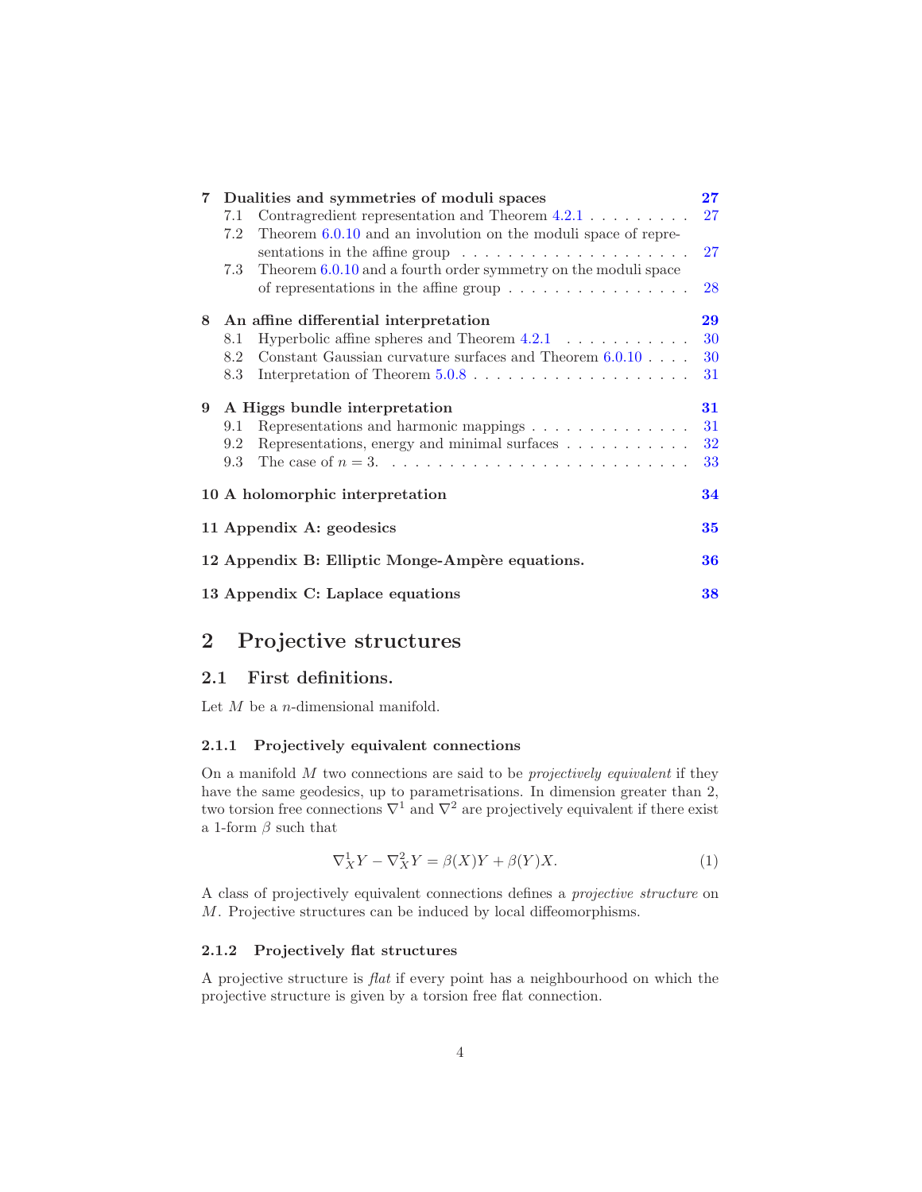| | | |
|---|---|---|
| **7** | **Dualities and symmetries of moduli spaces** | **27** |
| 7.1 | Contragredient representation and Theorem 4.2.1 | 27 |
| 7.2 | Theorem 6.0.10 and an involution on the moduli space of representations in the affine group | 27 |
| 7.3 | Theorem 6.0.10 and a fourth order symmetry on the moduli space of representations in the affine group | 28 |
| **8** | **An affine differential interpretation** | **29** |
| 8.1 | Hyperbolic affine spheres and Theorem 4.2.1 | 30 |
| 8.2 | Constant Gaussian curvature surfaces and Theorem 6.0.10 | 30 |
| 8.3 | Interpretation of Theorem 5.0.8 | 31 |
| **9** | **A Higgs bundle interpretation** | **31** |
| 9.1 | Representations and harmonic mappings | 31 |
| 9.2 | Representations, energy and minimal surfaces | 32 |
| 9.3 | The case of $n = 3$. | 33 |
| **10** | **A holomorphic interpretation** | **34** |
| **11** | **Appendix A: geodesics** | **35** |
| **12** | **Appendix B: Elliptic Monge-Ampère equations.** | **36** |
| **13** | **Appendix C: Laplace equations** | **38** |

# 2 Projective structures

## 2.1 First definitions.

Let $M$ be a $n$-dimensional manifold.

### 2.1.1 Projectively equivalent connections

On a manifold $M$ two connections are said to be *projectively equivalent* if they have the same geodesics, up to parametrisations. In dimension greater than 2, two torsion free connections $\nabla^1$ and $\nabla^2$ are projectively equivalent if there exist a 1-form $\beta$ such that

$$\nabla^1_X Y - \nabla^2_X Y = \beta(X)Y + \beta(Y)X. \tag{1}$$

A class of projectively equivalent connections defines a *projective structure* on $M$. Projective structures can be induced by local diffeomorphisms.

### 2.1.2 Projectively flat structures

A projective structure is *flat* if every point has a neighbourhood on which the projective structure is given by a torsion free flat connection.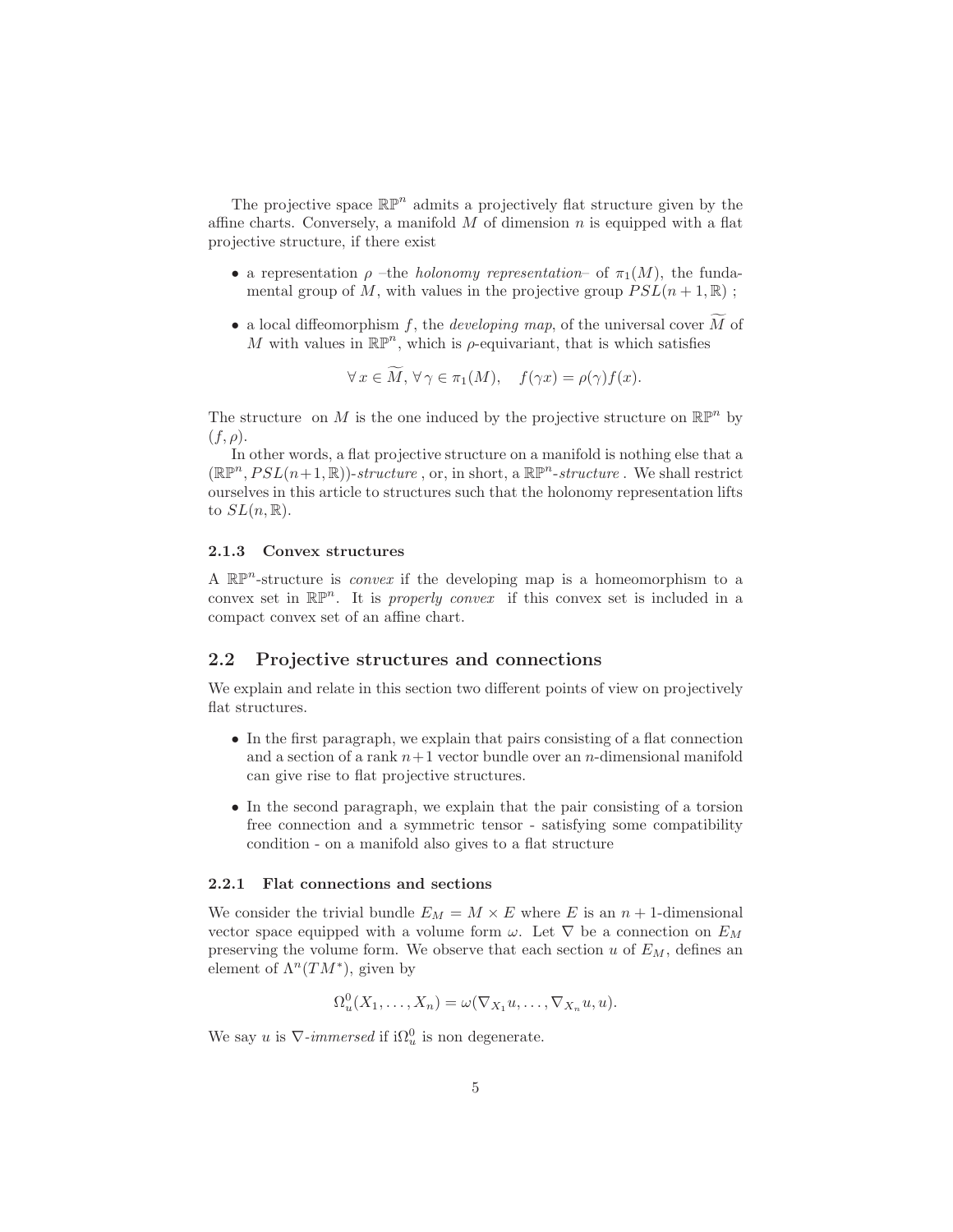The projective space $\mathbb{RP}^n$ admits a projectively flat structure given by the affine charts. Conversely, a manifold $M$ of dimension $n$ is equipped with a flat projective structure, if there exist

- a representation $\rho$ –the *holonomy representation*– of $\pi_1(M)$, the fundamental group of $M$, with values in the projective group $PSL(n+1, \mathbb{R})$ ;
- a local diffeomorphism $f$, the *developing map*, of the universal cover $\widetilde{M}$ of $M$ with values in $\mathbb{RP}^n$, which is $\rho$-equivariant, that is which satisfies

$$\forall\, x \in \widetilde{M},\, \forall\, \gamma \in \pi_1(M), \quad f(\gamma x) = \rho(\gamma) f(x).$$

The structure on $M$ is the one induced by the projective structure on $\mathbb{RP}^n$ by $(f, \rho)$.

In other words, a flat projective structure on a manifold is nothing else that a $(\mathbb{RP}^n, PSL(n+1, \mathbb{R}))$-*structure* , or, in short, a $\mathbb{RP}^n$-*structure* . We shall restrict ourselves in this article to structures such that the holonomy representation lifts to $SL(n, \mathbb{R})$.

#### 2.1.3 Convex structures

A $\mathbb{RP}^n$-structure is *convex* if the developing map is a homeomorphism to a convex set in $\mathbb{RP}^n$. It is *properly convex* if this convex set is included in a compact convex set of an affine chart.

## 2.2 Projective structures and connections

We explain and relate in this section two different points of view on projectively flat structures.

- In the first paragraph, we explain that pairs consisting of a flat connection and a section of a rank $n+1$ vector bundle over an $n$-dimensional manifold can give rise to flat projective structures.
- In the second paragraph, we explain that the pair consisting of a torsion free connection and a symmetric tensor - satisfying some compatibility condition - on a manifold also gives to a flat structure

#### 2.2.1 Flat connections and sections

We consider the trivial bundle $E_M = M \times E$ where $E$ is an $n+1$-dimensional vector space equipped with a volume form $\omega$. Let $\nabla$ be a connection on $E_M$ preserving the volume form. We observe that each section $u$ of $E_M$, defines an element of $\Lambda^n(TM^*)$, given by

$$\Omega^0_u(X_1, \ldots, X_n) = \omega(\nabla_{X_1} u, \ldots, \nabla_{X_n} u, u).$$

We say $u$ is $\nabla$-*immersed* if $\mathrm{i}\Omega^0_u$ is non degenerate.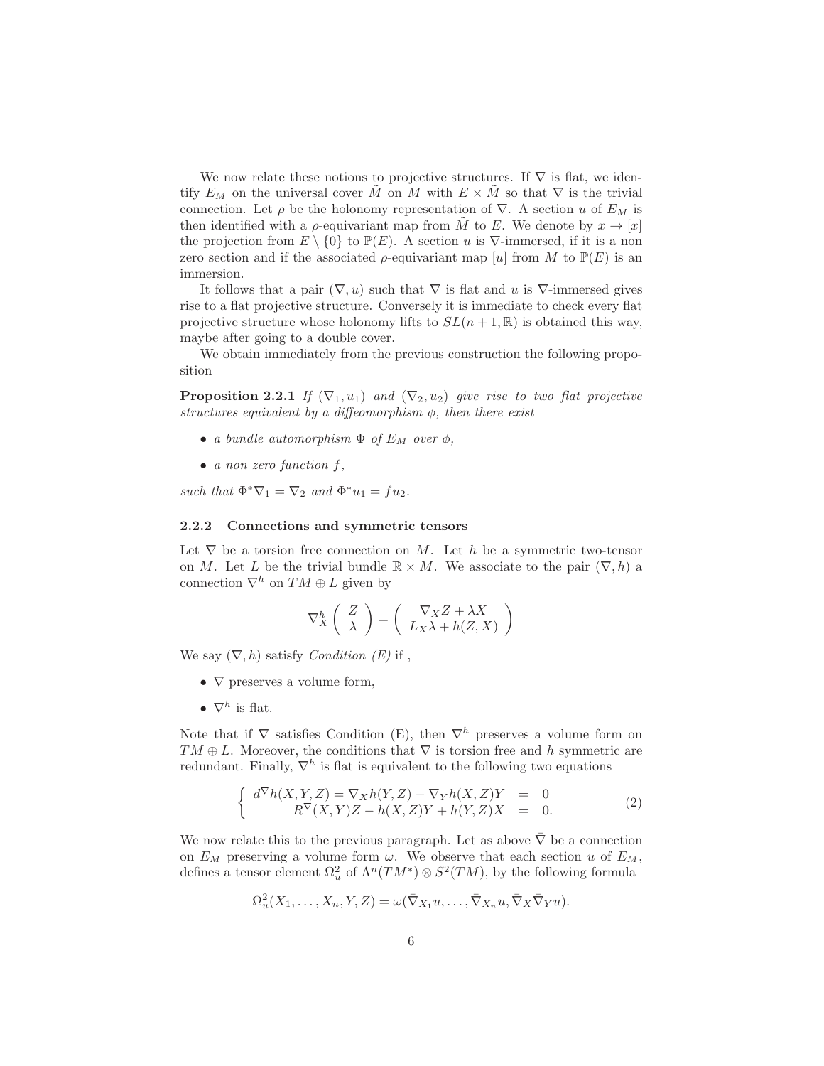We now relate these notions to projective structures. If $\nabla$ is flat, we identify $E_M$ on the universal cover $\tilde{M}$ on $M$ with $E \times \tilde{M}$ so that $\nabla$ is the trivial connection. Let $\rho$ be the holonomy representation of $\nabla$. A section $u$ of $E_M$ is then identified with a $\rho$-equivariant map from $\tilde{M}$ to $E$. We denote by $x \to [x]$ the projection from $E \setminus \{0\}$ to $\mathbb{P}(E)$. A section $u$ is $\nabla$-immersed, if it is a non zero section and if the associated $\rho$-equivariant map $[u]$ from $M$ to $\mathbb{P}(E)$ is an immersion.

It follows that a pair $(\nabla, u)$ such that $\nabla$ is flat and $u$ is $\nabla$-immersed gives rise to a flat projective structure. Conversely it is immediate to check every flat projective structure whose holonomy lifts to $SL(n+1, \mathbb{R})$ is obtained this way, maybe after going to a double cover.

We obtain immediately from the previous construction the following proposition

**Proposition 2.2.1** *If $(\nabla_1, u_1)$ and $(\nabla_2, u_2)$ give rise to two flat projective structures equivalent by a diffeomorphism $\phi$, then there exist*

- *a bundle automorphism $\Phi$ of $E_M$ over $\phi$,*
- *a non zero function $f$,*

*such that $\Phi^* \nabla_1 = \nabla_2$ and $\Phi^* u_1 = f u_2$.*

### 2.2.2 Connections and symmetric tensors

Let $\nabla$ be a torsion free connection on $M$. Let $h$ be a symmetric two-tensor on $M$. Let $L$ be the trivial bundle $\mathbb{R} \times M$. We associate to the pair $(\nabla, h)$ a connection $\nabla^h$ on $TM \oplus L$ given by

$$\nabla^h_X \begin{pmatrix} Z \\ \lambda \end{pmatrix} = \begin{pmatrix} \nabla_X Z + \lambda X \\ L_X \lambda + h(Z, X) \end{pmatrix}$$

We say $(\nabla, h)$ satisfy *Condition (E)* if ,

- $\nabla$ preserves a volume form,
- $\nabla^h$ is flat.

Note that if $\nabla$ satisfies Condition (E), then $\nabla^h$ preserves a volume form on $TM \oplus L$. Moreover, the conditions that $\nabla$ is torsion free and $h$ symmetric are redundant. Finally, $\nabla^h$ is flat is equivalent to the following two equations

$$\left\{ \begin{array}{rcl} d^\nabla h(X, Y, Z) = \nabla_X h(Y, Z) - \nabla_Y h(X, Z) Y & = & 0 \\ R^\nabla(X, Y) Z - h(X, Z) Y + h(Y, Z) X & = & 0. \end{array} \right. \tag{2}$$

We now relate this to the previous paragraph. Let as above $\bar{\nabla}$ be a connection on $E_M$ preserving a volume form $\omega$. We observe that each section $u$ of $E_M$, defines a tensor element $\Omega^2_u$ of $\Lambda^n(TM^*) \otimes S^2(TM)$, by the following formula

$$\Omega^2_u(X_1, \ldots, X_n, Y, Z) = \omega(\bar{\nabla}_{X_1} u, \ldots, \bar{\nabla}_{X_n} u, \bar{\nabla}_X \bar{\nabla}_Y u).$$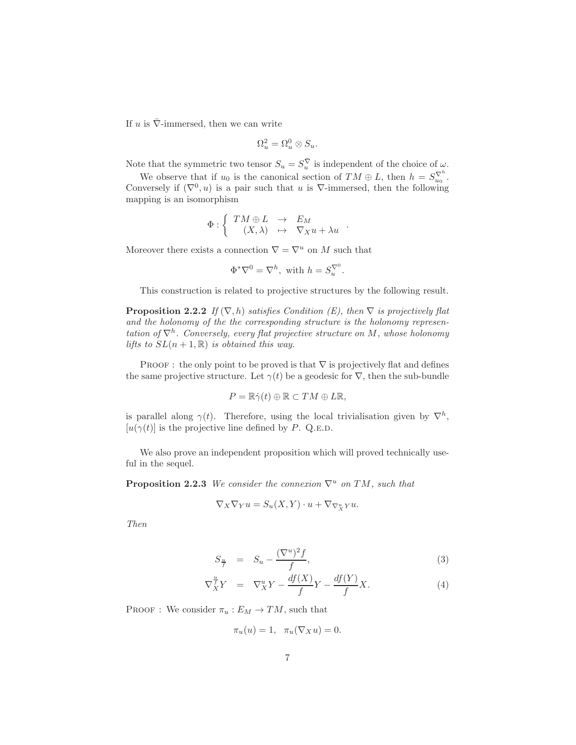If $u$ is $\bar{\nabla}$-immersed, then we can write

$$\Omega_u^2 = \Omega_u^0 \otimes S_u.$$

Note that the symmetric two tensor $S_u = S_u^{\bar{\nabla}}$ is independent of the choice of $\omega$.

We observe that if $u_0$ is the canonical section of $TM \oplus L$, then $h = S_{u_0}^{\nabla^h}$. Conversely if $(\nabla^0, u)$ is a pair such that $u$ is $\nabla$-immersed, then the following mapping is an isomorphism

$$\Phi : \left\{ \begin{array}{ccc} TM \oplus L & \rightarrow & E_M \\ (X, \lambda) & \mapsto & \nabla_X u + \lambda u \end{array} \right. .$$

Moreover there exists a connection $\nabla = \nabla^u$ on $M$ such that

$$\Phi^* \nabla^0 = \nabla^h, \text{ with } h = S_u^{\nabla^0}.$$

This construction is related to projective structures by the following result.

**Proposition 2.2.2** *If $(\nabla, h)$ satisfies Condition (E), then $\nabla$ is projectively flat and the holonomy of the the corresponding structure is the holonomy representation of $\nabla^h$. Conversely, every flat projective structure on $M$, whose holonomy lifts to $SL(n+1, \mathbb{R})$ is obtained this way.*

Proof : the only point to be proved is that $\nabla$ is projectively flat and defines the same projective structure. Let $\gamma(t)$ be a geodesic for $\nabla$, then the sub-bundle

$$P = \mathbb{R}\dot{\gamma}(t) \oplus \mathbb{R} \subset TM \oplus L\mathbb{R},$$

is parallel along $\gamma(t)$. Therefore, using the local trivialisation given by $\nabla^h$, $[u(\gamma(t)]$ is the projective line defined by $P$. Q.E.D.

We also prove an independent proposition which will proved technically useful in the sequel.

**Proposition 2.2.3** *We consider the connexion $\nabla^u$ on $TM$, such that*

$$\nabla_X \nabla_Y u = S_u(X, Y) \cdot u + \nabla_{\nabla^u_X Y} u.$$

*Then*

$$S_{\frac{u}{f}} = S_u - \frac{(\nabla^u)^2 f}{f}, \tag{3}$$

$$\nabla^{\frac{u}{f}}_X Y = \nabla^u_X Y - \frac{df(X)}{f} Y - \frac{df(Y)}{f} X. \tag{4}$$

Proof : We consider $\pi_u : E_M \to TM$, such that

$$\pi_u(u) = 1, \quad \pi_u(\nabla_X u) = 0.$$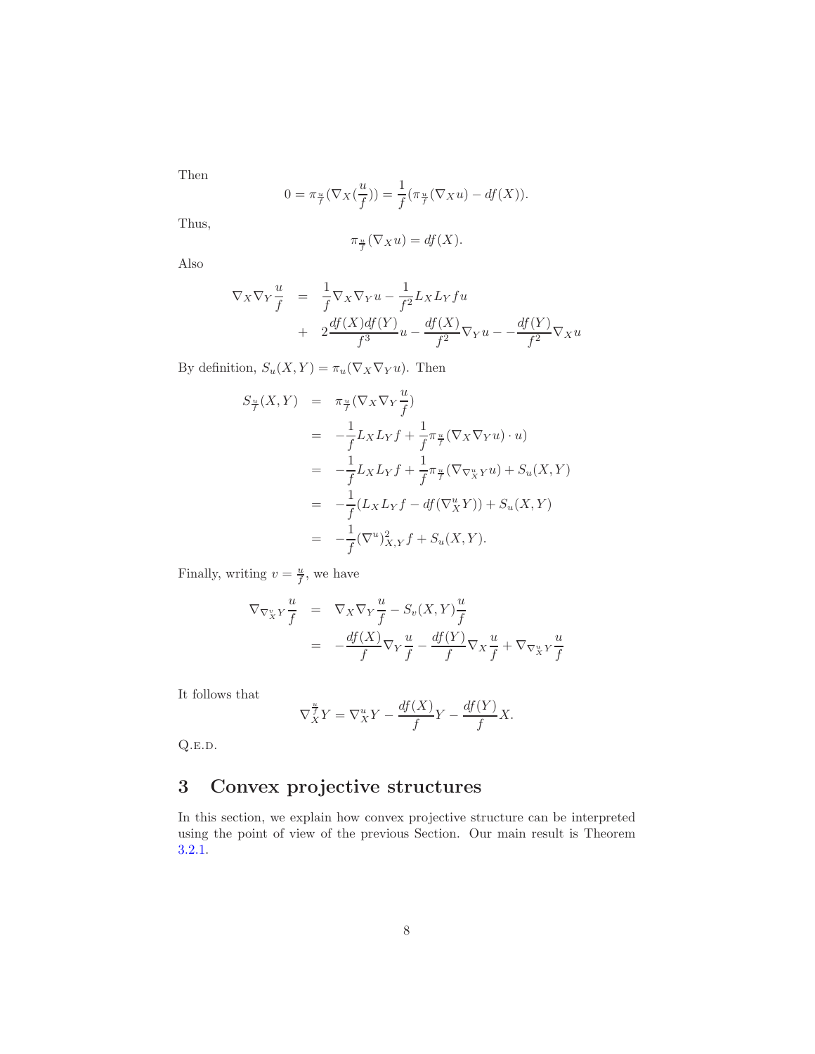Then

$$0 = \pi_{\frac{u}{f}}(\nabla_X(\frac{u}{f})) = \frac{1}{f}(\pi_{\frac{u}{f}}(\nabla_X u) - df(X)).$$

Thus,

$$\pi_{\frac{u}{f}}(\nabla_X u) = df(X).$$

Also

$$\begin{aligned}
\nabla_X \nabla_Y \frac{u}{f} &= \frac{1}{f}\nabla_X\nabla_Y u - \frac{1}{f^2}L_X L_Y f u \\
&+ 2\frac{df(X)df(Y)}{f^3}u - \frac{df(X)}{f^2}\nabla_Y u - -\frac{df(Y)}{f^2}\nabla_X u
\end{aligned}$$

By definition, $S_u(X,Y) = \pi_u(\nabla_X\nabla_Y u)$. Then

$$\begin{aligned}
S_{\frac{u}{f}}(X,Y) &= \pi_{\frac{u}{f}}(\nabla_X\nabla_Y \frac{u}{f}) \\
&= -\frac{1}{f}L_X L_Y f + \frac{1}{f}\pi_{\frac{u}{f}}(\nabla_X\nabla_Y u)\cdot u) \\
&= -\frac{1}{f}L_X L_Y f + \frac{1}{f}\pi_{\frac{u}{f}}(\nabla_{\nabla^u_X Y} u) + S_u(X,Y) \\
&= -\frac{1}{f}(L_X L_Y f - df(\nabla^u_X Y)) + S_u(X,Y) \\
&= -\frac{1}{f}(\nabla^u)^2_{X,Y} f + S_u(X,Y).
\end{aligned}$$

Finally, writing $v = \frac{u}{f}$, we have

$$\begin{aligned}
\nabla_{\nabla^v_X Y}\frac{u}{f} &= \nabla_X\nabla_Y\frac{u}{f} - S_v(X,Y)\frac{u}{f} \\
&= -\frac{df(X)}{f}\nabla_Y\frac{u}{f} - \frac{df(Y)}{f}\nabla_X\frac{u}{f} + \nabla_{\nabla^u_X Y}\frac{u}{f}
\end{aligned}$$

It follows that

$$\nabla^{\frac{u}{f}}_X Y = \nabla^u_X Y - \frac{df(X)}{f}Y - \frac{df(Y)}{f}X.$$

Q.E.D.

# 3 Convex projective structures

In this section, we explain how convex projective structure can be interpreted using the point of view of the previous Section. Our main result is Theorem 3.2.1.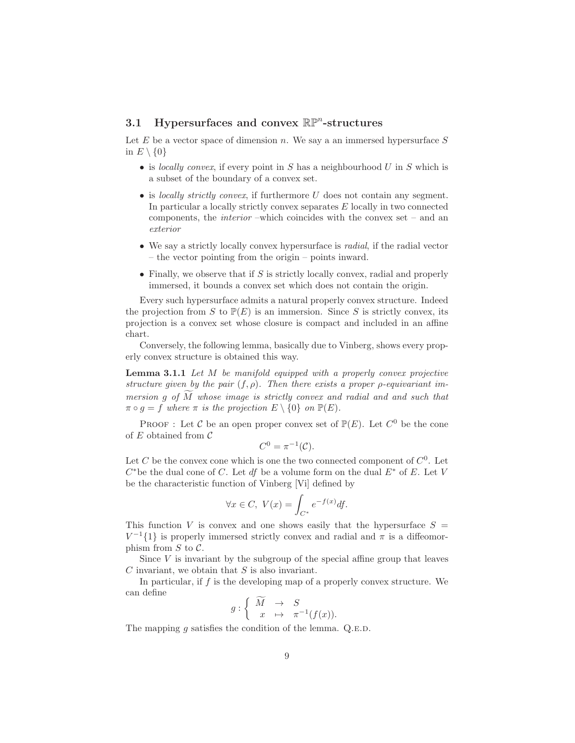### 3.1 Hypersurfaces and convex $\mathbb{RP}^n$-structures

Let $E$ be a vector space of dimension $n$. We say a an immersed hypersurface $S$ in $E \setminus \{0\}$

- is *locally convex*, if every point in $S$ has a neighbourhood $U$ in $S$ which is a subset of the boundary of a convex set.
- is *locally strictly convex*, if furthermore $U$ does not contain any segment. In particular a locally strictly convex separates $E$ locally in two connected components, the *interior* –which coincides with the convex set – and an *exterior*
- We say a strictly locally convex hypersurface is *radial*, if the radial vector – the vector pointing from the origin – points inward.
- Finally, we observe that if $S$ is strictly locally convex, radial and properly immersed, it bounds a convex set which does not contain the origin.

Every such hypersurface admits a natural properly convex structure. Indeed the projection from $S$ to $\mathbb{P}(E)$ is an immersion. Since $S$ is strictly convex, its projection is a convex set whose closure is compact and included in an affine chart.

Conversely, the following lemma, basically due to Vinberg, shows every properly convex structure is obtained this way.

**Lemma 3.1.1** *Let $M$ be manifold equipped with a properly convex projective structure given by the pair $(f, \rho)$. Then there exists a proper $\rho$-equivariant immersion $g$ of $\widetilde{M}$ whose image is strictly convex and radial and and such that $\pi \circ g = f$ where $\pi$ is the projection $E \setminus \{0\}$ on $\mathbb{P}(E)$.*

Proof : Let $\mathcal{C}$ be an open proper convex set of $\mathbb{P}(E)$. Let $C^0$ be the cone of $E$ obtained from $\mathcal{C}$

$$C^0 = \pi^{-1}(\mathcal{C}).$$

Let $C$ be the convex cone which is one the two connected component of $C^0$. Let $C^*$be the dual cone of $C$. Let $df$ be a volume form on the dual $E^*$ of $E$. Let $V$ be the characteristic function of Vinberg [Vi] defined by

$$\forall x \in C,\ V(x) = \int_{C^*} e^{-f(x)} df.$$

This function $V$ is convex and one shows easily that the hypersurface $S = V^{-1}\{1\}$ is properly immersed strictly convex and radial and $\pi$ is a diffeomorphism from $S$ to $\mathcal{C}$.

Since $V$ is invariant by the subgroup of the special affine group that leaves $C$ invariant, we obtain that $S$ is also invariant.

In particular, if $f$ is the developing map of a properly convex structure. We can define

$$g : \left\{ \begin{array}{ccc} \widetilde{M} & \to & S \\ x & \mapsto & \pi^{-1}(f(x)). \end{array} \right.$$

The mapping $g$ satisfies the condition of the lemma. Q.e.d.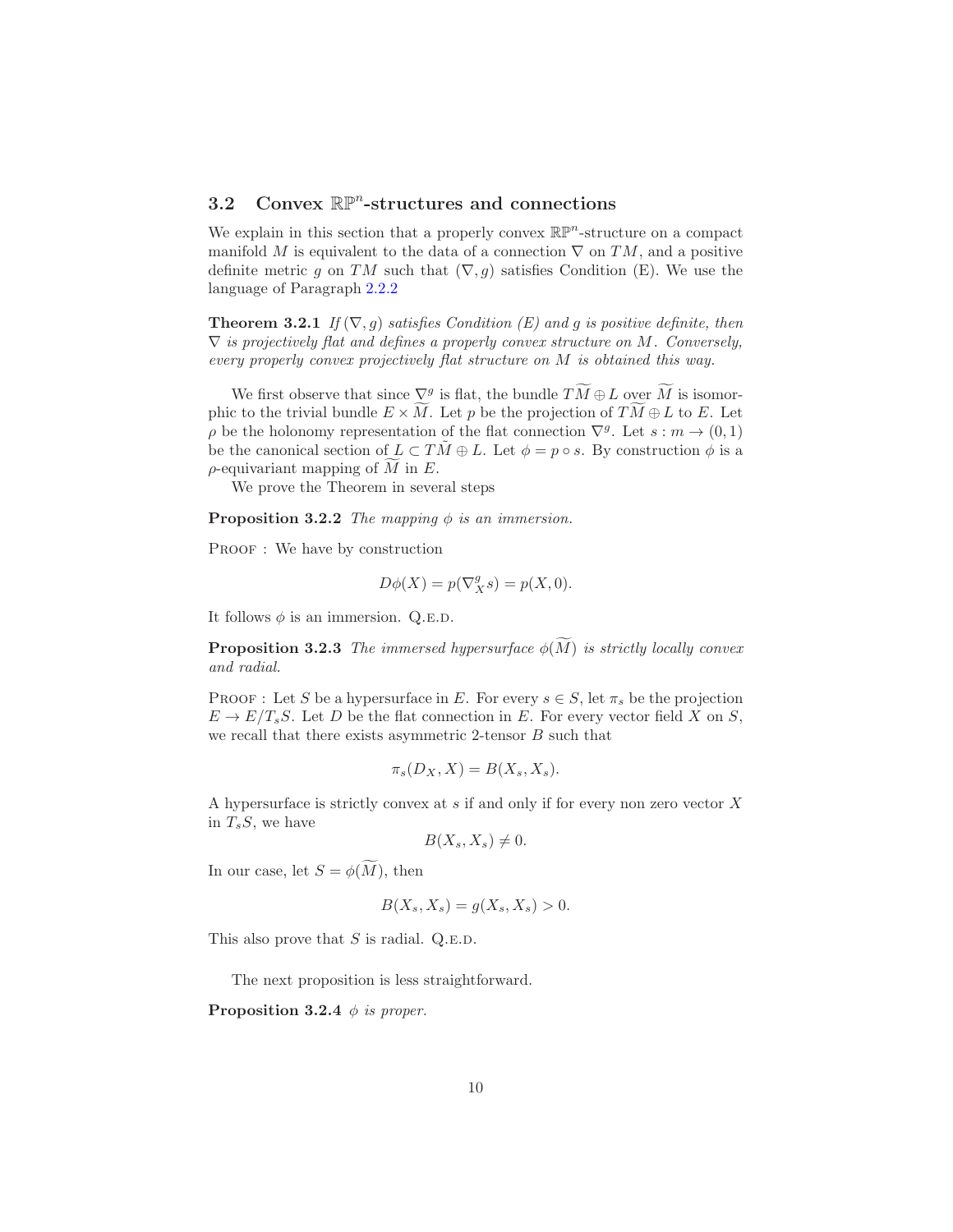## 3.2 Convex $\mathbb{RP}^n$-structures and connections

We explain in this section that a properly convex $\mathbb{RP}^n$-structure on a compact manifold $M$ is equivalent to the data of a connection $\nabla$ on $TM$, and a positive definite metric $g$ on $TM$ such that $(\nabla, g)$ satisfies Condition (E). We use the language of Paragraph 2.2.2

**Theorem 3.2.1** *If $(\nabla, g)$ satisfies Condition (E) and $g$ is positive definite, then $\nabla$ is projectively flat and defines a properly convex structure on $M$. Conversely, every properly convex projectively flat structure on $M$ is obtained this way.*

We first observe that since $\nabla^g$ is flat, the bundle $T\widetilde{M} \oplus L$ over $\widetilde{M}$ is isomorphic to the trivial bundle $E \times \widetilde{M}$. Let $p$ be the projection of $T\widetilde{M} \oplus L$ to $E$. Let $\rho$ be the holonomy representation of the flat connection $\nabla^g$. Let $s : m \to (0, 1)$ be the canonical section of $L \subset T\tilde{M} \oplus L$. Let $\phi = p \circ s$. By construction $\phi$ is a $\rho$-equivariant mapping of $\widetilde{M}$ in $E$.

We prove the Theorem in several steps

**Proposition 3.2.2** *The mapping $\phi$ is an immersion.*

Proof : We have by construction

$$D\phi(X) = p(\nabla^g_X s) = p(X, 0).$$

It follows $\phi$ is an immersion. Q.E.D.

**Proposition 3.2.3** *The immersed hypersurface $\phi(\widetilde{M})$ is strictly locally convex and radial.*

Proof : Let $S$ be a hypersurface in $E$. For every $s \in S$, let $\pi_s$ be the projection $E \to E/T_sS$. Let $D$ be the flat connection in $E$. For every vector field $X$ on $S$, we recall that there exists asymmetric 2-tensor $B$ such that

$$\pi_s(D_X, X) = B(X_s, X_s).$$

A hypersurface is strictly convex at $s$ if and only if for every non zero vector $X$ in $T_sS$, we have

$$B(X_s, X_s) \neq 0.$$

In our case, let $S = \phi(\widetilde{M})$, then

$$B(X_s, X_s) = g(X_s, X_s) > 0.$$

This also prove that $S$ is radial. Q.E.D.

The next proposition is less straightforward.

**Proposition 3.2.4** *$\phi$ is proper.*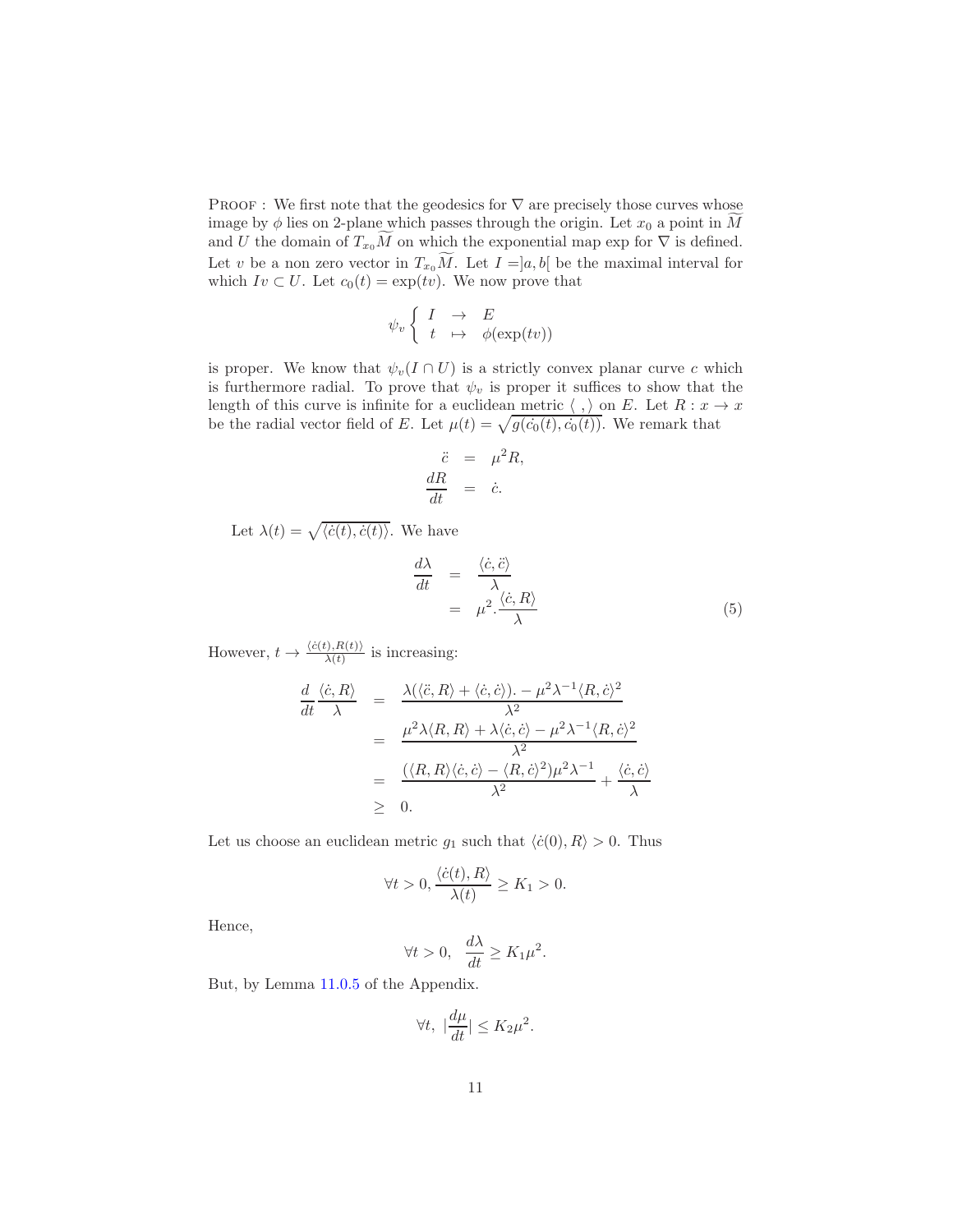PROOF : We first note that the geodesics for $\nabla$ are precisely those curves whose image by $\phi$ lies on 2-plane which passes through the origin. Let $x_0$ a point in $\widetilde{M}$ and $U$ the domain of $T_{x_0}\widetilde{M}$ on which the exponential map exp for $\nabla$ is defined. Let $v$ be a non zero vector in $T_{x_0}\widetilde{M}$. Let $I = ]a, b[$ be the maximal interval for which $Iv \subset U$. Let $c_0(t) = \exp(tv)$. We now prove that

$$\psi_v \left\{ \begin{array}{lcl} I & \to & E \\ t & \mapsto & \phi(\exp(tv)) \end{array} \right.$$

is proper. We know that $\psi_v(I \cap U)$ is a strictly convex planar curve $c$ which is furthermore radial. To prove that $\psi_v$ is proper it suffices to show that the length of this curve is infinite for a euclidean metric $\langle \ , \rangle$ on $E$. Let $R : x \to x$ be the radial vector field of $E$. Let $\mu(t) = \sqrt{g(\dot{c_0}(t), \dot{c_0}(t))}$. We remark that

$$\begin{aligned} \ddot{c} &= \mu^2 R, \\ \frac{dR}{dt} &= \dot{c}. \end{aligned}$$

Let $\lambda(t) = \sqrt{\langle \dot{c}(t), \dot{c}(t) \rangle}$. We have

$$\begin{aligned} \frac{d\lambda}{dt} &= \frac{\langle \dot{c}, \ddot{c} \rangle}{\lambda} \\ &= \mu^2 . \frac{\langle \dot{c}, R \rangle}{\lambda} \end{aligned} \tag{5}$$

However, $t \to \frac{\langle \dot{c}(t), R(t) \rangle}{\lambda(t)}$ is increasing:

$$\begin{aligned} \frac{d}{dt} \frac{\langle \dot{c}, R \rangle}{\lambda} &= \frac{\lambda(\langle \ddot{c}, R \rangle + \langle \dot{c}, \dot{c} \rangle). - \mu^2 \lambda^{-1} \langle R, \dot{c} \rangle^2}{\lambda^2} \\ &= \frac{\mu^2 \lambda \langle R, R \rangle + \lambda \langle \dot{c}, \dot{c} \rangle - \mu^2 \lambda^{-1} \langle R, \dot{c} \rangle^2}{\lambda^2} \\ &= \frac{(\langle R, R \rangle \langle \dot{c}, \dot{c} \rangle - \langle R, \dot{c} \rangle^2) \mu^2 \lambda^{-1}}{\lambda^2} + \frac{\langle \dot{c}, \dot{c} \rangle}{\lambda} \\ &\geq 0. \end{aligned}$$

Let us choose an euclidean metric $g_1$ such that $\langle \dot{c}(0), R \rangle > 0$. Thus

$$\forall t > 0, \frac{\langle \dot{c}(t), R \rangle}{\lambda(t)} \geq K_1 > 0.$$

Hence,

$$\forall t > 0, \quad \frac{d\lambda}{dt} \geq K_1 \mu^2.$$

But, by Lemma 11.0.5 of the Appendix.

$$\forall t, \ |\frac{d\mu}{dt}| \leq K_2 \mu^2.$$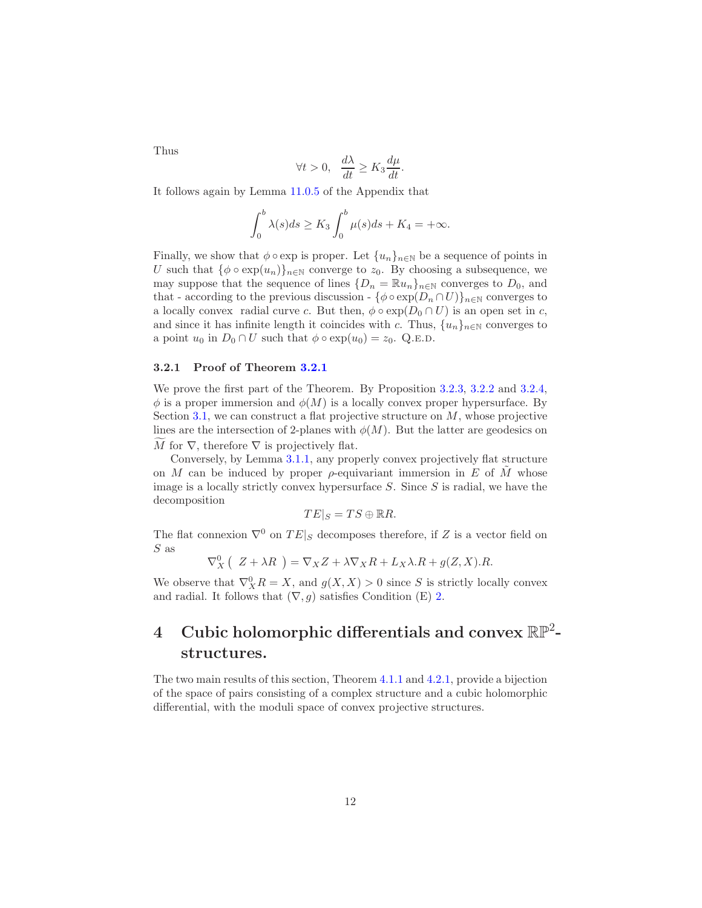Thus

$$\forall t > 0, \quad \frac{d\lambda}{dt} \geq K_3 \frac{d\mu}{dt}.$$

It follows again by Lemma 11.0.5 of the Appendix that

$$\int_0^b \lambda(s)ds \geq K_3 \int_0^b \mu(s)ds + K_4 = +\infty.$$

Finally, we show that $\phi \circ \exp$ is proper. Let $\{u_n\}_{n\in\mathbb{N}}$ be a sequence of points in $U$ such that $\{\phi \circ \exp(u_n)\}_{n\in\mathbb{N}}$ converge to $z_0$. By choosing a subsequence, we may suppose that the sequence of lines $\{D_n = \mathbb{R}u_n\}_{n\in\mathbb{N}}$ converges to $D_0$, and that - according to the previous discussion - $\{\phi \circ \exp(D_n \cap U)\}_{n\in\mathbb{N}}$ converges to a locally convex radial curve $c$. But then, $\phi \circ \exp(D_0 \cap U)$ is an open set in $c$, and since it has infinite length it coincides with $c$. Thus, $\{u_n\}_{n\in\mathbb{N}}$ converges to a point $u_0$ in $D_0 \cap U$ such that $\phi \circ \exp(u_0) = z_0$. Q.E.D.

### 3.2.1 Proof of Theorem 3.2.1

We prove the first part of the Theorem. By Proposition 3.2.3, 3.2.2 and 3.2.4, $\phi$ is a proper immersion and $\phi(M)$ is a locally convex proper hypersurface. By Section 3.1, we can construct a flat projective structure on $M$, whose projective lines are the intersection of 2-planes with $\phi(M)$. But the latter are geodesics on $\widetilde{M}$ for $\nabla$, therefore $\nabla$ is projectively flat.

Conversely, by Lemma 3.1.1, any properly convex projectively flat structure on $M$ can be induced by proper $\rho$-equivariant immersion in $E$ of $\tilde{M}$ whose image is a locally strictly convex hypersurface $S$. Since $S$ is radial, we have the decomposition

$$TE|_S = TS \oplus \mathbb{R}R.$$

The flat connexion $\nabla^0$ on $TE|_S$ decomposes therefore, if $Z$ is a vector field on $S$ as

$$\nabla^0_X \left( \; Z + \lambda R \; \right) = \nabla_X Z + \lambda \nabla_X R + L_X\lambda.R + g(Z,X).R.$$

We observe that $\nabla^0_X R = X$, and $g(X,X) > 0$ since $S$ is strictly locally convex and radial. It follows that $(\nabla, g)$ satisfies Condition (E) 2.

# 4 Cubic holomorphic differentials and convex $\mathbb{RP}^2$-structures.

The two main results of this section, Theorem 4.1.1 and 4.2.1, provide a bijection of the space of pairs consisting of a complex structure and a cubic holomorphic differential, with the moduli space of convex projective structures.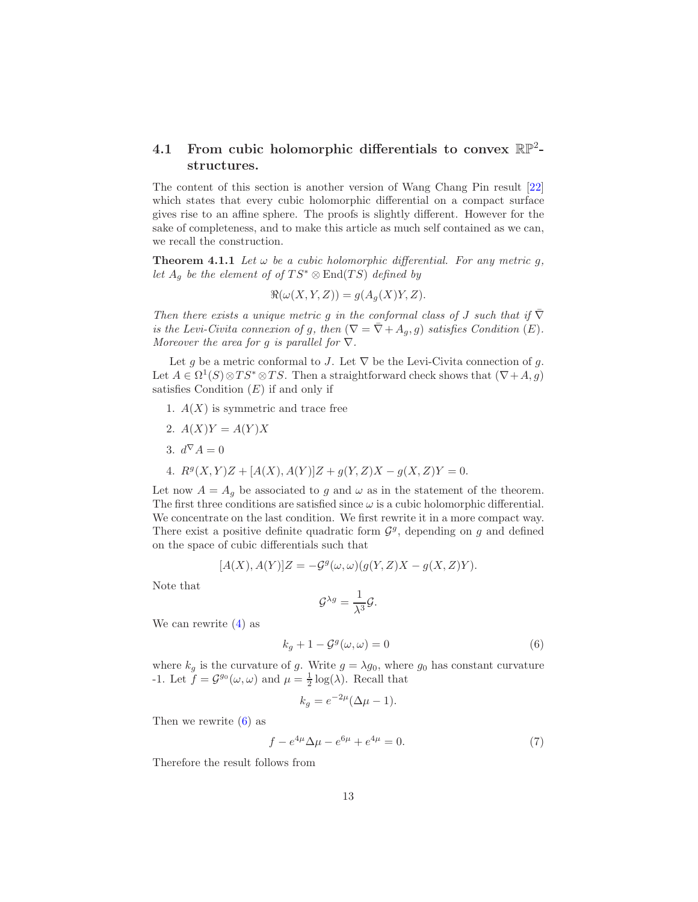### 4.1 From cubic holomorphic differentials to convex $\mathbb{RP}^2$-structures.

The content of this section is another version of Wang Chang Pin result [22] which states that every cubic holomorphic differential on a compact surface gives rise to an affine sphere. The proofs is slightly different. However for the sake of completeness, and to make this article as much self contained as we can, we recall the construction.

**Theorem 4.1.1** *Let $\omega$ be a cubic holomorphic differential. For any metric $g$, let $A_g$ be the element of of $TS^* \otimes \mathrm{End}(TS)$ defined by*

$$\Re(\omega(X,Y,Z)) = g(A_g(X)Y, Z).$$

*Then there exists a unique metric $g$ in the conformal class of $J$ such that if $\bar{\nabla}$ is the Levi-Civita connexion of $g$, then $(\nabla = \bar{\nabla} + A_g, g)$ satisfies Condition $(E)$. Moreover the area for $g$ is parallel for $\nabla$.*

Let $g$ be a metric conformal to $J$. Let $\nabla$ be the Levi-Civita connection of $g$. Let $A \in \Omega^1(S) \otimes TS^* \otimes TS$. Then a straightforward check shows that $(\nabla + A, g)$ satisfies Condition $(E)$ if and only if

1. $A(X)$ is symmetric and trace free
2. $A(X)Y = A(Y)X$
3. $d^{\nabla} A = 0$
4. $R^g(X,Y)Z + [A(X), A(Y)]Z + g(Y,Z)X - g(X,Z)Y = 0.$

Let now $A = A_g$ be associated to $g$ and $\omega$ as in the statement of the theorem. The first three conditions are satisfied since $\omega$ is a cubic holomorphic differential. We concentrate on the last condition. We first rewrite it in a more compact way. There exist a positive definite quadratic form $\mathcal{G}^g$, depending on $g$ and defined on the space of cubic differentials such that

$$[A(X), A(Y)]Z = -\mathcal{G}^g(\omega,\omega)(g(Y,Z)X - g(X,Z)Y).$$

Note that

$$\mathcal{G}^{\lambda g} = \frac{1}{\lambda^3}\mathcal{G}.$$

We can rewrite (4) as

$$k_g + 1 - \mathcal{G}^g(\omega,\omega) = 0 \tag{6}$$

where $k_g$ is the curvature of $g$. Write $g = \lambda g_0$, where $g_0$ has constant curvature -1. Let $f = \mathcal{G}^{g_0}(\omega,\omega)$ and $\mu = \frac{1}{2}\log(\lambda)$. Recall that

$$k_g = e^{-2\mu}(\Delta\mu - 1).$$

Then we rewrite (6) as

$$f - e^{4\mu}\Delta\mu - e^{6\mu} + e^{4\mu} = 0. \tag{7}$$

Therefore the result follows from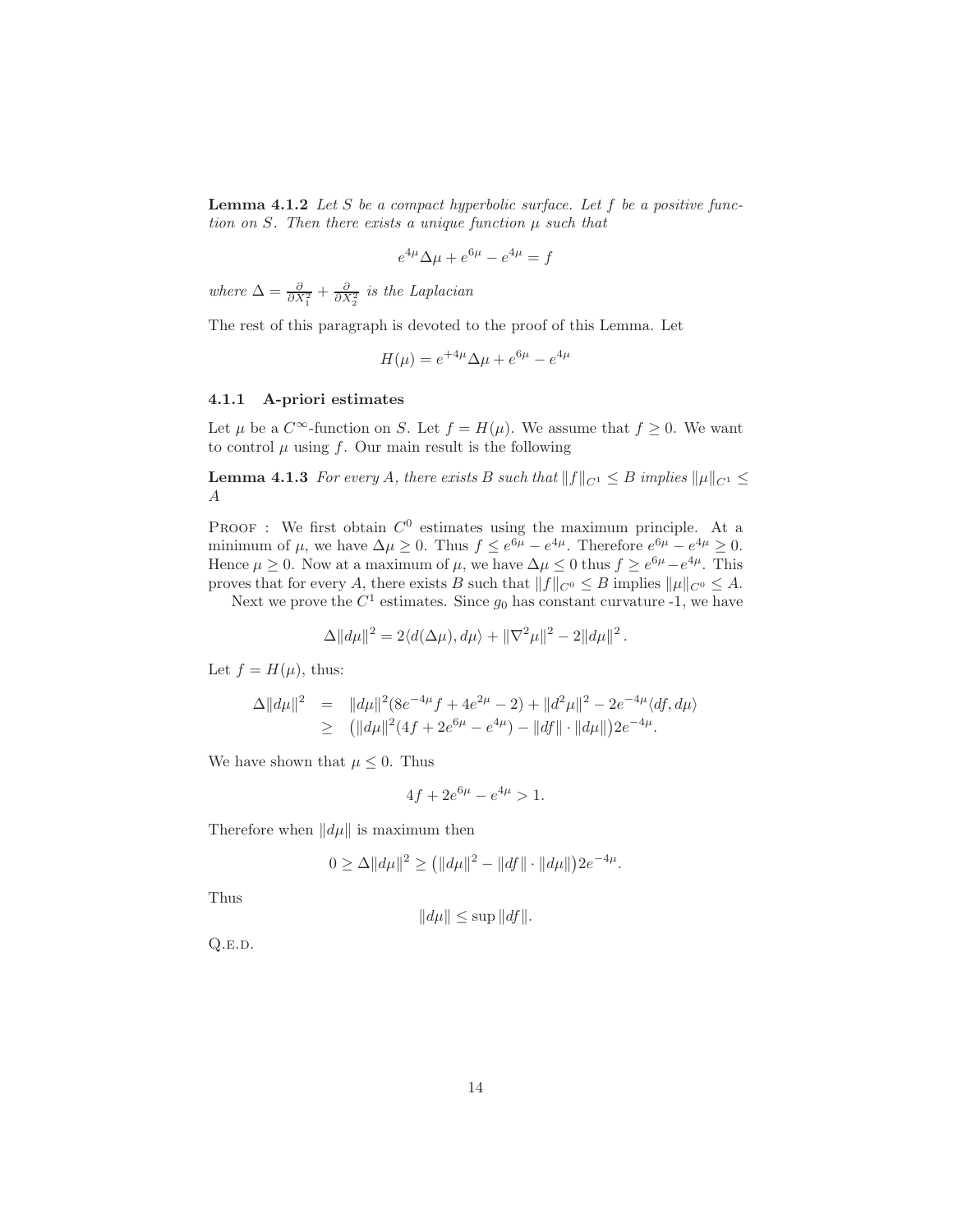**Lemma 4.1.2** *Let $S$ be a compact hyperbolic surface. Let $f$ be a positive function on $S$. Then there exists a unique function $\mu$ such that*

$$e^{4\mu}\Delta\mu + e^{6\mu} - e^{4\mu} = f$$

*where $\Delta = \frac{\partial}{\partial X_1^2} + \frac{\partial}{\partial X_2^2}$ is the Laplacian*

The rest of this paragraph is devoted to the proof of this Lemma. Let

$$H(\mu) = e^{+4\mu}\Delta\mu + e^{6\mu} - e^{4\mu}$$

### 4.1.1 A-priori estimates

Let $\mu$ be a $C^\infty$-function on $S$. Let $f = H(\mu)$. We assume that $f \geq 0$. We want to control $\mu$ using $f$. Our main result is the following

**Lemma 4.1.3** *For every $A$, there exists $B$ such that $\|f\|_{C^1} \leq B$ implies $\|\mu\|_{C^1} \leq A$*

PROOF : We first obtain $C^0$ estimates using the maximum principle. At a minimum of $\mu$, we have $\Delta\mu \geq 0$. Thus $f \leq e^{6\mu} - e^{4\mu}$. Therefore $e^{6\mu} - e^{4\mu} \geq 0$. Hence $\mu \geq 0$. Now at a maximum of $\mu$, we have $\Delta\mu \leq 0$ thus $f \geq e^{6\mu} - e^{4\mu}$. This proves that for every $A$, there exists $B$ such that $\|f\|_{C^0} \leq B$ implies $\|\mu\|_{C^0} \leq A$.

Next we prove the $C^1$ estimates. Since $g_0$ has constant curvature -1, we have

$$\Delta\|d\mu\|^2 = 2\langle d(\Delta\mu), d\mu\rangle + \|\nabla^2\mu\|^2 - 2\|d\mu\|^2 .$$

Let $f = H(\mu)$, thus:

$$\begin{aligned}
\Delta\|d\mu\|^2 &= \|d\mu\|^2(8e^{-4\mu}f + 4e^{2\mu} - 2) + \|d^2\mu\|^2 - 2e^{-4\mu}\langle df, d\mu\rangle \\
&\geq \big(\|d\mu\|^2(4f + 2e^{6\mu} - e^{4\mu}) - \|df\| \cdot \|d\mu\|\big)2e^{-4\mu}.
\end{aligned}$$

We have shown that $\mu \leq 0$. Thus

$$4f + 2e^{6\mu} - e^{4\mu} > 1.$$

Therefore when $\|d\mu\|$ is maximum then

$$0 \geq \Delta\|d\mu\|^2 \geq \big(\|d\mu\|^2 - \|df\| \cdot \|d\mu\|\big)2e^{-4\mu}.$$

Thus

$$\|d\mu\| \leq \sup \|df\|.$$

Q.E.D.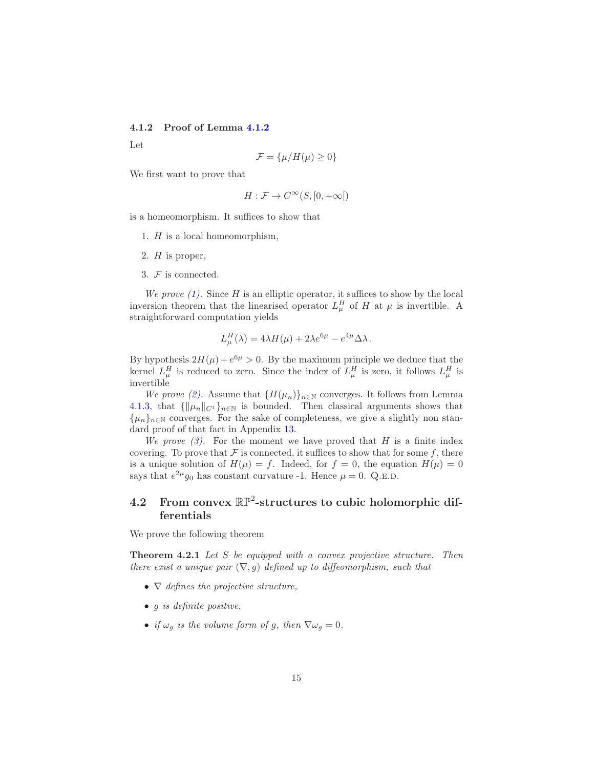### 4.1.2 Proof of Lemma 4.1.2

Let

$$\mathcal{F} = \{\mu / H(\mu) \geq 0\}$$

We first want to prove that

$$H : \mathcal{F} \to C^{\infty}(S, [0, +\infty[)$$

is a homeomorphism. It suffices to show that

1. $H$ is a local homeomorphism,
2. $H$ is proper,
3. $\mathcal{F}$ is connected.

*We prove (1).* Since $H$ is an elliptic operator, it suffices to show by the local inversion theorem that the linearised operator $L^H_\mu$ of $H$ at $\mu$ is invertible. A straightforward computation yields

$$L^H_\mu(\lambda) = 4\lambda H(\mu) + 2\lambda e^{6\mu} - e^{4\mu}\Delta\lambda\,.$$

By hypothesis $2H(\mu) + e^{6\mu} > 0$. By the maximum principle we deduce that the kernel $L^H_\mu$ is reduced to zero. Since the index of $L^H_\mu$ is zero, it follows $L^H_\mu$ is invertible

*We prove (2).* Assume that $\{H(\mu_n)\}_{n\in\mathbb{N}}$ converges. It follows from Lemma 4.1.3, that $\{\|\mu_n\|_{C^1}\}_{n\in\mathbb{N}}$ is bounded. Then classical arguments shows that $\{\mu_n\}_{n\in\mathbb{N}}$ converges. For the sake of completeness, we give a slightly non standard proof of that fact in Appendix 13.

*We prove (3).* For the moment we have proved that $H$ is a finite index covering. To prove that $\mathcal{F}$ is connected, it suffices to show that for some $f$, there is a unique solution of $H(\mu) = f$. Indeed, for $f = 0$, the equation $H(\mu) = 0$ says that $e^{2\mu}g_0$ has constant curvature -1. Hence $\mu = 0$. Q.E.D.

## 4.2 From convex $\mathbb{RP}^2$-structures to cubic holomorphic differentials

We prove the following theorem

**Theorem 4.2.1** *Let $S$ be equipped with a convex projective structure. Then there exist a unique pair $(\nabla, g)$ defined up to diffeomorphism, such that*

- *$\nabla$ defines the projective structure,*
- *$g$ is definite positive,*
- *if $\omega_g$ is the volume form of $g$, then $\nabla\omega_g = 0$.*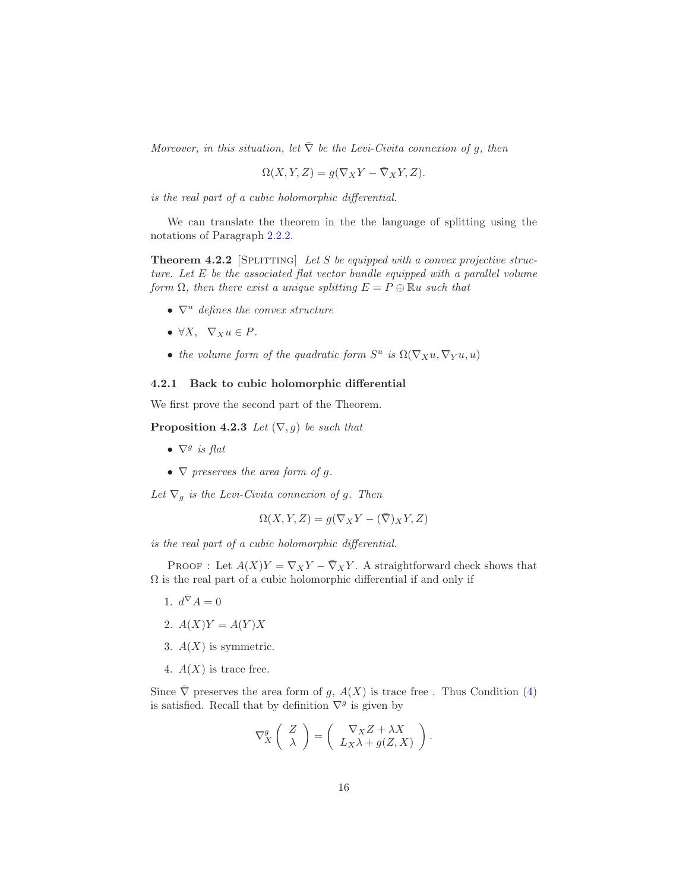*Moreover, in this situation, let $\bar{\nabla}$ be the Levi-Civita connexion of $g$, then*

$$\Omega(X,Y,Z) = g(\nabla_X Y - \bar{\nabla}_X Y, Z).$$

*is the real part of a cubic holomorphic differential.*

We can translate the theorem in the the language of splitting using the notations of Paragraph 2.2.2.

**Theorem 4.2.2** [SPLITTING] *Let $S$ be equipped with a convex projective structure. Let $E$ be the associated flat vector bundle equipped with a parallel volume form $\Omega$, then there exist a unique splitting $E = P \oplus \mathbb{R}u$ such that*

- *$\nabla^u$ defines the convex structure*
- *$\forall X, \quad \nabla_X u \in P.$*
- *the volume form of the quadratic form $S^u$ is $\Omega(\nabla_X u, \nabla_Y u, u)$*

### 4.2.1 Back to cubic holomorphic differential

We first prove the second part of the Theorem.

**Proposition 4.2.3** *Let $(\nabla, g)$ be such that*

- *$\nabla^g$ is flat*
- *$\nabla$ preserves the area form of $g$.*

*Let $\nabla_g$ is the Levi-Civita connexion of $g$. Then*

$$\Omega(X,Y,Z) = g(\nabla_X Y - (\bar{\nabla})_X Y, Z)$$

*is the real part of a cubic holomorphic differential.*

PROOF : Let $A(X)Y = \nabla_X Y - \bar{\nabla}_X Y$. A straightforward check shows that $\Omega$ is the real part of a cubic holomorphic differential if and only if

1. $d^{\bar{\nabla}} A = 0$
2. $A(X)Y = A(Y)X$
3. $A(X)$ is symmetric.
4. $A(X)$ is trace free.

Since $\bar{\nabla}$ preserves the area form of $g$, $A(X)$ is trace free . Thus Condition (4) is satisfied. Recall that by definition $\nabla^g$ is given by

$$\nabla^g_X \begin{pmatrix} Z \\ \lambda \end{pmatrix} = \begin{pmatrix} \nabla_X Z + \lambda X \\ L_X \lambda + g(Z,X) \end{pmatrix}.$$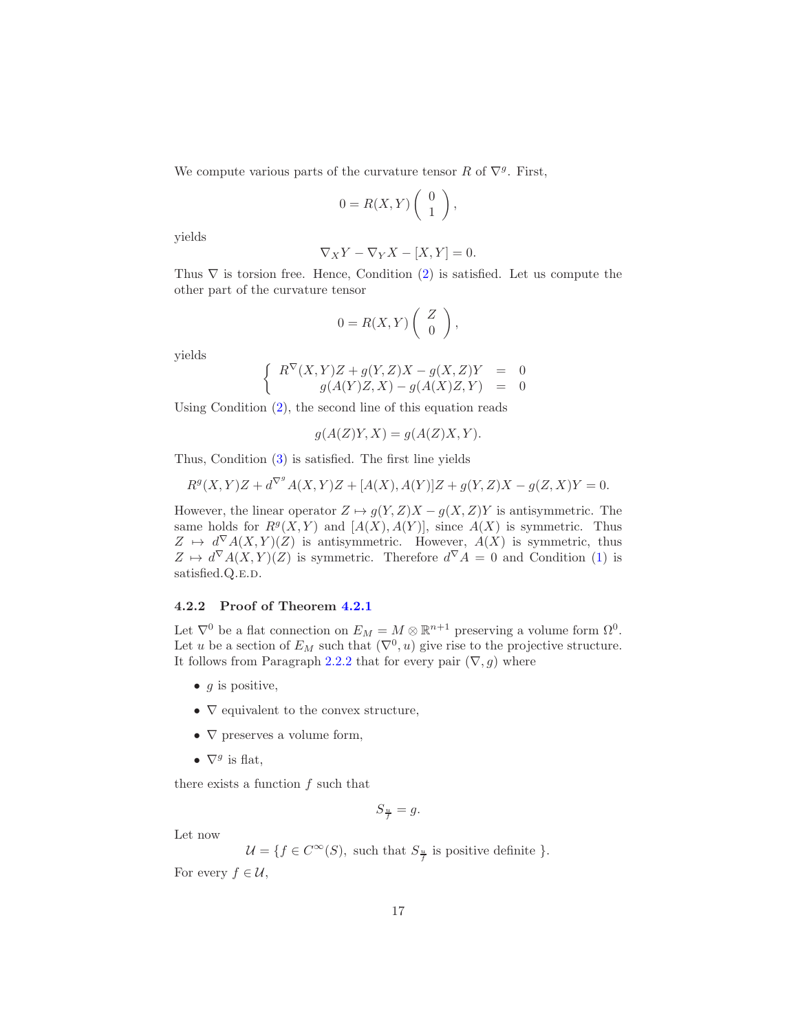We compute various parts of the curvature tensor $R$ of $\nabla^g$. First,

$$0 = R(X,Y)\begin{pmatrix} 0 \\ 1 \end{pmatrix},$$

yields

$$\nabla_X Y - \nabla_Y X - [X,Y] = 0.$$

Thus $\nabla$ is torsion free. Hence, Condition (2) is satisfied. Let us compute the other part of the curvature tensor

$$0 = R(X,Y)\begin{pmatrix} Z \\ 0 \end{pmatrix},$$

yields

$$\left\{ \begin{array}{rcl} R^{\nabla}(X,Y)Z + g(Y,Z)X - g(X,Z)Y & = & 0 \\ g(A(Y)Z,X) - g(A(X)Z,Y) & = & 0 \end{array} \right.$$

Using Condition (2), the second line of this equation reads

$$g(A(Z)Y,X) = g(A(Z)X,Y).$$

Thus, Condition (3) is satisfied. The first line yields

$$R^g(X,Y)Z + d^{\nabla^g}A(X,Y)Z + [A(X),A(Y)]Z + g(Y,Z)X - g(Z,X)Y = 0.$$

However, the linear operator $Z \mapsto g(Y,Z)X - g(X,Z)Y$ is antisymmetric. The same holds for $R^g(X,Y)$ and $[A(X),A(Y)]$, since $A(X)$ is symmetric. Thus $Z \mapsto d^{\nabla}A(X,Y)(Z)$ is antisymmetric. However, $A(X)$ is symmetric, thus $Z \mapsto d^{\nabla}A(X,Y)(Z)$ is symmetric. Therefore $d^{\nabla}A = 0$ and Condition (1) is satisfied.Q.E.D.

### 4.2.2 Proof of Theorem 4.2.1

Let $\nabla^0$ be a flat connection on $E_M = M \otimes \mathbb{R}^{n+1}$ preserving a volume form $\Omega^0$. Let $u$ be a section of $E_M$ such that $(\nabla^0, u)$ give rise to the projective structure. It follows from Paragraph 2.2.2 that for every pair $(\nabla, g)$ where

- $g$ is positive,
- $\nabla$ equivalent to the convex structure,
- $\nabla$ preserves a volume form,
- $\nabla^g$ is flat,

there exists a function $f$ such that

$$S_{\frac{u}{f}} = g.$$

Let now

$$\mathcal{U} = \{f \in C^\infty(S), \text{ such that } S_{\frac{u}{f}} \text{ is positive definite }\}.$$

For every $f \in \mathcal{U}$,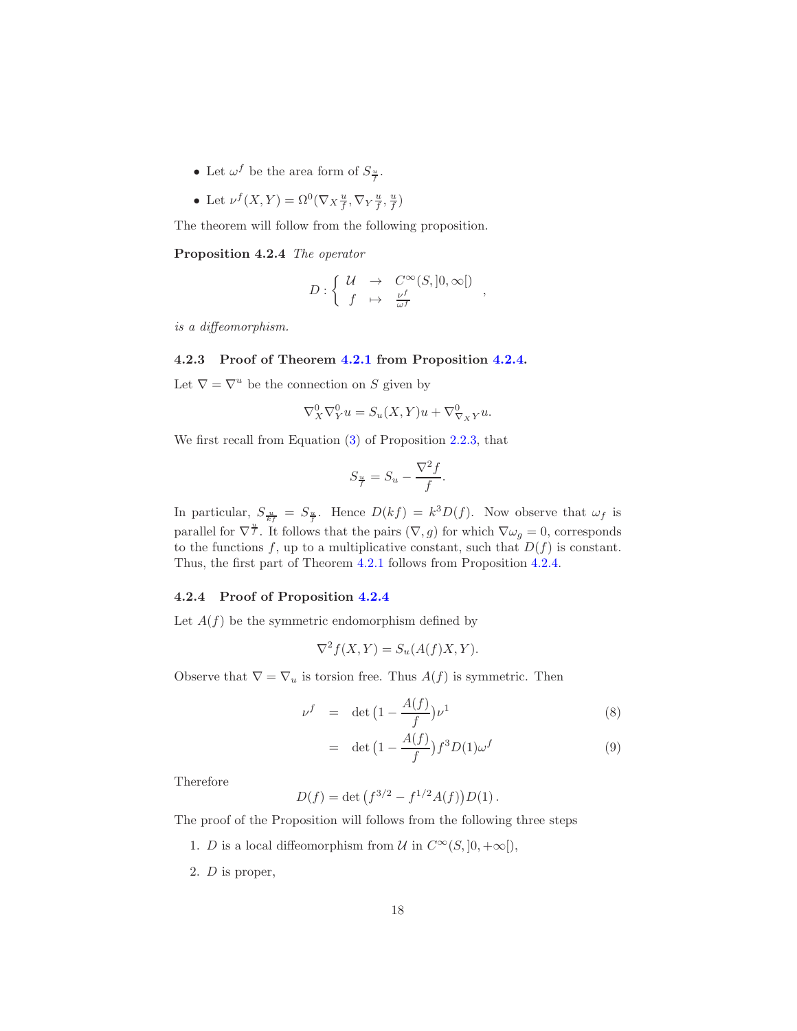- Let $\omega^f$ be the area form of $S_{\frac{u}{f}}$.
- Let $\nu^f(X,Y) = \Omega^0(\nabla_X \frac{u}{f}, \nabla_Y \frac{u}{f}, \frac{u}{f})$

The theorem will follow from the following proposition.

**Proposition 4.2.4** *The operator*

$$D : \left\{ \begin{array}{ccc} \mathcal{U} & \to & C^\infty(S, ]0,\infty[) \\ f & \mapsto & \frac{\nu^f}{\omega^f} \end{array} \right. ,$$

*is a diffeomorphism.*

### 4.2.3 Proof of Theorem 4.2.1 from Proposition 4.2.4.

Let $\nabla = \nabla^u$ be the connection on $S$ given by

$$\nabla^0_X \nabla^0_Y u = S_u(X,Y)u + \nabla^0_{\nabla_X Y} u.$$

We first recall from Equation (3) of Proposition 2.2.3, that

$$S_{\frac{u}{f}} = S_u - \frac{\nabla^2 f}{f}.$$

In particular, $S_{\frac{u}{kf}} = S_{\frac{u}{f}}$. Hence $D(kf) = k^3 D(f)$. Now observe that $\omega_f$ is parallel for $\nabla^{\frac{u}{f}}$. It follows that the pairs $(\nabla, g)$ for which $\nabla \omega_g = 0$, corresponds to the functions $f$, up to a multiplicative constant, such that $D(f)$ is constant. Thus, the first part of Theorem 4.2.1 follows from Proposition 4.2.4.

### 4.2.4 Proof of Proposition 4.2.4

Let $A(f)$ be the symmetric endomorphism defined by

$$\nabla^2 f(X,Y) = S_u(A(f)X, Y).$$

Observe that $\nabla = \nabla_u$ is torsion free. Thus $A(f)$ is symmetric. Then

$$\begin{aligned} \nu^f &= \det\big(1 - \frac{A(f)}{f}\big)\nu^1 && (8) \\ &= \det\big(1 - \frac{A(f)}{f}\big) f^3 D(1) \omega^f && (9) \end{aligned}$$

Therefore

$$D(f) = \det\big(f^{3/2} - f^{1/2} A(f)\big) D(1)\,.$$

The proof of the Proposition will follows from the following three steps

1. $D$ is a local diffeomorphism from $\mathcal{U}$ in $C^\infty(S, ]0,+\infty[)$,
2. $D$ is proper,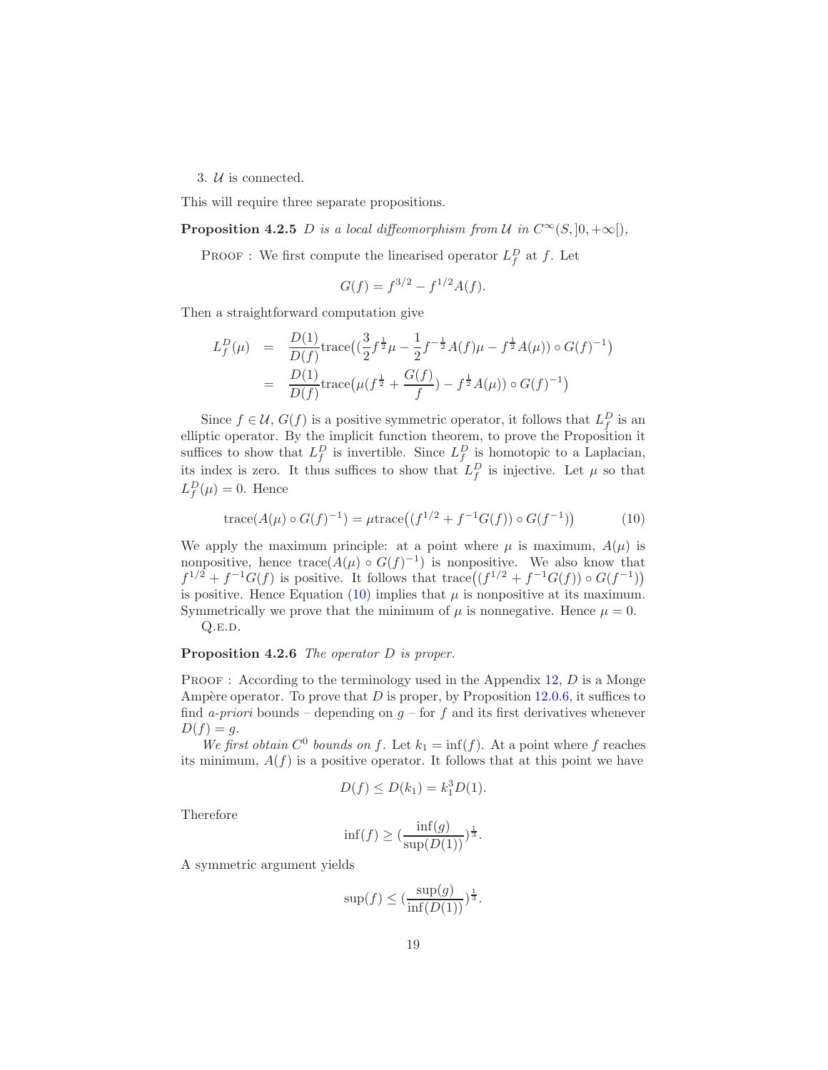3. $\mathcal{U}$ is connected.

This will require three separate propositions.

**Proposition 4.2.5** *$D$ is a local diffeomorphism from $\mathcal{U}$ in $C^\infty(S, ]0, +\infty[)$,*

Proof : We first compute the linearised operator $L^D_f$ at $f$. Let

$$G(f) = f^{3/2} - f^{1/2}A(f).$$

Then a straightforward computation give

$$\begin{aligned}
L^D_f(\mu) &= \frac{D(1)}{D(f)}\mathrm{trace}\big((\frac{3}{2}f^{\frac{1}{2}}\mu - \frac{1}{2}f^{-\frac{1}{2}}A(f)\mu - f^{\frac{1}{2}}A(\mu)) \circ G(f)^{-1}\big) \\
&= \frac{D(1)}{D(f)}\mathrm{trace}\big(\mu(f^{\frac{1}{2}} + \frac{G(f)}{f}) - f^{\frac{1}{2}}A(\mu)) \circ G(f)^{-1}\big)
\end{aligned}$$

Since $f \in \mathcal{U}$, $G(f)$ is a positive symmetric operator, it follows that $L^D_f$ is an elliptic operator. By the implicit function theorem, to prove the Proposition it suffices to show that $L^D_f$ is invertible. Since $L^D_f$ is homotopic to a Laplacian, its index is zero. It thus suffices to show that $L^D_f$ is injective. Let $\mu$ so that $L^D_f(\mu) = 0$. Hence

$$\mathrm{trace}(A(\mu) \circ G(f)^{-1}) = \mu\,\mathrm{trace}\big((f^{1/2} + f^{-1}G(f)) \circ G(f^{-1})\big) \tag{10}$$

We apply the maximum principle: at a point where $\mu$ is maximum, $A(\mu)$ is nonpositive, hence $\mathrm{trace}(A(\mu) \circ G(f)^{-1})$ is nonpositive. We also know that $f^{1/2} + f^{-1}G(f)$ is positive. It follows that $\mathrm{trace}\big((f^{1/2} + f^{-1}G(f)) \circ G(f^{-1})\big)$ is positive. Hence Equation (10) implies that $\mu$ is nonpositive at its maximum. Symmetrically we prove that the minimum of $\mu$ is nonnegative. Hence $\mu = 0$.

Q.e.d.

**Proposition 4.2.6** *The operator $D$ is proper.*

Proof : According to the terminology used in the Appendix 12, $D$ is a Monge Ampère operator. To prove that $D$ is proper, by Proposition 12.0.6, it suffices to find *a-priori* bounds – depending on $g$ – for $f$ and its first derivatives whenever $D(f) = g$.

*We first obtain $C^0$ bounds on $f$.* Let $k_1 = \inf(f)$. At a point where $f$ reaches its minimum, $A(f)$ is a positive operator. It follows that at this point we have

$$D(f) \leq D(k_1) = k_1^3 D(1).$$

Therefore

$$\inf(f) \geq (\frac{\inf(g)}{\sup(D(1))})^{\frac{1}{3}}.$$

A symmetric argument yields

$$\sup(f) \leq (\frac{\sup(g)}{\inf(D(1))})^{\frac{1}{3}}.$$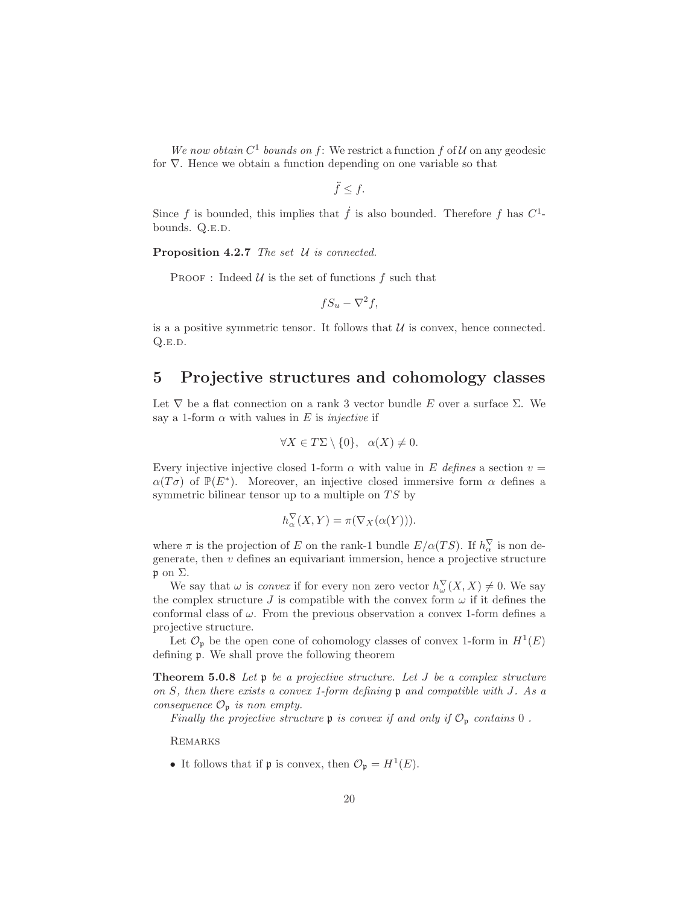*We now obtain $C^1$ bounds on $f$*: We restrict a function $f$ of $\mathcal{U}$ on any geodesic for $\nabla$. Hence we obtain a function depending on one variable so that

$$\ddot{f} \leq f.$$

Since $f$ is bounded, this implies that $\dot{f}$ is also bounded. Therefore $f$ has $C^1$-bounds. Q.E.D.

**Proposition 4.2.7** *The set $\mathcal{U}$ is connected.*

PROOF : Indeed $\mathcal{U}$ is the set of functions $f$ such that

$$fS_u - \nabla^2 f,$$

is a a positive symmetric tensor. It follows that $\mathcal{U}$ is convex, hence connected. Q.E.D.

# 5 Projective structures and cohomology classes

Let $\nabla$ be a flat connection on a rank 3 vector bundle $E$ over a surface $\Sigma$. We say a 1-form $\alpha$ with values in $E$ is *injective* if

$$\forall X \in T\Sigma \setminus \{0\}, \quad \alpha(X) \neq 0.$$

Every injective injective closed 1-form $\alpha$ with value in $E$ *defines* a section $v = \alpha(T\sigma)$ of $\mathbb{P}(E^*)$. Moreover, an injective closed immersive form $\alpha$ defines a symmetric bilinear tensor up to a multiple on $TS$ by

$$h^{\nabla}_{\alpha}(X, Y) = \pi(\nabla_X(\alpha(Y))).$$

where $\pi$ is the projection of $E$ on the rank-1 bundle $E/\alpha(TS)$. If $h^{\nabla}_{\alpha}$ is non degenerate, then $v$ defines an equivariant immersion, hence a projective structure $\mathfrak{p}$ on $\Sigma$.

We say that $\omega$ is *convex* if for every non zero vector $h^{\nabla}_{\omega}(X, X) \neq 0$. We say the complex structure $J$ is compatible with the convex form $\omega$ if it defines the conformal class of $\omega$. From the previous observation a convex 1-form defines a projective structure.

Let $\mathcal{O}_{\mathfrak{p}}$ be the open cone of cohomology classes of convex 1-form in $H^1(E)$ defining $\mathfrak{p}$. We shall prove the following theorem

**Theorem 5.0.8** *Let $\mathfrak{p}$ be a projective structure. Let $J$ be a complex structure on $S$, then there exists a convex 1-form defining $\mathfrak{p}$ and compatible with $J$. As a consequence $\mathcal{O}_{\mathfrak{p}}$ is non empty.*

*Finally the projective structure $\mathfrak{p}$ is convex if and only if $\mathcal{O}_{\mathfrak{p}}$ contains $0$ .*

REMARKS

- It follows that if $\mathfrak{p}$ is convex, then $\mathcal{O}_{\mathfrak{p}} = H^1(E)$.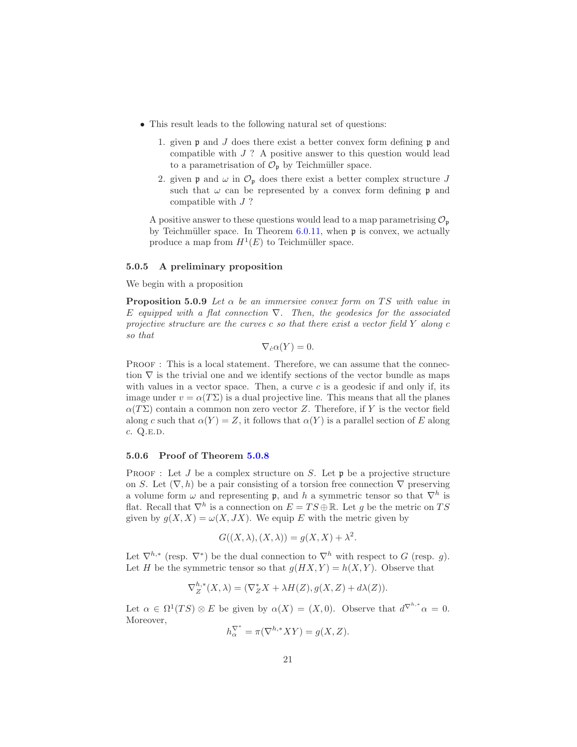- This result leads to the following natural set of questions:

  1. given $\mathfrak{p}$ and $J$ does there exist a better convex form defining $\mathfrak{p}$ and compatible with $J$ ? A positive answer to this question would lead to a parametrisation of $\mathcal{O}_\mathfrak{p}$ by Teichmüller space.
  2. given $\mathfrak{p}$ and $\omega$ in $\mathcal{O}_\mathfrak{p}$ does there exist a better complex structure $J$ such that $\omega$ can be represented by a convex form defining $\mathfrak{p}$ and compatible with $J$ ?

  A positive answer to these questions would lead to a map parametrising $\mathcal{O}_\mathfrak{p}$ by Teichmüller space. In Theorem 6.0.11, when $\mathfrak{p}$ is convex, we actually produce a map from $H^1(E)$ to Teichmüller space.

### 5.0.5 A preliminary proposition

We begin with a proposition

**Proposition 5.0.9** *Let $\alpha$ be an immersive convex form on $TS$ with value in $E$ equipped with a flat connection $\nabla$. Then, the geodesics for the associated projective structure are the curves $c$ so that there exist a vector field $Y$ along $c$ so that*

$$\nabla_{\dot{c}}\alpha(Y) = 0.$$

Proof : This is a local statement. Therefore, we can assume that the connection $\nabla$ is the trivial one and we identify sections of the vector bundle as maps with values in a vector space. Then, a curve $c$ is a geodesic if and only if, its image under $v = \alpha(T\Sigma)$ is a dual projective line. This means that all the planes $\alpha(T\Sigma)$ contain a common non zero vector $Z$. Therefore, if $Y$ is the vector field along $c$ such that $\alpha(Y) = Z$, it follows that $\alpha(Y)$ is a parallel section of $E$ along $c$. Q.e.d.

### 5.0.6 Proof of Theorem 5.0.8

Proof : Let $J$ be a complex structure on $S$. Let $\mathfrak{p}$ be a projective structure on $S$. Let $(\nabla, h)$ be a pair consisting of a torsion free connection $\nabla$ preserving a volume form $\omega$ and representing $\mathfrak{p}$, and $h$ a symmetric tensor so that $\nabla^h$ is flat. Recall that $\nabla^h$ is a connection on $E = TS \oplus \mathbb{R}$. Let $g$ be the metric on $TS$ given by $g(X, X) = \omega(X, JX)$. We equip $E$ with the metric given by

$$G((X, \lambda), (X, \lambda)) = g(X, X) + \lambda^2.$$

Let $\nabla^{h,*}$ (resp. $\nabla^*$) be the dual connection to $\nabla^h$ with respect to $G$ (resp. $g$). Let $H$ be the symmetric tensor so that $g(HX, Y) = h(X, Y)$. Observe that

$$\nabla^{h,*}_Z(X, \lambda) = (\nabla^*_Z X + \lambda H(Z), g(X, Z) + d\lambda(Z)).$$

Let $\alpha \in \Omega^1(TS) \otimes E$ be given by $\alpha(X) = (X, 0)$. Observe that $d^{\nabla^{h,*}}\alpha = 0$. Moreover,

$$h^{\nabla^*}_\alpha = \pi(\nabla^{h,*} XY) = g(X, Z).$$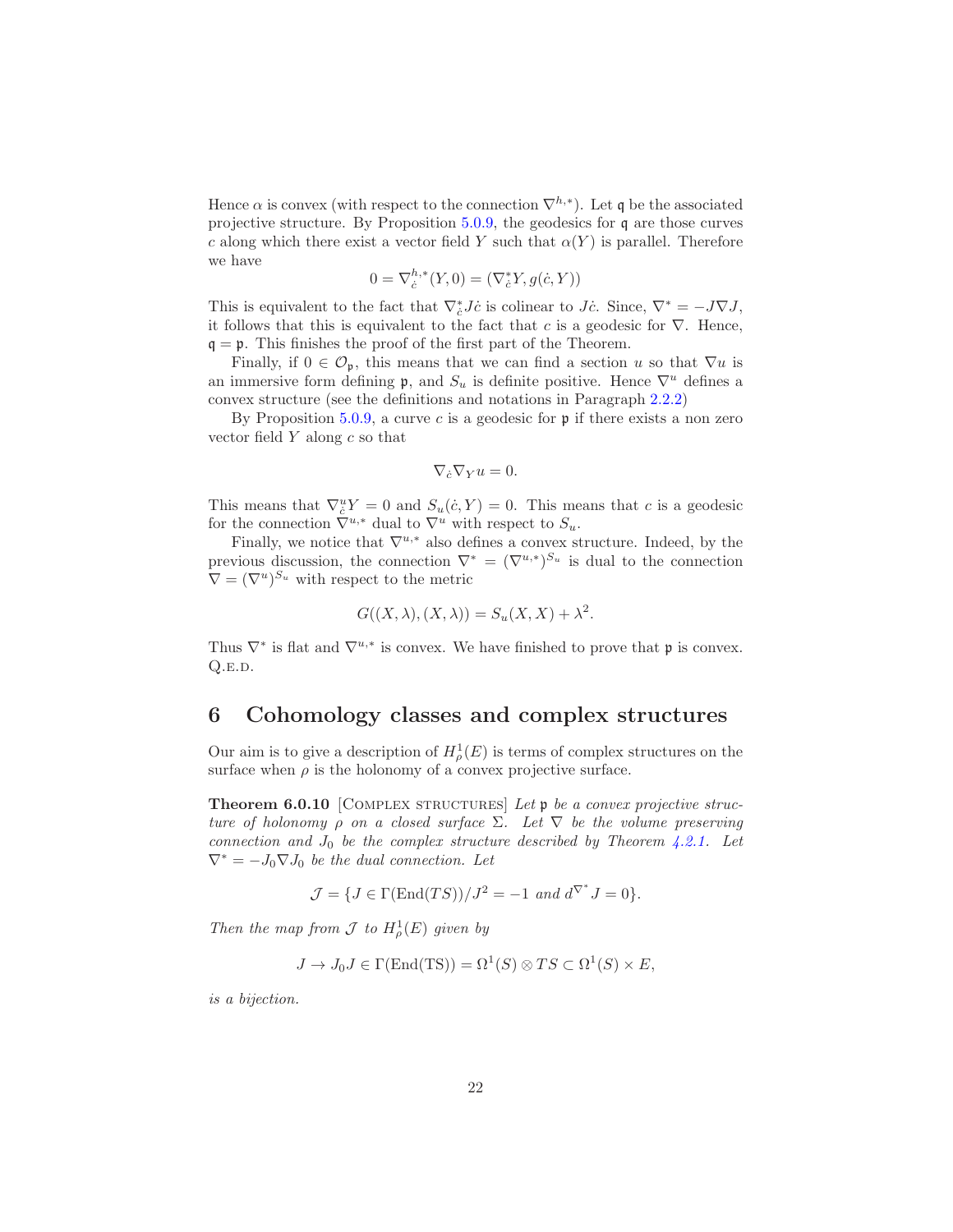Hence $\alpha$ is convex (with respect to the connection $\nabla^{h,*}$). Let $\mathfrak{q}$ be the associated projective structure. By Proposition 5.0.9, the geodesics for $\mathfrak{q}$ are those curves $c$ along which there exist a vector field $Y$ such that $\alpha(Y)$ is parallel. Therefore we have

$$0 = \nabla^{h,*}_{\dot{c}}(Y, 0) = (\nabla^*_{\dot{c}} Y, g(\dot{c}, Y))$$

This is equivalent to the fact that $\nabla^*_{\dot{c}} J\dot{c}$ is colinear to $J\dot{c}$. Since, $\nabla^* = -J\nabla J$, it follows that this is equivalent to the fact that $c$ is a geodesic for $\nabla$. Hence, $\mathfrak{q} = \mathfrak{p}$. This finishes the proof of the first part of the Theorem.

Finally, if $0 \in \mathcal{O}_{\mathfrak{p}}$, this means that we can find a section $u$ so that $\nabla u$ is an immersive form defining $\mathfrak{p}$, and $S_u$ is definite positive. Hence $\nabla^u$ defines a convex structure (see the definitions and notations in Paragraph 2.2.2)

By Proposition 5.0.9, a curve $c$ is a geodesic for $\mathfrak{p}$ if there exists a non zero vector field $Y$ along $c$ so that

$$\nabla_{\dot{c}} \nabla_Y u = 0.$$

This means that $\nabla^u_{\dot{c}} Y = 0$ and $S_u(\dot{c}, Y) = 0$. This means that $c$ is a geodesic for the connection $\nabla^{u,*}$ dual to $\nabla^u$ with respect to $S_u$.

Finally, we notice that $\nabla^{u,*}$ also defines a convex structure. Indeed, by the previous discussion, the connection $\nabla^* = (\nabla^{u,*})^{S_u}$ is dual to the connection $\nabla = (\nabla^u)^{S_u}$ with respect to the metric

$$G((X, \lambda), (X, \lambda)) = S_u(X, X) + \lambda^2.$$

Thus $\nabla^*$ is flat and $\nabla^{u,*}$ is convex. We have finished to prove that $\mathfrak{p}$ is convex. Q.E.D.

# 6 Cohomology classes and complex structures

Our aim is to give a description of $H^1_\rho(E)$ is terms of complex structures on the surface when $\rho$ is the holonomy of a convex projective surface.

**Theorem 6.0.10** [Complex structures] *Let $\mathfrak{p}$ be a convex projective structure of holonomy $\rho$ on a closed surface $\Sigma$. Let $\nabla$ be the volume preserving connection and $J_0$ be the complex structure described by Theorem 4.2.1. Let $\nabla^* = -J_0 \nabla J_0$ be the dual connection. Let*

$$\mathcal{J} = \{J \in \Gamma(\mathrm{End}(TS)) / J^2 = -1 \text{ and } d^{\nabla^*} J = 0\}.$$

*Then the map from $\mathcal{J}$ to $H^1_\rho(E)$ given by*

$$J \to J_0 J \in \Gamma(\mathrm{End}(\mathrm{TS})) = \Omega^1(S) \otimes TS \subset \Omega^1(S) \times E,$$

*is a bijection.*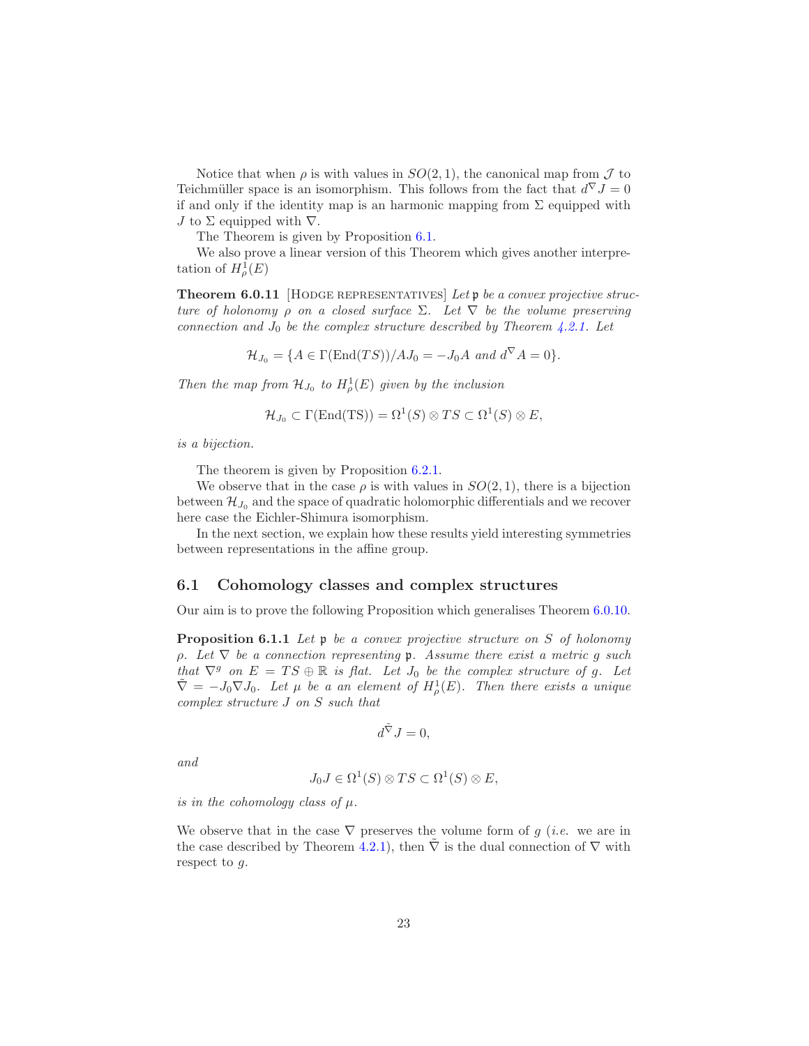Notice that when $\rho$ is with values in $SO(2,1)$, the canonical map from $\mathcal{J}$ to Teichmüller space is an isomorphism. This follows from the fact that $d^{\nabla}J = 0$ if and only if the identity map is an harmonic mapping from $\Sigma$ equipped with $J$ to $\Sigma$ equipped with $\nabla$.

The Theorem is given by Proposition 6.1.

We also prove a linear version of this Theorem which gives another interpretation of $H^1_\rho(E)$

**Theorem 6.0.11** [Hodge representatives] *Let $\mathfrak{p}$ be a convex projective structure of holonomy $\rho$ on a closed surface $\Sigma$. Let $\nabla$ be the volume preserving connection and $J_0$ be the complex structure described by Theorem 4.2.1. Let*

$$\mathcal{H}_{J_0} = \{A \in \Gamma(\mathrm{End}(TS))/AJ_0 = -J_0A \text{ and } d^{\nabla}A = 0\}.$$

*Then the map from $\mathcal{H}_{J_0}$ to $H^1_\rho(E)$ given by the inclusion*

$$\mathcal{H}_{J_0} \subset \Gamma(\mathrm{End(TS)}) = \Omega^1(S) \otimes TS \subset \Omega^1(S) \otimes E,$$

*is a bijection.*

The theorem is given by Proposition 6.2.1.

We observe that in the case $\rho$ is with values in $SO(2,1)$, there is a bijection between $\mathcal{H}_{J_0}$ and the space of quadratic holomorphic differentials and we recover here case the Eichler-Shimura isomorphism.

In the next section, we explain how these results yield interesting symmetries between representations in the affine group.

## 6.1 Cohomology classes and complex structures

Our aim is to prove the following Proposition which generalises Theorem 6.0.10.

**Proposition 6.1.1** *Let $\mathfrak{p}$ be a convex projective structure on $S$ of holonomy $\rho$. Let $\nabla$ be a connection representing $\mathfrak{p}$. Assume there exist a metric $g$ such that $\nabla^g$ on $E = TS \oplus \mathbb{R}$ is flat. Let $J_0$ be the complex structure of $g$. Let $\tilde{\nabla} = -J_0\nabla J_0$. Let $\mu$ be a an element of $H^1_\rho(E)$. Then there exists a unique complex structure $J$ on $S$ such that*

$$d^{\tilde{\nabla}}J = 0,$$

*and*

$$J_0J \in \Omega^1(S) \otimes TS \subset \Omega^1(S) \otimes E,$$

*is in the cohomology class of $\mu$.*

We observe that in the case $\nabla$ preserves the volume form of $g$ (*i.e.* we are in the case described by Theorem 4.2.1), then $\tilde{\nabla}$ is the dual connection of $\nabla$ with respect to $g$.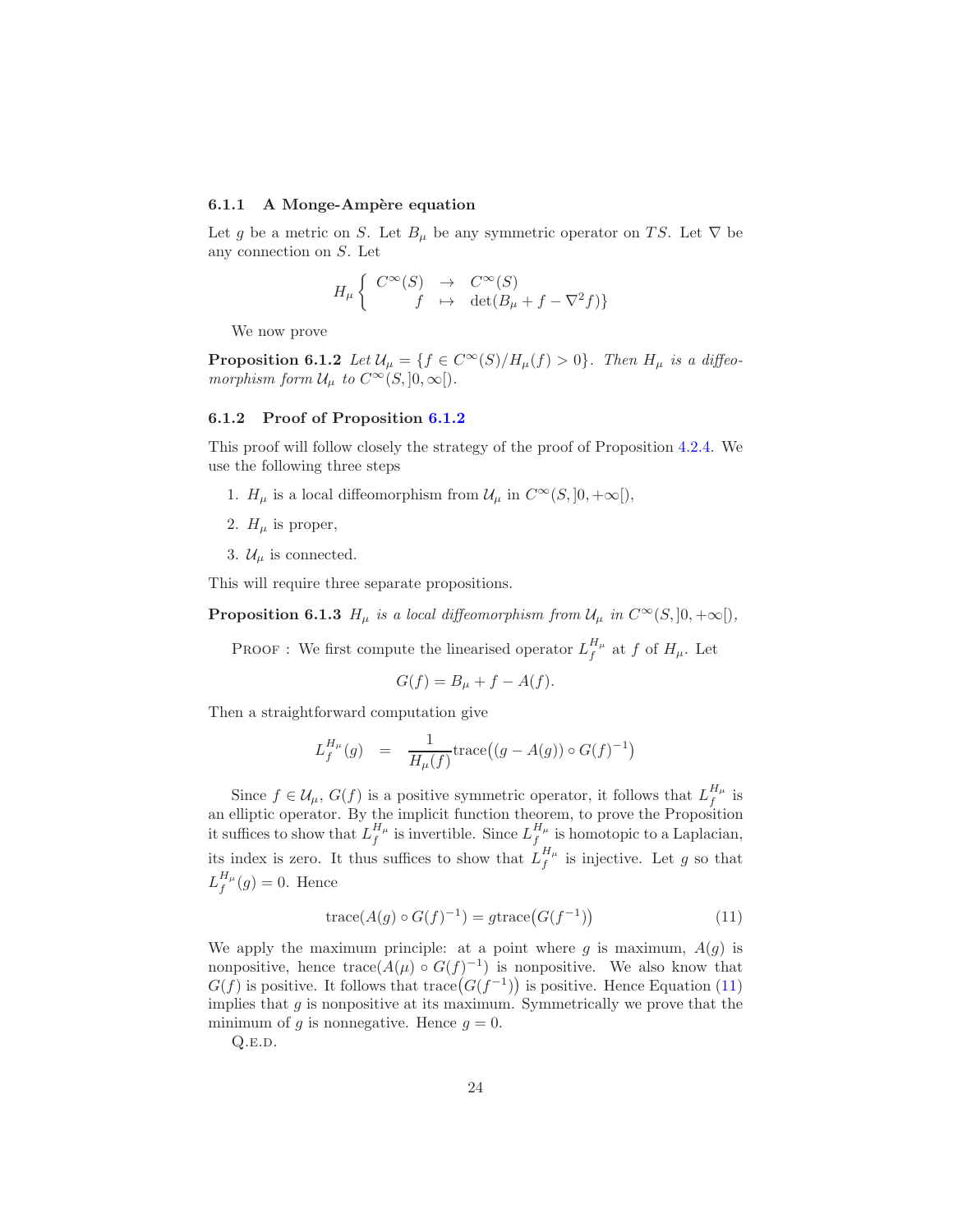### 6.1.1 A Monge-Ampère equation

Let $g$ be a metric on $S$. Let $B_\mu$ be any symmetric operator on $TS$. Let $\nabla$ be any connection on $S$. Let

$$H_\mu \left\{ \begin{array}{rcl} C^\infty(S) & \to & C^\infty(S) \\ f & \mapsto & \det(B_\mu + f - \nabla^2 f)\} \end{array} \right.$$

We now prove

**Proposition 6.1.2** *Let $\mathcal{U}_\mu = \{f \in C^\infty(S)/H_\mu(f) > 0\}$. Then $H_\mu$ is a diffeomorphism form $\mathcal{U}_\mu$ to $C^\infty(S, ]0, \infty[)$.*

### 6.1.2 Proof of Proposition 6.1.2

This proof will follow closely the strategy of the proof of Proposition 4.2.4. We use the following three steps

1. $H_\mu$ is a local diffeomorphism from $\mathcal{U}_\mu$ in $C^\infty(S, ]0, +\infty[)$,
2. $H_\mu$ is proper,
3. $\mathcal{U}_\mu$ is connected.

This will require three separate propositions.

**Proposition 6.1.3** *$H_\mu$ is a local diffeomorphism from $\mathcal{U}_\mu$ in $C^\infty(S, ]0, +\infty[)$,*

Proof : We first compute the linearised operator $L_f^{H_\mu}$ at $f$ of $H_\mu$. Let

$$G(f) = B_\mu + f - A(f).$$

Then a straightforward computation give

$$L_f^{H_\mu}(g) \quad = \quad \frac{1}{H_\mu(f)} \text{trace}\big((g - A(g)) \circ G(f)^{-1}\big)$$

Since $f \in \mathcal{U}_\mu$, $G(f)$ is a positive symmetric operator, it follows that $L_f^{H_\mu}$ is an elliptic operator. By the implicit function theorem, to prove the Proposition it suffices to show that $L_f^{H_\mu}$ is invertible. Since $L_f^{H_\mu}$ is homotopic to a Laplacian, its index is zero. It thus suffices to show that $L_f^{H_\mu}$ is injective. Let $g$ so that $L_f^{H_\mu}(g) = 0$. Hence

$$\text{trace}(A(g) \circ G(f)^{-1}) = g\text{trace}\big(G(f^{-1})\big) \tag{11}$$

We apply the maximum principle: at a point where $g$ is maximum, $A(g)$ is nonpositive, hence $\text{trace}(A(\mu) \circ G(f)^{-1})$ is nonpositive. We also know that $G(f)$ is positive. It follows that $\text{trace}\big(G(f^{-1})\big)$ is positive. Hence Equation (11) implies that $g$ is nonpositive at its maximum. Symmetrically we prove that the minimum of $g$ is nonnegative. Hence $g = 0$.

Q.e.d.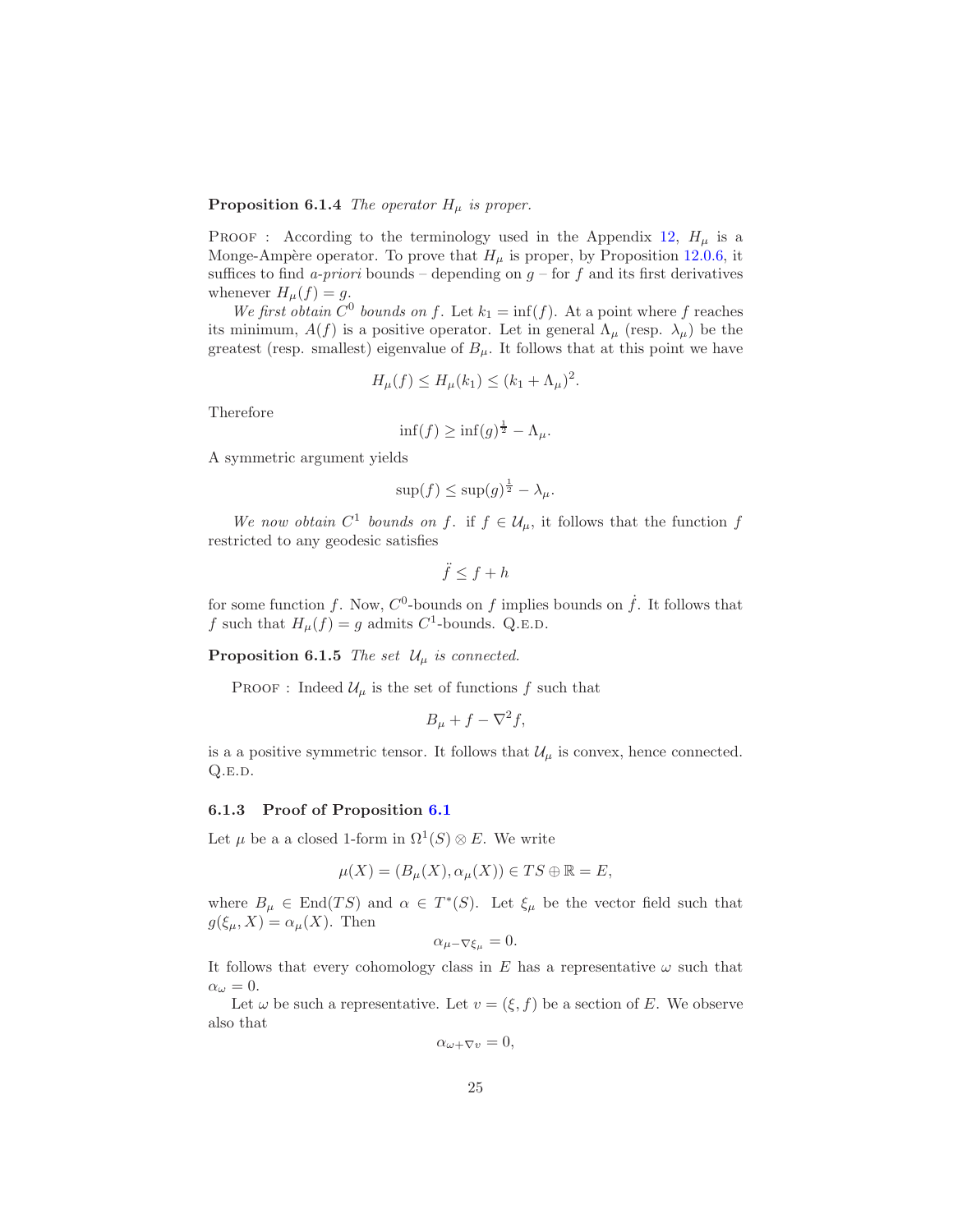**Proposition 6.1.4** *The operator $H_\mu$ is proper.*

PROOF : According to the terminology used in the Appendix 12, $H_\mu$ is a Monge-Ampère operator. To prove that $H_\mu$ is proper, by Proposition 12.0.6, it suffices to find *a-priori* bounds – depending on $g$ – for $f$ and its first derivatives whenever $H_\mu(f) = g$.

*We first obtain $C^0$ bounds on $f$.* Let $k_1 = \inf(f)$. At a point where $f$ reaches its minimum, $A(f)$ is a positive operator. Let in general $\Lambda_\mu$ (resp. $\lambda_\mu$) be the greatest (resp. smallest) eigenvalue of $B_\mu$. It follows that at this point we have

$$H_\mu(f) \leq H_\mu(k_1) \leq (k_1 + \Lambda_\mu)^2.$$

Therefore

$$\inf(f) \geq \inf(g)^{\frac{1}{2}} - \Lambda_\mu.$$

A symmetric argument yields

$$\sup(f) \leq \sup(g)^{\frac{1}{2}} - \lambda_\mu.$$

*We now obtain $C^1$ bounds on $f$.* if $f \in \mathcal{U}_\mu$, it follows that the function $f$ restricted to any geodesic satisfies

$$\ddot{f} \leq f + h$$

for some function $f$. Now, $C^0$-bounds on $f$ implies bounds on $\dot{f}$. It follows that $f$ such that $H_\mu(f) = g$ admits $C^1$-bounds. Q.E.D.

**Proposition 6.1.5** *The set $\mathcal{U}_\mu$ is connected.*

PROOF : Indeed $\mathcal{U}_\mu$ is the set of functions $f$ such that

$$B_\mu + f - \nabla^2 f,$$

is a a positive symmetric tensor. It follows that $\mathcal{U}_\mu$ is convex, hence connected. Q.E.D.

### 6.1.3 Proof of Proposition 6.1

Let $\mu$ be a a closed 1-form in $\Omega^1(S) \otimes E$. We write

$$\mu(X) = (B_\mu(X), \alpha_\mu(X)) \in TS \oplus \mathbb{R} = E,$$

where $B_\mu \in \mathrm{End}(TS)$ and $\alpha \in T^*(S)$. Let $\xi_\mu$ be the vector field such that $g(\xi_\mu, X) = \alpha_\mu(X)$. Then

$$\alpha_{\mu - \nabla \xi_\mu} = 0.$$

It follows that every cohomology class in $E$ has a representative $\omega$ such that $\alpha_\omega = 0$.

Let $\omega$ be such a representative. Let $v = (\xi, f)$ be a section of $E$. We observe also that

$$\alpha_{\omega + \nabla v} = 0,$$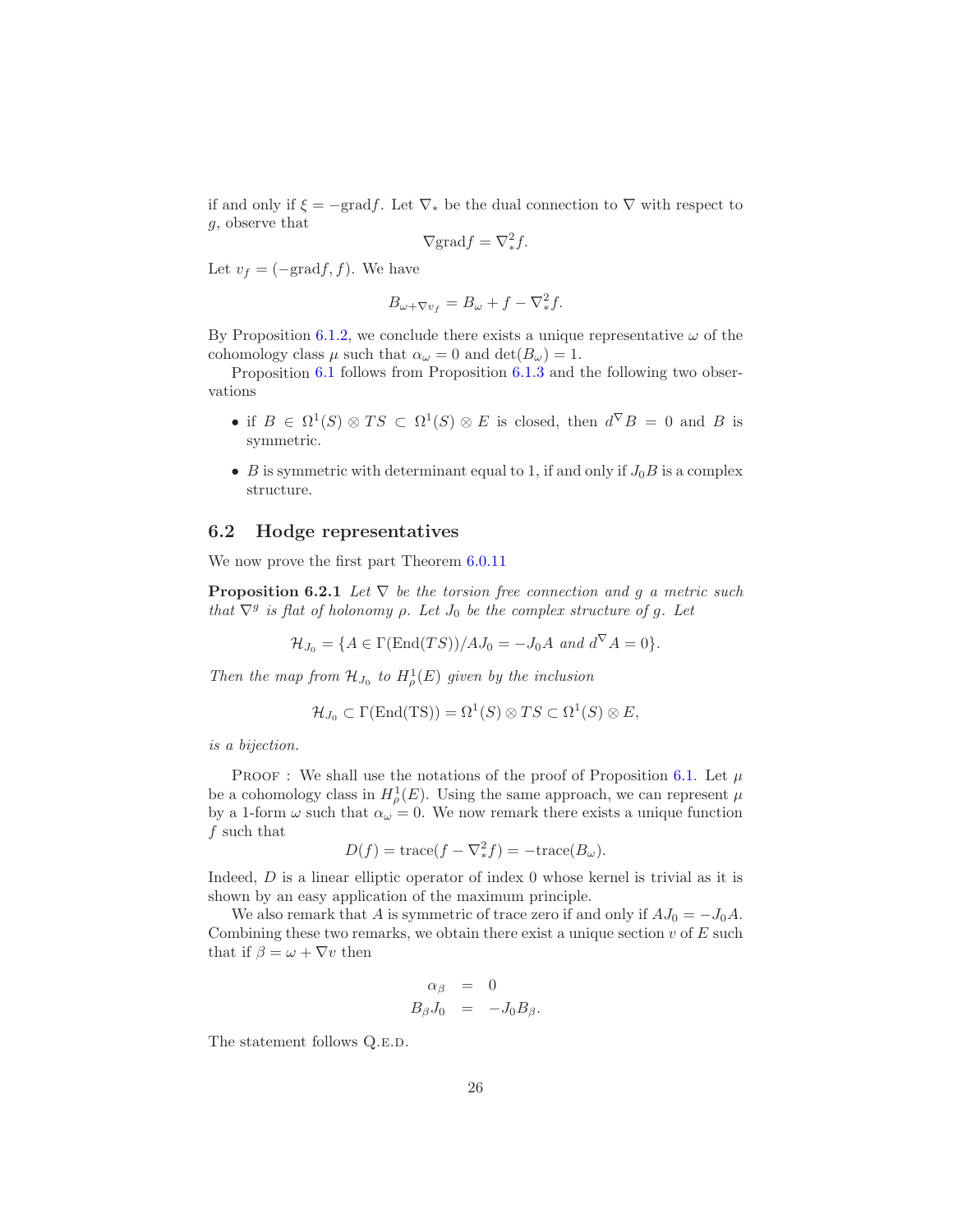if and only if $\xi = -\text{grad} f$. Let $\nabla_*$ be the dual connection to $\nabla$ with respect to $g$, observe that

$$\nabla \text{grad} f = \nabla^2_* f.$$

Let $v_f = (-\text{grad} f, f)$. We have

$$B_{\omega + \nabla v_f} = B_\omega + f - \nabla^2_* f.$$

By Proposition 6.1.2, we conclude there exists a unique representative $\omega$ of the cohomology class $\mu$ such that $\alpha_\omega = 0$ and $\det(B_\omega) = 1$.

Proposition 6.1 follows from Proposition 6.1.3 and the following two observations

- if $B \in \Omega^1(S) \otimes TS \subset \Omega^1(S) \otimes E$ is closed, then $d^\nabla B = 0$ and $B$ is symmetric.
- $B$ is symmetric with determinant equal to 1, if and only if $J_0 B$ is a complex structure.

## 6.2 Hodge representatives

We now prove the first part Theorem 6.0.11

**Proposition 6.2.1** *Let $\nabla$ be the torsion free connection and $g$ a metric such that $\nabla^g$ is flat of holonomy $\rho$. Let $J_0$ be the complex structure of $g$. Let*

$$\mathcal{H}_{J_0} = \{A \in \Gamma(\text{End}(TS))/AJ_0 = -J_0 A \text{ and } d^\nabla A = 0\}.$$

*Then the map from $\mathcal{H}_{J_0}$ to $H^1_\rho(E)$ given by the inclusion*

$$\mathcal{H}_{J_0} \subset \Gamma(\text{End(TS)}) = \Omega^1(S) \otimes TS \subset \Omega^1(S) \otimes E,$$

*is a bijection.*

Proof : We shall use the notations of the proof of Proposition 6.1. Let $\mu$ be a cohomology class in $H^1_\rho(E)$. Using the same approach, we can represent $\mu$ by a 1-form $\omega$ such that $\alpha_\omega = 0$. We now remark there exists a unique function $f$ such that

$$D(f) = \text{trace}(f - \nabla^2_* f) = -\text{trace}(B_\omega).$$

Indeed, $D$ is a linear elliptic operator of index 0 whose kernel is trivial as it is shown by an easy application of the maximum principle.

We also remark that $A$ is symmetric of trace zero if and only if $AJ_0 = -J_0 A$. Combining these two remarks, we obtain there exist a unique section $v$ of $E$ such that if $\beta = \omega + \nabla v$ then

$$\begin{aligned} \alpha_\beta &= 0 \\ B_\beta J_0 &= -J_0 B_\beta. \end{aligned}$$

The statement follows Q.E.D.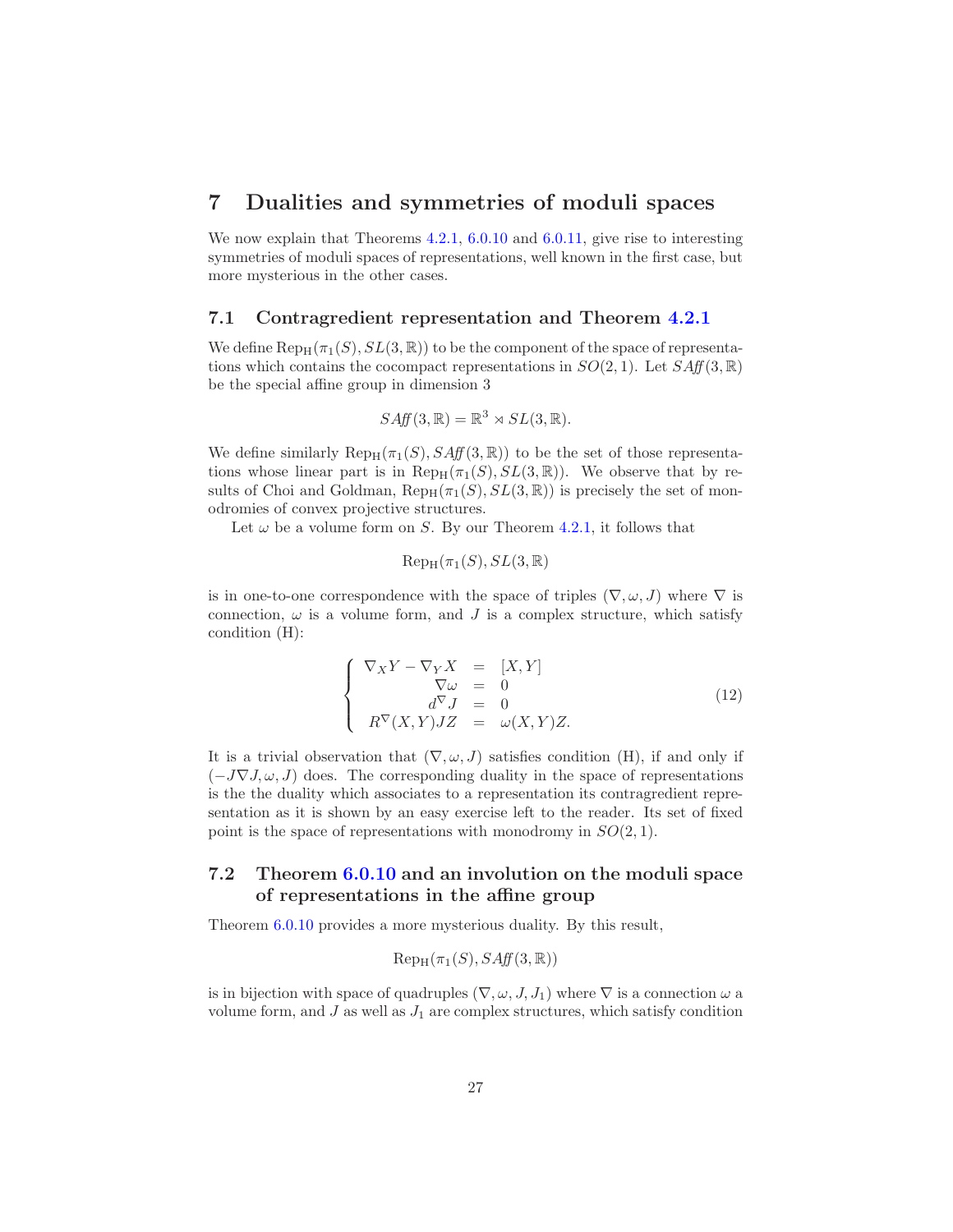# 7 Dualities and symmetries of moduli spaces

We now explain that Theorems 4.2.1, 6.0.10 and 6.0.11, give rise to interesting symmetries of moduli spaces of representations, well known in the first case, but more mysterious in the other cases.

## 7.1 Contragredient representation and Theorem 4.2.1

We define $\mathrm{Rep}_{\mathrm{H}}(\pi_1(S), SL(3,\mathbb{R}))$ to be the component of the space of representations which contains the cocompact representations in $SO(2,1)$. Let $SAff(3,\mathbb{R})$ be the special affine group in dimension 3

$$SAff(3,\mathbb{R}) = \mathbb{R}^3 \rtimes SL(3,\mathbb{R}).$$

We define similarly $\mathrm{Rep}_{\mathrm{H}}(\pi_1(S), SAff(3,\mathbb{R}))$ to be the set of those representations whose linear part is in $\mathrm{Rep}_{\mathrm{H}}(\pi_1(S), SL(3,\mathbb{R}))$. We observe that by results of Choi and Goldman, $\mathrm{Rep}_{\mathrm{H}}(\pi_1(S), SL(3,\mathbb{R}))$ is precisely the set of monodromies of convex projective structures.

Let $\omega$ be a volume form on $S$. By our Theorem 4.2.1, it follows that

$$\mathrm{Rep}_{\mathrm{H}}(\pi_1(S), SL(3,\mathbb{R})$$

is in one-to-one correspondence with the space of triples $(\nabla, \omega, J)$ where $\nabla$ is connection, $\omega$ is a volume form, and $J$ is a complex structure, which satisfy condition (H):

$$\left\{ \begin{array}{rcl} \nabla_X Y - \nabla_Y X & = & [X,Y] \\ \nabla\omega & = & 0 \\ d^{\nabla} J & = & 0 \\ R^{\nabla}(X,Y)JZ & = & \omega(X,Y)Z. \end{array} \right. \tag{12}$$

It is a trivial observation that $(\nabla, \omega, J)$ satisfies condition (H), if and only if $(-J\nabla J, \omega, J)$ does. The corresponding duality in the space of representations is the the duality which associates to a representation its contragredient representation as it is shown by an easy exercise left to the reader. Its set of fixed point is the space of representations with monodromy in $SO(2,1)$.

## 7.2 Theorem 6.0.10 and an involution on the moduli space of representations in the affine group

Theorem 6.0.10 provides a more mysterious duality. By this result,

$$\mathrm{Rep}_{\mathrm{H}}(\pi_1(S), SAff(3,\mathbb{R}))$$

is in bijection with space of quadruples $(\nabla, \omega, J, J_1)$ where $\nabla$ is a connection $\omega$ a volume form, and $J$ as well as $J_1$ are complex structures, which satisfy condition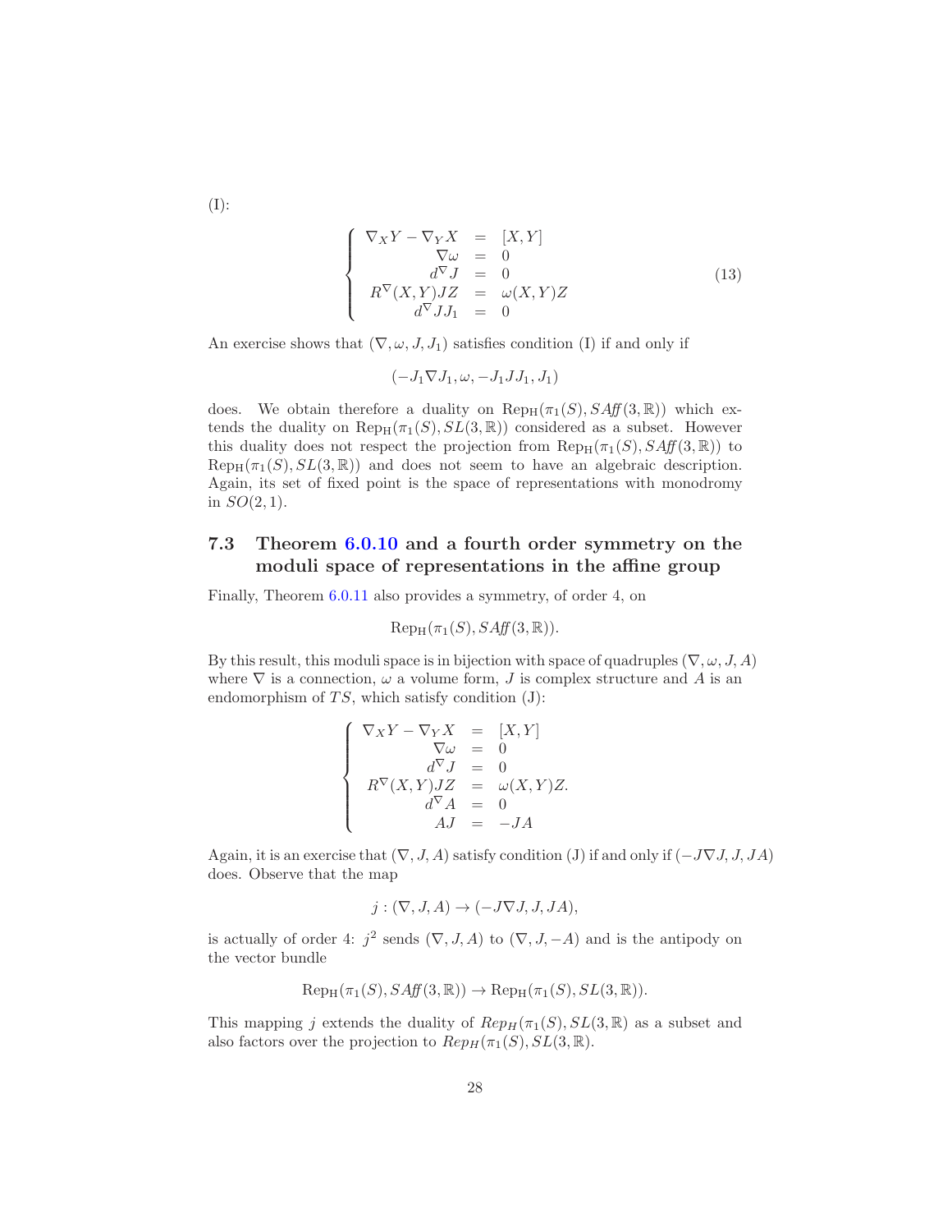(I):

$$
\left\{
\begin{array}{rcl}
\nabla_X Y - \nabla_Y X &=& [X,Y] \\
\nabla \omega &=& 0 \\
d^\nabla J &=& 0 \\
R^\nabla(X,Y)JZ &=& \omega(X,Y)Z \\
d^\nabla J J_1 &=& 0
\end{array}
\right.
\tag{13}
$$

An exercise shows that $(\nabla, \omega, J, J_1)$ satisfies condition (I) if and only if

$$(-J_1 \nabla J_1, \omega, -J_1 J J_1, J_1)$$

does. We obtain therefore a duality on $\mathrm{Rep}_{\mathrm{H}}(\pi_1(S), SAff(3,\mathbb{R}))$ which extends the duality on $\mathrm{Rep}_{\mathrm{H}}(\pi_1(S), SL(3,\mathbb{R}))$ considered as a subset. However this duality does not respect the projection from $\mathrm{Rep}_{\mathrm{H}}(\pi_1(S), SAff(3,\mathbb{R}))$ to $\mathrm{Rep}_{\mathrm{H}}(\pi_1(S), SL(3,\mathbb{R}))$ and does not seem to have an algebraic description. Again, its set of fixed point is the space of representations with monodromy in $SO(2,1)$.

### 7.3 Theorem 6.0.10 and a fourth order symmetry on the moduli space of representations in the affine group

Finally, Theorem 6.0.11 also provides a symmetry, of order 4, on

$$\mathrm{Rep}_{\mathrm{H}}(\pi_1(S), SAff(3,\mathbb{R})).$$

By this result, this moduli space is in bijection with space of quadruples $(\nabla, \omega, J, A)$ where $\nabla$ is a connection, $\omega$ a volume form, $J$ is complex structure and $A$ is an endomorphism of $TS$, which satisfy condition (J):

$$
\left\{
\begin{array}{rcl}
\nabla_X Y - \nabla_Y X &=& [X,Y] \\
\nabla \omega &=& 0 \\
d^\nabla J &=& 0 \\
R^\nabla(X,Y)JZ &=& \omega(X,Y)Z. \\
d^\nabla A &=& 0 \\
AJ &=& -JA
\end{array}
\right.
$$

Again, it is an exercise that $(\nabla, J, A)$ satisfy condition (J) if and only if $(-J\nabla J, J, JA)$ does. Observe that the map

$$j : (\nabla, J, A) \to (-J\nabla J, J, JA),$$

is actually of order 4: $j^2$ sends $(\nabla, J, A)$ to $(\nabla, J, -A)$ and is the antipody on the vector bundle

$$\mathrm{Rep}_{\mathrm{H}}(\pi_1(S), SAff(3,\mathbb{R})) \to \mathrm{Rep}_{\mathrm{H}}(\pi_1(S), SL(3,\mathbb{R})).$$

This mapping $j$ extends the duality of $Rep_H(\pi_1(S), SL(3,\mathbb{R})$ as a subset and also factors over the projection to $Rep_H(\pi_1(S), SL(3,\mathbb{R})$.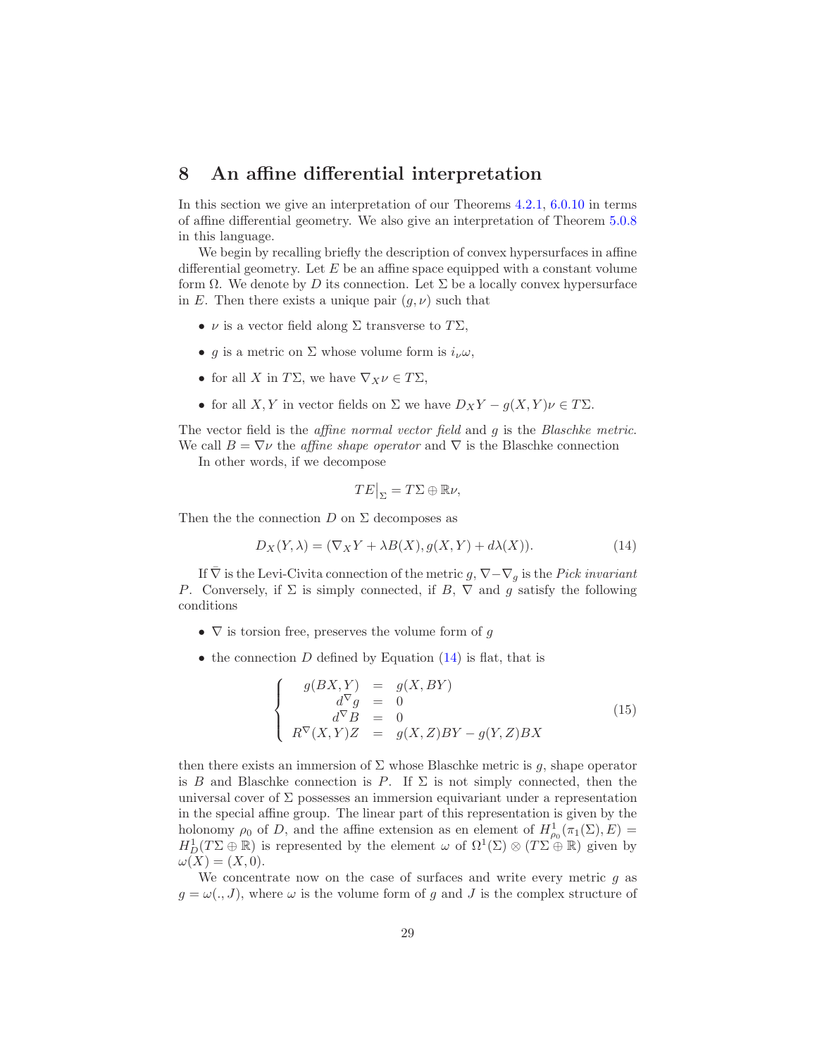# 8 An affine differential interpretation

In this section we give an interpretation of our Theorems 4.2.1, 6.0.10 in terms of affine differential geometry. We also give an interpretation of Theorem 5.0.8 in this language.

We begin by recalling briefly the description of convex hypersurfaces in affine differential geometry. Let $E$ be an affine space equipped with a constant volume form $\Omega$. We denote by $D$ its connection. Let $\Sigma$ be a locally convex hypersurface in $E$. Then there exists a unique pair $(g, \nu)$ such that

- $\nu$ is a vector field along $\Sigma$ transverse to $T\Sigma$,
- $g$ is a metric on $\Sigma$ whose volume form is $i_\nu \omega$,
- for all $X$ in $T\Sigma$, we have $\nabla_X \nu \in T\Sigma$,
- for all $X, Y$ in vector fields on $\Sigma$ we have $D_X Y - g(X,Y)\nu \in T\Sigma$.

The vector field is the *affine normal vector field* and $g$ is the *Blaschke metric*. We call $B = \nabla \nu$ the *affine shape operator* and $\nabla$ is the Blaschke connection

In other words, if we decompose

$$TE\big|_\Sigma = T\Sigma \oplus \mathbb{R}\nu,$$

Then the the connection $D$ on $\Sigma$ decomposes as

$$D_X(Y, \lambda) = (\nabla_X Y + \lambda B(X), g(X,Y) + d\lambda(X)). \tag{14}$$

If $\bar{\nabla}$ is the Levi-Civita connection of the metric $g$, $\nabla - \nabla_g$ is the *Pick invariant* $P$. Conversely, if $\Sigma$ is simply connected, if $B$, $\nabla$ and $g$ satisfy the following conditions

- $\nabla$ is torsion free, preserves the volume form of $g$
- the connection $D$ defined by Equation (14) is flat, that is

$$\left\{ \begin{array}{rcl} g(BX, Y) & = & g(X, BY) \\ d^\nabla g & = & 0 \\ d^\nabla B & = & 0 \\ R^\nabla(X,Y)Z & = & g(X,Z)BY - g(Y,Z)BX \end{array} \right. \tag{15}$$

then there exists an immersion of $\Sigma$ whose Blaschke metric is $g$, shape operator is $B$ and Blaschke connection is $P$. If $\Sigma$ is not simply connected, then the universal cover of $\Sigma$ possesses an immersion equivariant under a representation in the special affine group. The linear part of this representation is given by the holonomy $\rho_0$ of $D$, and the affine extension as en element of $H^1_{\rho_0}(\pi_1(\Sigma), E) = H^1_D(T\Sigma \oplus \mathbb{R})$ is represented by the element $\omega$ of $\Omega^1(\Sigma) \otimes (T\Sigma \oplus \mathbb{R})$ given by $\omega(X) = (X, 0)$.

We concentrate now on the case of surfaces and write every metric $g$ as $g = \omega(., J)$, where $\omega$ is the volume form of $g$ and $J$ is the complex structure of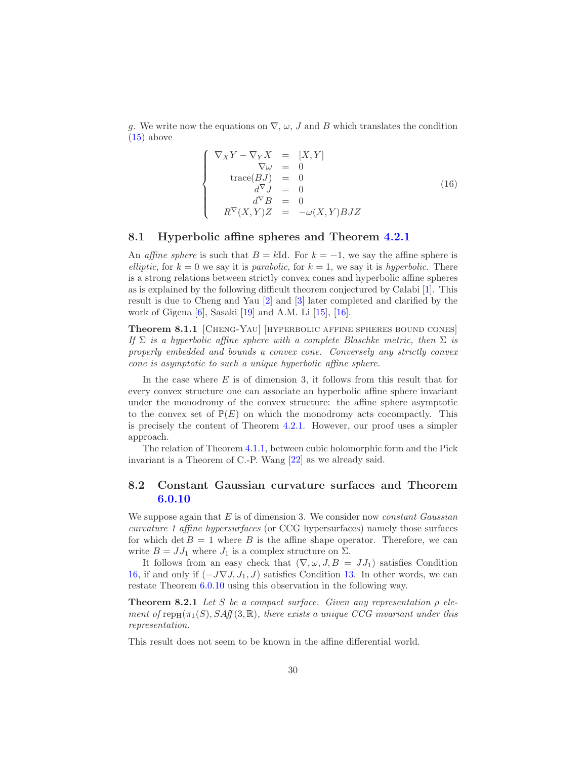$g$. We write now the equations on $\nabla$, $\omega$, $J$ and $B$ which translates the condition (15) above

$$
\left\{
\begin{array}{rcl}
\nabla_X Y - \nabla_Y X &=& [X,Y] \\
\nabla \omega &=& 0 \\
\mathrm{trace}(BJ) &=& 0 \\
d^{\nabla} J &=& 0 \\
d^{\nabla} B &=& 0 \\
R^{\nabla}(X,Y)Z &=& -\omega(X,Y)BJZ
\end{array}
\right.
\tag{16}
$$

## 8.1 Hyperbolic affine spheres and Theorem 4.2.1

An *affine sphere* is such that $B = k\mathrm{Id}$. For $k = -1$, we say the affine sphere is *elliptic*, for $k = 0$ we say it is *parabolic*, for $k = 1$, we say it is *hyperbolic*. There is a strong relations between strictly convex cones and hyperbolic affine spheres as is explained by the following difficult theorem conjectured by Calabi [1]. This result is due to Cheng and Yau [2] and [3] later completed and clarified by the work of Gigena [6], Sasaki [19] and A.M. Li [15], [16].

**Theorem 8.1.1** [Cheng-Yau] [hyperbolic affine spheres bound cones] *If $\Sigma$ is a hyperbolic affine sphere with a complete Blaschke metric, then $\Sigma$ is properly embedded and bounds a convex cone. Conversely any strictly convex cone is asymptotic to such a unique hyperbolic affine sphere.*

In the case where $E$ is of dimension 3, it follows from this result that for every convex structure one can associate an hyperbolic affine sphere invariant under the monodromy of the convex structure: the affine sphere asymptotic to the convex set of $\mathbb{P}(E)$ on which the monodromy acts cocompactly. This is precisely the content of Theorem 4.2.1. However, our proof uses a simpler approach.

The relation of Theorem 4.1.1, between cubic holomorphic form and the Pick invariant is a Theorem of C.-P. Wang [22] as we already said.

## 8.2 Constant Gaussian curvature surfaces and Theorem 6.0.10

We suppose again that $E$ is of dimension 3. We consider now *constant Gaussian curvature 1 affine hypersurfaces* (or CCG hypersurfaces) namely those surfaces for which $\det B = 1$ where $B$ is the affine shape operator. Therefore, we can write $B = JJ_1$ where $J_1$ is a complex structure on $\Sigma$.

It follows from an easy check that $(\nabla, \omega, J, B = JJ_1)$ satisfies Condition 16, if and only if $(-J\nabla J, J_1, J)$ satisfies Condition 13. In other words, we can restate Theorem 6.0.10 using this observation in the following way.

**Theorem 8.2.1** *Let $S$ be a compact surface. Given any representation $\rho$ element of $\mathrm{rep}_{\mathrm{H}}(\pi_1(S), SAff(3,\mathbb{R})$, there exists a unique CCG invariant under this representation.*

This result does not seem to be known in the affine differential world.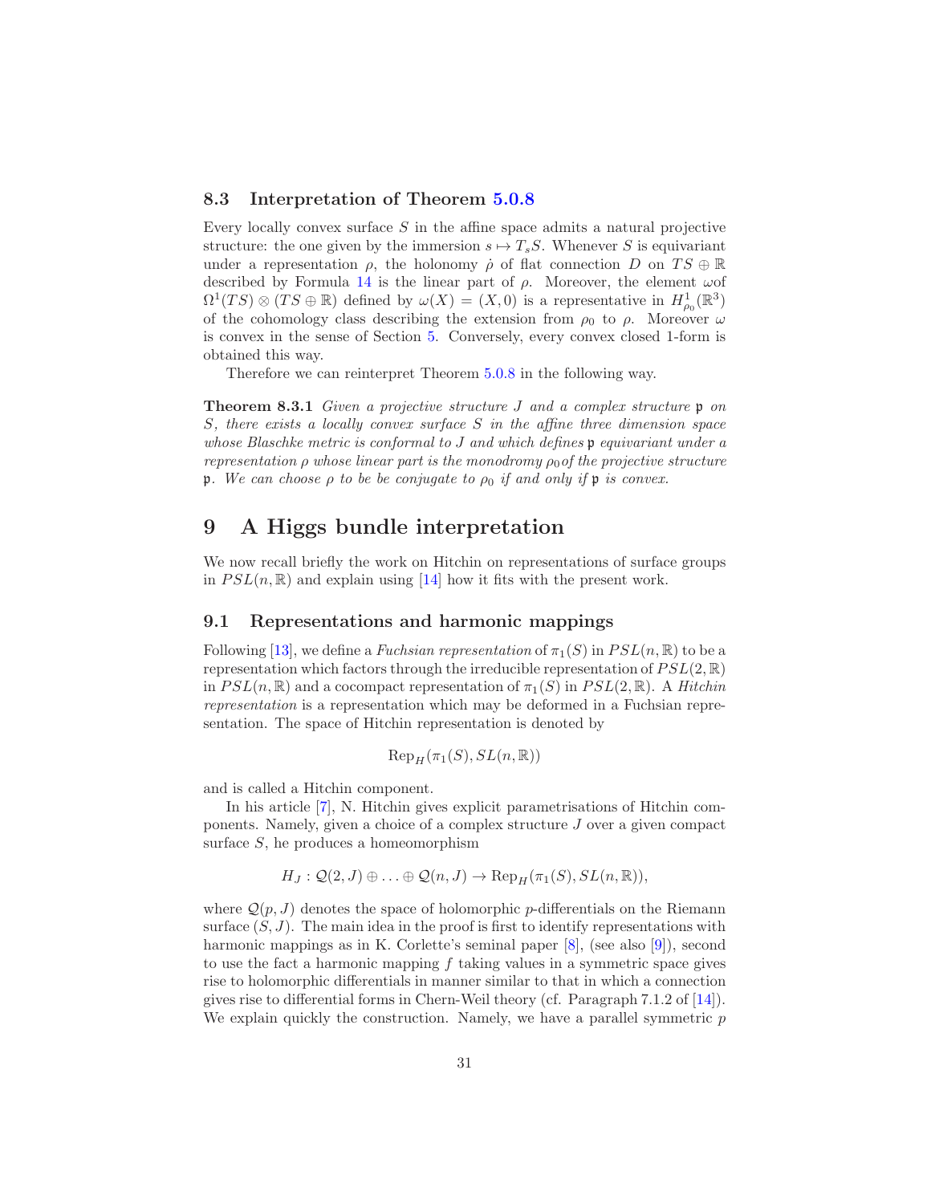### 8.3 Interpretation of Theorem 5.0.8

Every locally convex surface $S$ in the affine space admits a natural projective structure: the one given by the immersion $s \mapsto T_s S$. Whenever $S$ is equivariant under a representation $\rho$, the holonomy $\dot{\rho}$ of flat connection $D$ on $TS \oplus \mathbb{R}$ described by Formula 14 is the linear part of $\rho$. Moreover, the element $\omega$of $\Omega^1(TS) \otimes (TS \oplus \mathbb{R})$ defined by $\omega(X) = (X, 0)$ is a representative in $H^1_{\rho_0}(\mathbb{R}^3)$ of the cohomology class describing the extension from $\rho_0$ to $\rho$. Moreover $\omega$ is convex in the sense of Section 5. Conversely, every convex closed 1-form is obtained this way.

Therefore we can reinterpret Theorem 5.0.8 in the following way.

**Theorem 8.3.1** *Given a projective structure $J$ and a complex structure $\mathfrak{p}$ on $S$, there exists a locally convex surface $S$ in the affine three dimension space whose Blaschke metric is conformal to $J$ and which defines $\mathfrak{p}$ equivariant under a representation $\rho$ whose linear part is the monodromy $\rho_0$of the projective structure $\mathfrak{p}$. We can choose $\rho$ to be be conjugate to $\rho_0$ if and only if $\mathfrak{p}$ is convex.*

# 9 A Higgs bundle interpretation

We now recall briefly the work on Hitchin on representations of surface groups in $PSL(n, \mathbb{R})$ and explain using [14] how it fits with the present work.

## 9.1 Representations and harmonic mappings

Following [13], we define a *Fuchsian representation* of $\pi_1(S)$ in $PSL(n, \mathbb{R})$ to be a representation which factors through the irreducible representation of $PSL(2, \mathbb{R})$ in $PSL(n, \mathbb{R})$ and a cocompact representation of $\pi_1(S)$ in $PSL(2, \mathbb{R})$. A *Hitchin representation* is a representation which may be deformed in a Fuchsian representation. The space of Hitchin representation is denoted by

$$\mathrm{Rep}_H(\pi_1(S), SL(n, \mathbb{R}))$$

and is called a Hitchin component.

In his article [7], N. Hitchin gives explicit parametrisations of Hitchin components. Namely, given a choice of a complex structure $J$ over a given compact surface $S$, he produces a homeomorphism

$$H_J : \mathcal{Q}(2, J) \oplus \ldots \oplus \mathcal{Q}(n, J) \to \mathrm{Rep}_H(\pi_1(S), SL(n, \mathbb{R})),$$

where $\mathcal{Q}(p, J)$ denotes the space of holomorphic $p$-differentials on the Riemann surface $(S, J)$. The main idea in the proof is first to identify representations with harmonic mappings as in K. Corlette's seminal paper [8], (see also [9]), second to use the fact a harmonic mapping $f$ taking values in a symmetric space gives rise to holomorphic differentials in manner similar to that in which a connection gives rise to differential forms in Chern-Weil theory (cf. Paragraph 7.1.2 of [14]). We explain quickly the construction. Namely, we have a parallel symmetric $p$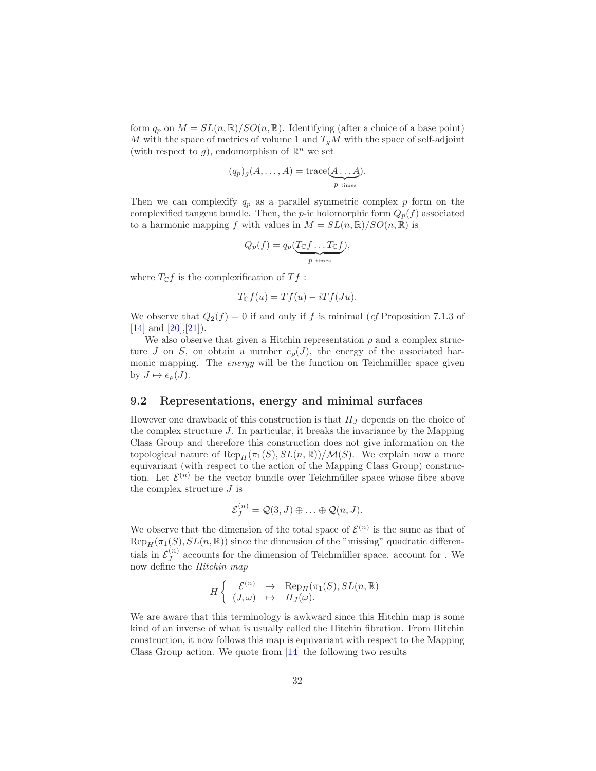form $q_p$ on $M = SL(n,\mathbb{R})/SO(n,\mathbb{R})$. Identifying (after a choice of a base point) $M$ with the space of metrics of volume 1 and $T_gM$ with the space of self-adjoint (with respect to $g$), endomorphism of $\mathbb{R}^n$ we set

$$(q_p)_g(A,\ldots,A) = \mathrm{trace}(\underbrace{A\ldots A}_{p \text{ times}}).$$

Then we can complexify $q_p$ as a parallel symmetric complex $p$ form on the complexified tangent bundle. Then, the $p$-ic holomorphic form $Q_p(f)$ associated to a harmonic mapping $f$ with values in $M = SL(n,\mathbb{R})/SO(n,\mathbb{R})$ is

$$Q_p(f) = q_p(\underbrace{T_{\mathbb{C}}f\ldots T_{\mathbb{C}}f}_{p \text{ times}}),$$

where $T_{\mathbb{C}}f$ is the complexification of $Tf$ :

$$T_{\mathbb{C}}f(u) = Tf(u) - iTf(Ju).$$

We observe that $Q_2(f) = 0$ if and only if $f$ is minimal (*cf* Proposition 7.1.3 of [14] and [20],[21]).

We also observe that given a Hitchin representation $\rho$ and a complex structure $J$ on $S$, on obtain a number $e_\rho(J)$, the energy of the associated harmonic mapping. The *energy* will be the function on Teichmüller space given by $J \mapsto e_\rho(J)$.

## 9.2 Representations, energy and minimal surfaces

However one drawback of this construction is that $H_J$ depends on the choice of the complex structure $J$. In particular, it breaks the invariance by the Mapping Class Group and therefore this construction does not give information on the topological nature of $\mathrm{Rep}_H(\pi_1(S), SL(n,\mathbb{R}))/\mathcal{M}(S)$. We explain now a more equivariant (with respect to the action of the Mapping Class Group) construction. Let $\mathcal{E}^{(n)}$ be the vector bundle over Teichmüller space whose fibre above the complex structure $J$ is

$$\mathcal{E}^{(n)}_J = \mathcal{Q}(3,J) \oplus \ldots \oplus \mathcal{Q}(n,J).$$

We observe that the dimension of the total space of $\mathcal{E}^{(n)}$ is the same as that of $\mathrm{Rep}_H(\pi_1(S), SL(n,\mathbb{R}))$ since the dimension of the "missing" quadratic differentials in $\mathcal{E}^{(n)}_J$ accounts for the dimension of Teichmüller space. account for . We now define the *Hitchin map*

$$H \left\{ \begin{array}{ccc} \mathcal{E}^{(n)} & \rightarrow & \mathrm{Rep}_H(\pi_1(S), SL(n,\mathbb{R}) \\ (J,\omega) & \mapsto & H_J(\omega). \end{array} \right.$$

We are aware that this terminology is awkward since this Hitchin map is some kind of an inverse of what is usually called the Hitchin fibration. From Hitchin construction, it now follows this map is equivariant with respect to the Mapping Class Group action. We quote from [14] the following two results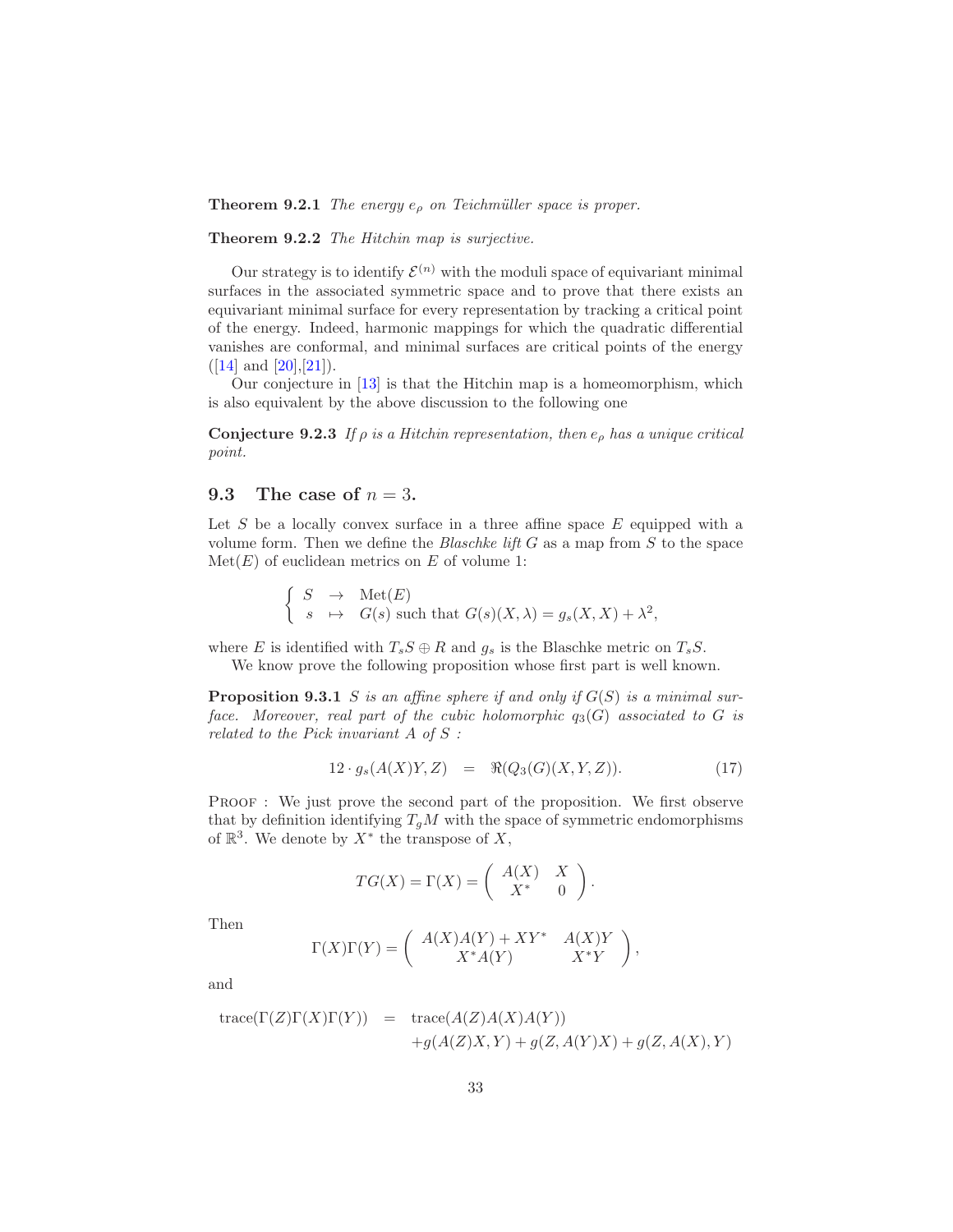**Theorem 9.2.1** *The energy $e_\rho$ on Teichmüller space is proper.*

**Theorem 9.2.2** *The Hitchin map is surjective.*

Our strategy is to identify $\mathcal{E}^{(n)}$ with the moduli space of equivariant minimal surfaces in the associated symmetric space and to prove that there exists an equivariant minimal surface for every representation by tracking a critical point of the energy. Indeed, harmonic mappings for which the quadratic differential vanishes are conformal, and minimal surfaces are critical points of the energy ([14] and [20],[21]).

Our conjecture in [13] is that the Hitchin map is a homeomorphism, which is also equivalent by the above discussion to the following one

**Conjecture 9.2.3** *If $\rho$ is a Hitchin representation, then $e_\rho$ has a unique critical point.*

## 9.3 The case of $n = 3$.

Let $S$ be a locally convex surface in a three affine space $E$ equipped with a volume form. Then we define the *Blaschke lift* $G$ as a map from $S$ to the space $\mathrm{Met}(E)$ of euclidean metrics on $E$ of volume 1:

$$\left\{ \begin{array}{lcl} S & \to & \mathrm{Met}(E) \\ s & \mapsto & G(s) \text{ such that } G(s)(X,\lambda) = g_s(X,X) + \lambda^2, \end{array} \right.$$

where $E$ is identified with $T_sS \oplus R$ and $g_s$ is the Blaschke metric on $T_sS$.

We know prove the following proposition whose first part is well known.

**Proposition 9.3.1** *$S$ is an affine sphere if and only if $G(S)$ is a minimal surface. Moreover, real part of the cubic holomorphic $q_3(G)$ associated to $G$ is related to the Pick invariant $A$ of $S$ :*

$$12 \cdot g_s(A(X)Y, Z) \quad = \quad \Re(Q_3(G)(X,Y,Z)). \tag{17}$$

Proof : We just prove the second part of the proposition. We first observe that by definition identifying $T_gM$ with the space of symmetric endomorphisms of $\mathbb{R}^3$. We denote by $X^*$ the transpose of $X$,

$$TG(X) = \Gamma(X) = \begin{pmatrix} A(X) & X \\ X^* & 0 \end{pmatrix}.$$

Then

$$\Gamma(X)\Gamma(Y) = \begin{pmatrix} A(X)A(Y) + XY^* & A(X)Y \\ X^*A(Y) & X^*Y \end{pmatrix},$$

and

$$\begin{aligned} \mathrm{trace}(\Gamma(Z)\Gamma(X)\Gamma(Y)) \quad = \quad & \mathrm{trace}(A(Z)A(X)A(Y)) \\ & + g(A(Z)X,Y) + g(Z,A(Y)X) + g(Z,A(X),Y) \end{aligned}$$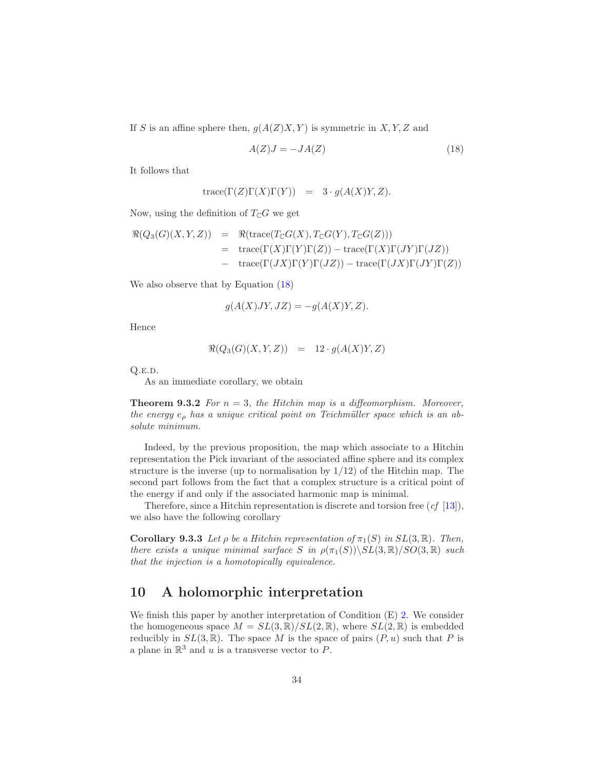If $S$ is an affine sphere then, $g(A(Z)X, Y)$ is symmetric in $X, Y, Z$ and

$$A(Z)J = -JA(Z) \tag{18}$$

It follows that

$$\mathrm{trace}(\Gamma(Z)\Gamma(X)\Gamma(Y)) \quad = \quad 3 \cdot g(A(X)Y, Z).$$

Now, using the definition of $T_{\mathbb{C}}G$ we get

$$\begin{aligned}
\Re(Q_3(G)(X,Y,Z)) &= \Re(\mathrm{trace}(T_{\mathbb{C}}G(X), T_{\mathbb{C}}G(Y), T_{\mathbb{C}}G(Z))) \\
&= \mathrm{trace}(\Gamma(X)\Gamma(Y)\Gamma(Z)) - \mathrm{trace}(\Gamma(X)\Gamma(JY)\Gamma(JZ)) \\
&- \mathrm{trace}(\Gamma(JX)\Gamma(Y)\Gamma(JZ)) - \mathrm{trace}(\Gamma(JX)\Gamma(JY)\Gamma(Z))
\end{aligned}$$

We also observe that by Equation (18)

$$g(A(X)JY, JZ) = -g(A(X)Y, Z).$$

Hence

$$\Re(Q_3(G)(X,Y,Z)) \quad = \quad 12 \cdot g(A(X)Y, Z)$$

Q.E.D.

As an immediate corollary, we obtain

**Theorem 9.3.2** *For $n = 3$, the Hitchin map is a diffeomorphism. Moreover, the energy $e_\rho$ has a unique critical point on Teichmüller space which is an absolute minimum.*

Indeed, by the previous proposition, the map which associate to a Hitchin representation the Pick invariant of the associated affine sphere and its complex structure is the inverse (up to normalisation by $1/12$) of the Hitchin map. The second part follows from the fact that a complex structure is a critical point of the energy if and only if the associated harmonic map is minimal.

Therefore, since a Hitchin representation is discrete and torsion free (*cf* [13]), we also have the following corollary

**Corollary 9.3.3** *Let $\rho$ be a Hitchin representation of $\pi_1(S)$ in $SL(3,\mathbb{R})$. Then, there exists a unique minimal surface $S$ in $\rho(\pi_1(S))\backslash SL(3,\mathbb{R})/SO(3,\mathbb{R})$ such that the injection is a homotopically equivalence.*

## 10 A holomorphic interpretation

We finish this paper by another interpretation of Condition (E) 2. We consider the homogeneous space $M = SL(3,\mathbb{R})/SL(2,\mathbb{R})$, where $SL(2,\mathbb{R})$ is embedded reducibly in $SL(3,\mathbb{R})$. The space $M$ is the space of pairs $(P, u)$ such that $P$ is a plane in $\mathbb{R}^3$ and $u$ is a transverse vector to $P$.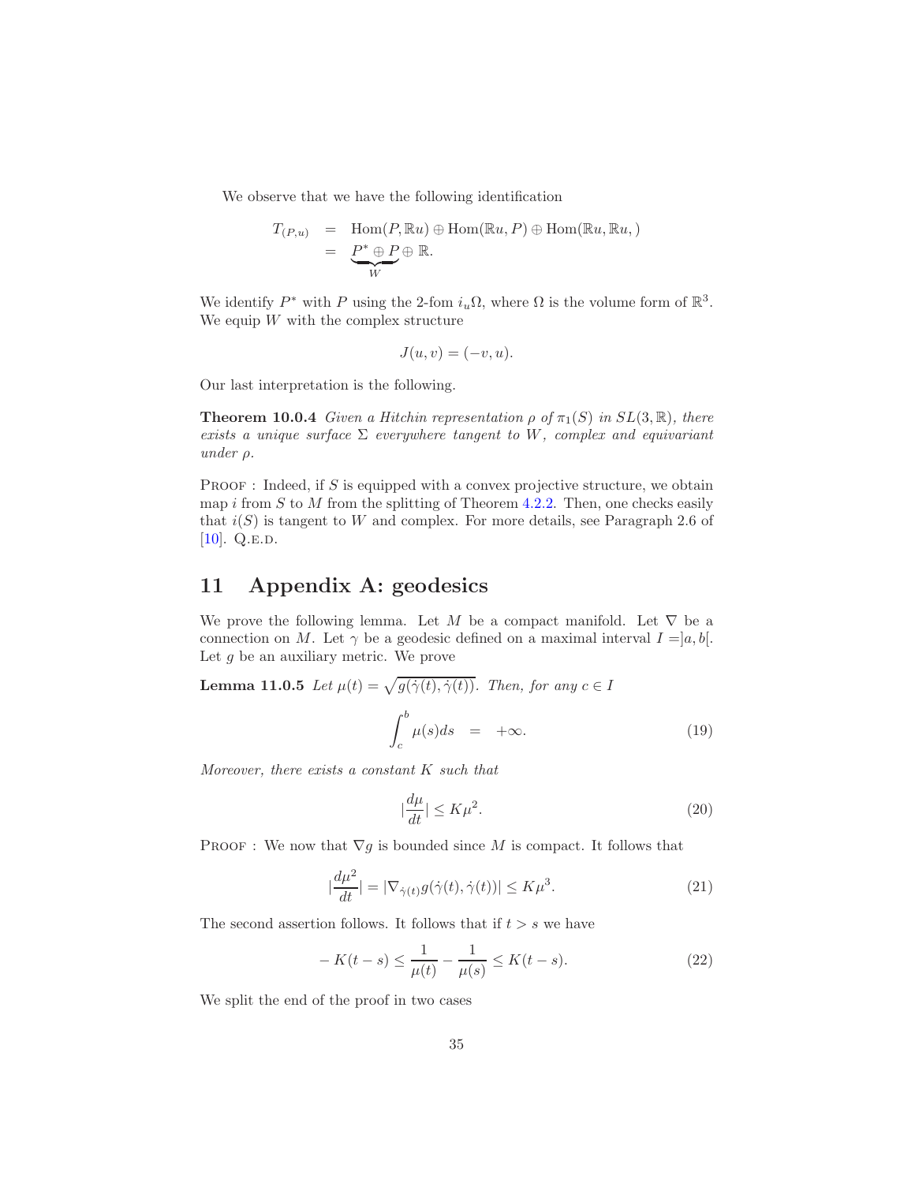We observe that we have the following identification

$$
\begin{aligned}
T_{(P,u)} &= \mathrm{Hom}(P, \mathbb{R}u) \oplus \mathrm{Hom}(\mathbb{R}u, P) \oplus \mathrm{Hom}(\mathbb{R}u, \mathbb{R}u, ) \\
&= \underbrace{P^* \oplus P}_{W} \oplus \mathbb{R}.
\end{aligned}
$$

We identify $P^*$ with $P$ using the 2-fom $i_u\Omega$, where $\Omega$ is the volume form of $\mathbb{R}^3$. We equip $W$ with the complex structure

$$
J(u, v) = (-v, u).
$$

Our last interpretation is the following.

**Theorem 10.0.4** *Given a Hitchin representation $\rho$ of $\pi_1(S)$ in $SL(3, \mathbb{R})$, there exists a unique surface $\Sigma$ everywhere tangent to $W$, complex and equivariant under $\rho$.*

Proof : Indeed, if $S$ is equipped with a convex projective structure, we obtain map $i$ from $S$ to $M$ from the splitting of Theorem 4.2.2. Then, one checks easily that $i(S)$ is tangent to $W$ and complex. For more details, see Paragraph 2.6 of [10]. Q.E.D.

# 11 Appendix A: geodesics

We prove the following lemma. Let $M$ be a compact manifold. Let $\nabla$ be a connection on $M$. Let $\gamma$ be a geodesic defined on a maximal interval $I = ]a, b[$. Let $g$ be an auxiliary metric. We prove

**Lemma 11.0.5** *Let $\mu(t) = \sqrt{g(\dot{\gamma}(t), \dot{\gamma}(t))}$. Then, for any $c \in I$*

$$
\int_c^b \mu(s) ds \quad = \quad +\infty. \tag{19}
$$

*Moreover, there exists a constant $K$ such that*

$$
\left|\frac{d\mu}{dt}\right| \leq K\mu^2. \tag{20}
$$

Proof : We now that $\nabla g$ is bounded since $M$ is compact. It follows that

$$
\left|\frac{d\mu^2}{dt}\right| = |\nabla_{\dot{\gamma}(t)} g(\dot{\gamma}(t), \dot{\gamma}(t))| \leq K\mu^3. \tag{21}
$$

The second assertion follows. It follows that if $t > s$ we have

$$
-K(t-s) \leq \frac{1}{\mu(t)} - \frac{1}{\mu(s)} \leq K(t-s). \tag{22}
$$

We split the end of the proof in two cases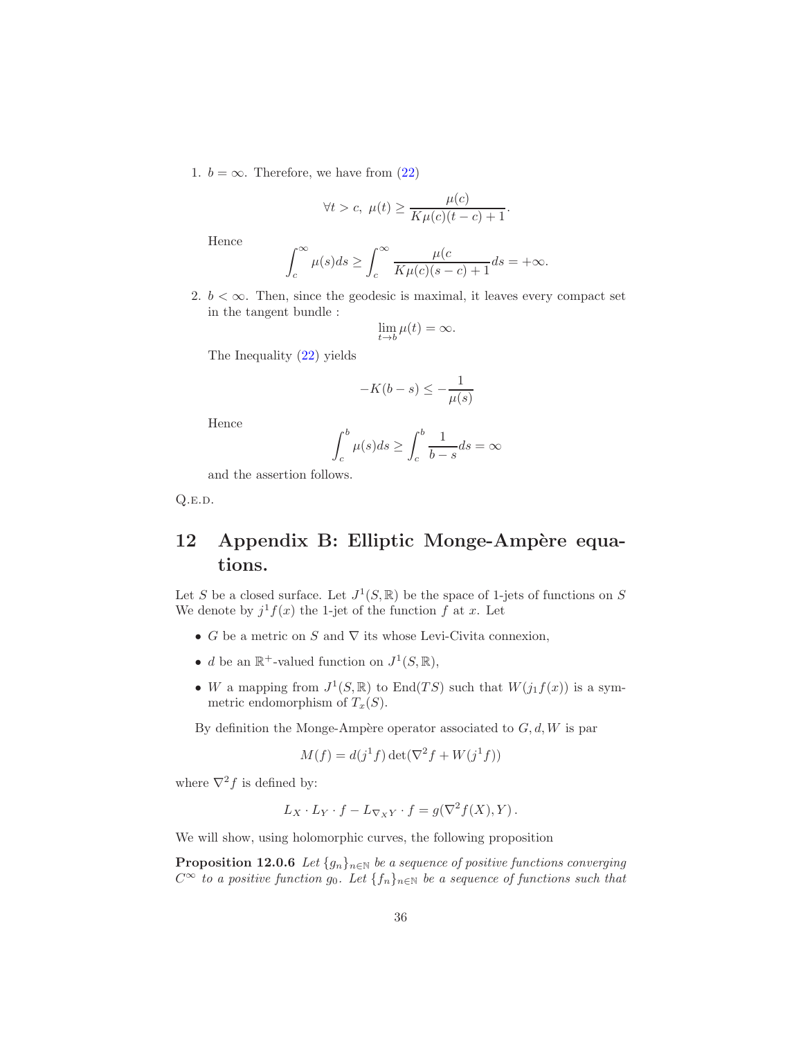1. $b = \infty$. Therefore, we have from (22)

   $$\forall t > c, \ \mu(t) \geq \frac{\mu(c)}{K\mu(c)(t-c)+1}.$$

   Hence

   $$\int_c^\infty \mu(s)ds \geq \int_c^\infty \frac{\mu(c}{K\mu(c)(s-c)+1}ds = +\infty.$$

2. $b < \infty$. Then, since the geodesic is maximal, it leaves every compact set in the tangent bundle :

   $$\lim_{t\to b} \mu(t) = \infty.$$

   The Inequality (22) yields

   $$-K(b-s) \leq -\frac{1}{\mu(s)}$$

   Hence

   $$\int_c^b \mu(s)ds \geq \int_c^b \frac{1}{b-s}ds = \infty$$

   and the assertion follows.

Q.E.D.

# 12 Appendix B: Elliptic Monge-Ampère equations.

Let $S$ be a closed surface. Let $J^1(S,\mathbb{R})$ be the space of 1-jets of functions on $S$ We denote by $j^1f(x)$ the 1-jet of the function $f$ at $x$. Let

- $G$ be a metric on $S$ and $\nabla$ its whose Levi-Civita connexion,
- $d$ be an $\mathbb{R}^+$-valued function on $J^1(S,\mathbb{R})$,
- $W$ a mapping from $J^1(S,\mathbb{R})$ to $\mathrm{End}(TS)$ such that $W(j_1f(x))$ is a symmetric endomorphism of $T_x(S)$.

By definition the Monge-Ampère operator associated to $G, d, W$ is par

$$M(f) = d(j^1f)\det(\nabla^2 f + W(j^1f))$$

where $\nabla^2 f$ is defined by:

$$L_X \cdot L_Y \cdot f - L_{\nabla_X Y} \cdot f = g(\nabla^2 f(X), Y)\,.$$

We will show, using holomorphic curves, the following proposition

**Proposition 12.0.6** *Let $\{g_n\}_{n\in\mathbb{N}}$ be a sequence of positive functions converging $C^\infty$ to a positive function $g_0$. Let $\{f_n\}_{n\in\mathbb{N}}$ be a sequence of functions such that*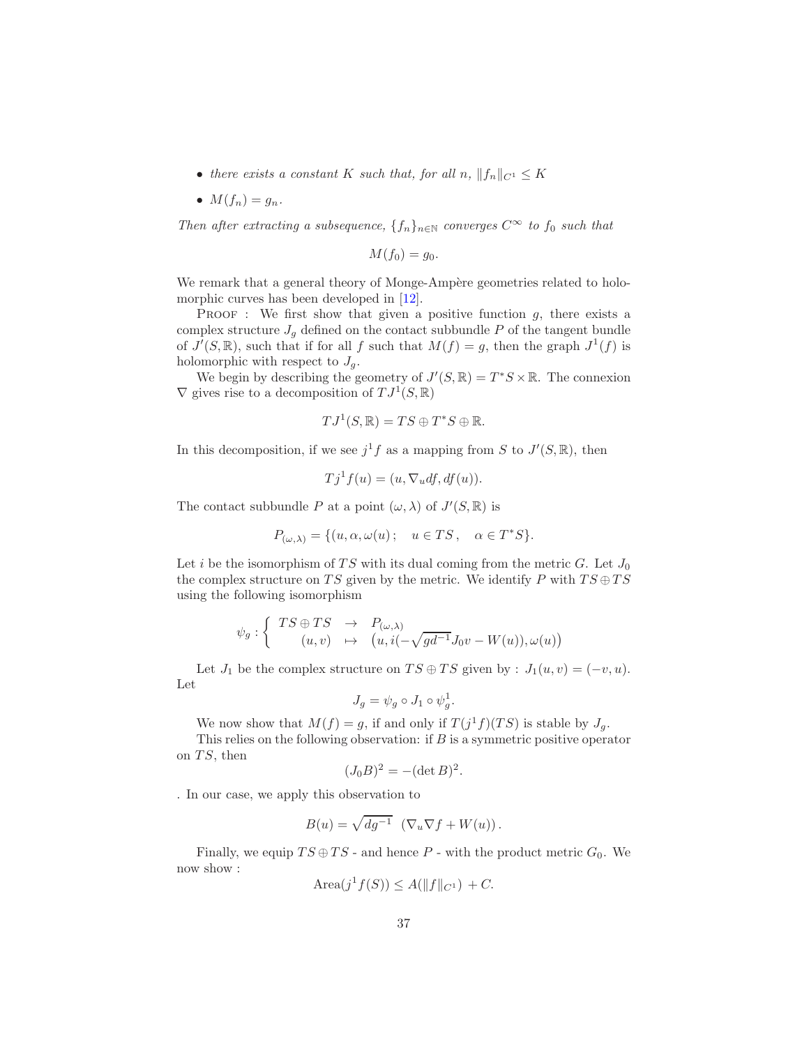- *there exists a constant $K$ such that, for all $n$, $\|f_n\|_{C^1} \leq K$*
- $M(f_n) = g_n$.

*Then after extracting a subsequence, $\{f_n\}_{n\in\mathbb{N}}$ converges $C^\infty$ to $f_0$ such that*

$$M(f_0) = g_0.$$

We remark that a general theory of Monge-Ampère geometries related to holomorphic curves has been developed in [12].

Proof : We first show that given a positive function $g$, there exists a complex structure $J_g$ defined on the contact subbundle $P$ of the tangent bundle of $J'(S,\mathbb{R})$, such that if for all $f$ such that $M(f) = g$, then the graph $J^1(f)$ is holomorphic with respect to $J_g$.

We begin by describing the geometry of $J'(S,\mathbb{R}) = T^*S \times \mathbb{R}$. The connexion $\nabla$ gives rise to a decomposition of $TJ^1(S,\mathbb{R})$

$$TJ^1(S,\mathbb{R}) = TS \oplus T^*S \oplus \mathbb{R}.$$

In this decomposition, if we see $j^1f$ as a mapping from $S$ to $J'(S,\mathbb{R})$, then

$$Tj^1f(u) = (u, \nabla_u df, df(u)).$$

The contact subbundle $P$ at a point $(\omega, \lambda)$ of $J'(S,\mathbb{R})$ is

$$P_{(\omega,\lambda)} = \{(u, \alpha, \omega(u)\,; \quad u \in TS\,, \quad \alpha \in T^*S\}.$$

Let $i$ be the isomorphism of $TS$ with its dual coming from the metric $G$. Let $J_0$ the complex structure on $TS$ given by the metric. We identify $P$ with $TS \oplus TS$ using the following isomorphism

$$\psi_g : \left\{ \begin{array}{ccc} TS \oplus TS & \to & P_{(\omega,\lambda)} \\ (u,v) & \mapsto & \left(u, i(-\sqrt{gd^{-1}}J_0 v - W(u)), \omega(u)\right) \end{array} \right.$$

Let $J_1$ be the complex structure on $TS \oplus TS$ given by : $J_1(u,v) = (-v, u)$. Let

$$J_g = \psi_g \circ J_1 \circ \psi_g^1.$$

We now show that $M(f) = g$, if and only if $T(j^1f)(TS)$ is stable by $J_g$.

This relies on the following observation: if $B$ is a symmetric positive operator on $TS$, then

$$(J_0 B)^2 = -(\det B)^2.$$

. In our case, we apply this observation to

$$B(u) = \sqrt{dg^{-1}} \ \left(\nabla_u \nabla f + W(u)\right).$$

Finally, we equip $TS \oplus TS$ - and hence $P$ - with the product metric $G_0$. We now show :

$$\text{Area}(j^1f(S)) \leq A(\|f\|_{C^1}) + C.$$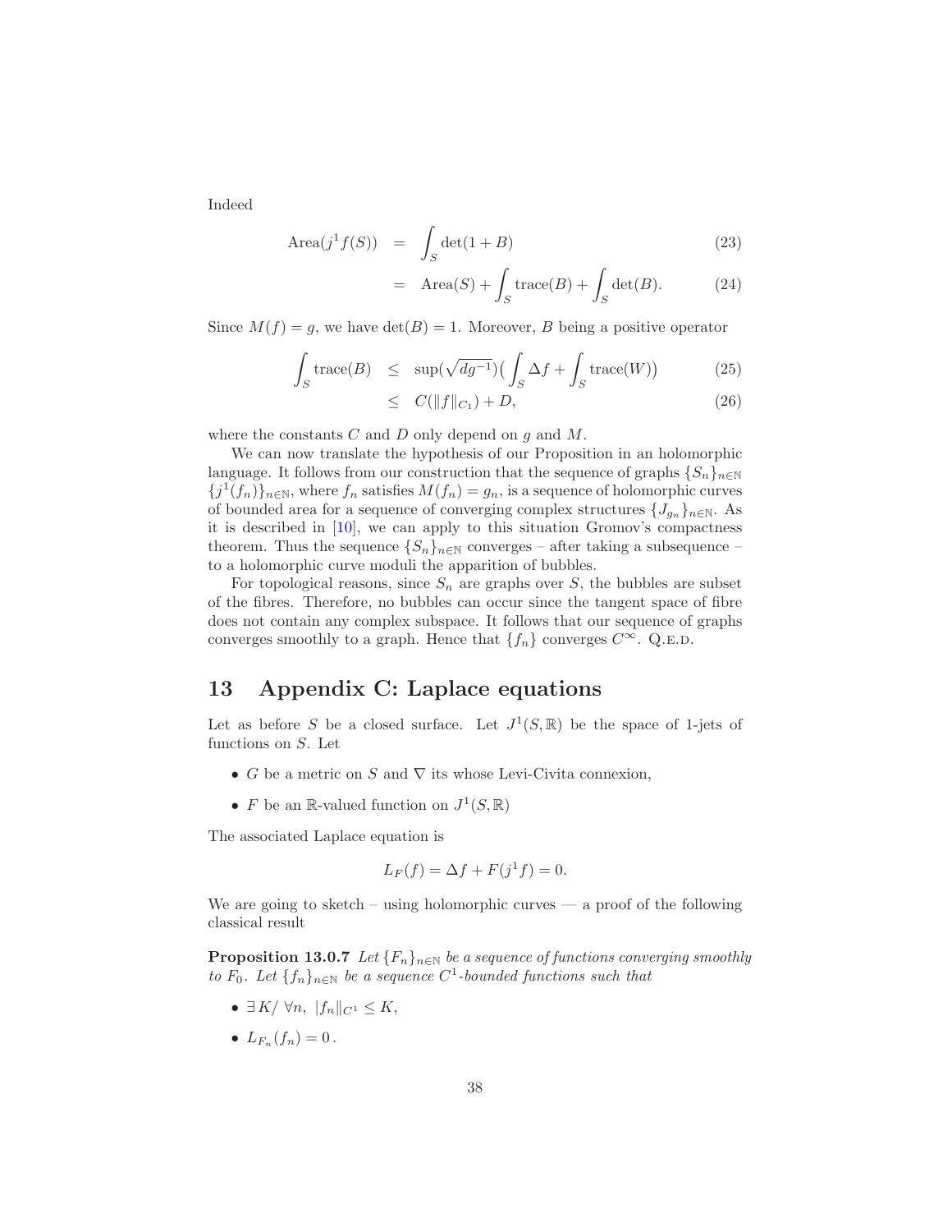Indeed

$$
\begin{aligned}
\mathrm{Area}(j^1 f(S)) &= \int_S \det(1+B) &(23)\\
&= \mathrm{Area}(S) + \int_S \mathrm{trace}(B) + \int_S \det(B). &(24)
\end{aligned}
$$

Since $M(f) = g$, we have $\det(B) = 1$. Moreover, $B$ being a positive operator

$$
\begin{aligned}
\int_S \mathrm{trace}(B) &\leq \sup(\sqrt{dg^{-1}})\big(\int_S \Delta f + \int_S \mathrm{trace}(W)\big) &(25)\\
&\leq C(\|f\|_{C_1}) + D, &(26)
\end{aligned}
$$

where the constants $C$ and $D$ only depend on $g$ and $M$.

We can now translate the hypothesis of our Proposition in an holomorphic language. It follows from our construction that the sequence of graphs $\{S_n\}_{n\in\mathbb{N}}$ $\{j^1(f_n)\}_{n\in\mathbb{N}}$, where $f_n$ satisfies $M(f_n) = g_n$, is a sequence of holomorphic curves of bounded area for a sequence of converging complex structures $\{J_{g_n}\}_{n\in\mathbb{N}}$. As it is described in [10], we can apply to this situation Gromov's compactness theorem. Thus the sequence $\{S_n\}_{n\in\mathbb{N}}$ converges – after taking a subsequence – to a holomorphic curve moduli the apparition of bubbles.

For topological reasons, since $S_n$ are graphs over $S$, the bubbles are subset of the fibres. Therefore, no bubbles can occur since the tangent space of fibre does not contain any complex subspace. It follows that our sequence of graphs converges smoothly to a graph. Hence that $\{f_n\}$ converges $C^\infty$. Q.E.D.

# 13 Appendix C: Laplace equations

Let as before $S$ be a closed surface. Let $J^1(S, \mathbb{R})$ be the space of 1-jets of functions on $S$. Let

- $G$ be a metric on $S$ and $\nabla$ its whose Levi-Civita connexion,
- $F$ be an $\mathbb{R}$-valued function on $J^1(S, \mathbb{R})$

The associated Laplace equation is

$$
L_F(f) = \Delta f + F(j^1 f) = 0.
$$

We are going to sketch – using holomorphic curves — a proof of the following classical result

**Proposition 13.0.7** *Let $\{F_n\}_{n\in\mathbb{N}}$ be a sequence of functions converging smoothly to $F_0$. Let $\{f_n\}_{n\in\mathbb{N}}$ be a sequence $C^1$-bounded functions such that*

- $\exists K / \ \forall n, \ |f_n\|_{C^1} \leq K$,
- $L_{F_n}(f_n) = 0$.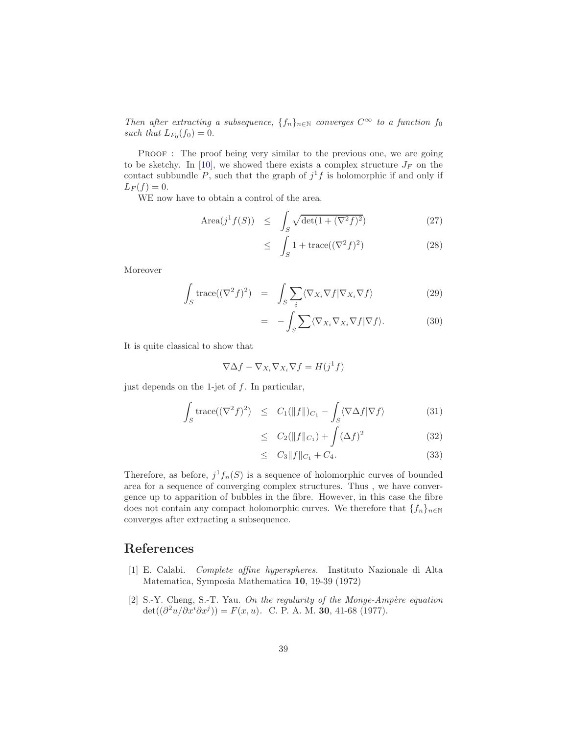*Then after extracting a subsequence, $\{f_n\}_{n\in\mathbb{N}}$ converges $C^\infty$ to a function $f_0$ such that $L_{F_0}(f_0) = 0$.*

PROOF : The proof being very similar to the previous one, we are going to be sketchy. In [10], we showed there exists a complex structure $J_F$ on the contact subbundle $P$, such that the graph of $j^1 f$ is holomorphic if and only if $L_F(f) = 0$.

WE now have to obtain a control of the area.

$$\begin{aligned} \mathrm{Area}(j^1 f(S)) &\leq \int_S \sqrt{\det(1 + (\nabla^2 f)^2)} & (27) \\ &\leq \int_S 1 + \mathrm{trace}((\nabla^2 f)^2) & (28) \end{aligned}$$

Moreover

$$\begin{aligned} \int_S \mathrm{trace}((\nabla^2 f)^2) &= \int_S \sum_i \langle \nabla_{X_i} \nabla f | \nabla_{X_i} \nabla f \rangle & (29) \\ &= -\int_S \sum \langle \nabla_{X_i} \nabla_{X_i} \nabla f | \nabla f \rangle. & (30) \end{aligned}$$

It is quite classical to show that

$$\nabla \Delta f - \nabla_{X_i} \nabla_{X_i} \nabla f = H(j^1 f)$$

just depends on the 1-jet of $f$. In particular,

$$\begin{aligned} \int_S \mathrm{trace}((\nabla^2 f)^2) &\leq C_1(\|f\|)_{C_1} - \int_S \langle \nabla \Delta f | \nabla f \rangle & (31) \\ &\leq C_2(\|f\|_{C_1}) + \int (\Delta f)^2 & (32) \\ &\leq C_3 \|f\|_{C_1} + C_4. & (33) \end{aligned}$$

Therefore, as before, $j^1 f_n(S)$ is a sequence of holomorphic curves of bounded area for a sequence of converging complex structures. Thus , we have convergence up to apparition of bubbles in the fibre. However, in this case the fibre does not contain any compact holomorphic curves. We therefore that $\{f_n\}_{n\in\mathbb{N}}$ converges after extracting a subsequence.

# References

[1] E. Calabi. *Complete affine hyperspheres.* Instituto Nazionale di Alta Matematica, Symposia Mathematica **10**, 19-39 (1972)

[2] S.-Y. Cheng, S.-T. Yau. *On the regularity of the Monge-Ampère equation* $\det((\partial^2 u/\partial x^i \partial x^j)) = F(x, u)$. C. P. A. M. **30**, 41-68 (1977).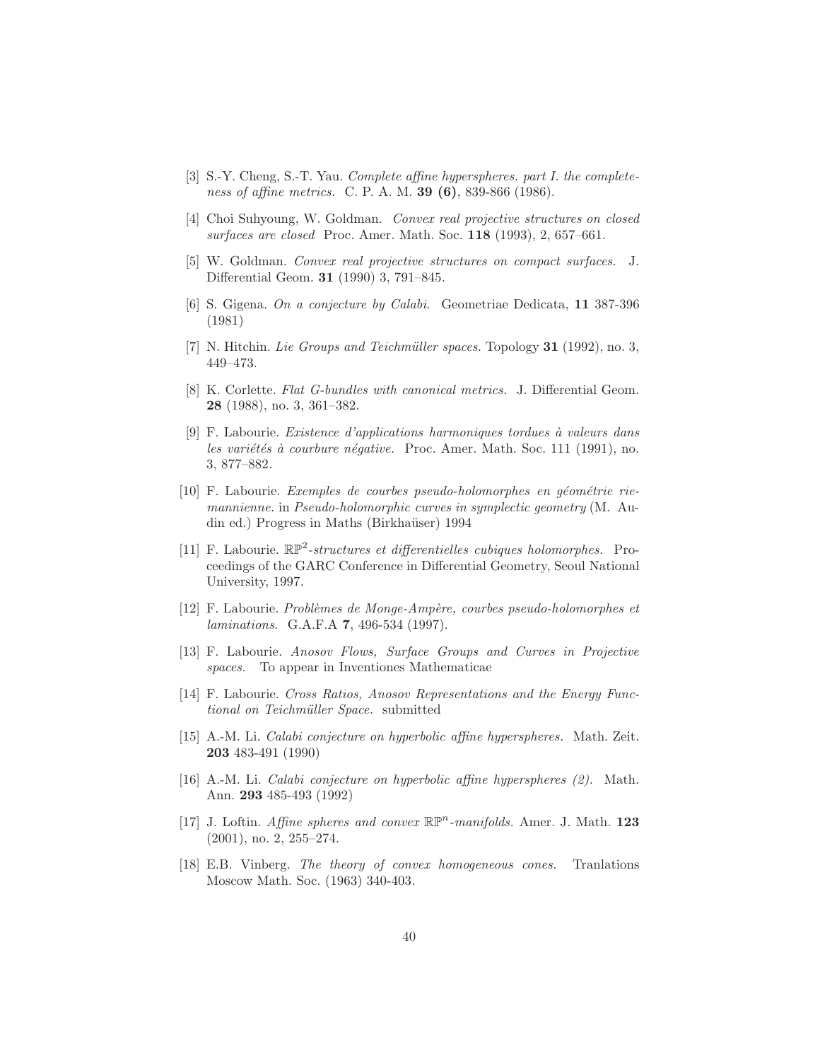[3] S.-Y. Cheng, S.-T. Yau. *Complete affine hyperspheres. part I. the completeness of affine metrics.* C. P. A. M. **39 (6)**, 839-866 (1986).

[4] Choi Suhyoung, W. Goldman. *Convex real projective structures on closed surfaces are closed* Proc. Amer. Math. Soc. **118** (1993), 2, 657–661.

[5] W. Goldman. *Convex real projective structures on compact surfaces.* J. Differential Geom. **31** (1990) 3, 791–845.

[6] S. Gigena. *On a conjecture by Calabi.* Geometriae Dedicata, **11** 387-396 (1981)

[7] N. Hitchin. *Lie Groups and Teichmüller spaces.* Topology **31** (1992), no. 3, 449–473.

[8] K. Corlette. *Flat G-bundles with canonical metrics.* J. Differential Geom. **28** (1988), no. 3, 361–382.

[9] F. Labourie. *Existence d'applications harmoniques tordues à valeurs dans les variétés à courbure négative.* Proc. Amer. Math. Soc. 111 (1991), no. 3, 877–882.

[10] F. Labourie. *Exemples de courbes pseudo-holomorphes en géométrie riemannienne.* in *Pseudo-holomorphic curves in symplectic geometry* (M. Audin ed.) Progress in Maths (Birkhaüser) 1994

[11] F. Labourie. *$\mathbb{RP}^2$-structures et differentielles cubiques holomorphes.* Proceedings of the GARC Conference in Differential Geometry, Seoul National University, 1997.

[12] F. Labourie. *Problèmes de Monge-Ampère, courbes pseudo-holomorphes et laminations.* G.A.F.A **7**, 496-534 (1997).

[13] F. Labourie. *Anosov Flows, Surface Groups and Curves in Projective spaces.* To appear in Inventiones Mathematicae

[14] F. Labourie. *Cross Ratios, Anosov Representations and the Energy Functional on Teichmüller Space.* submitted

[15] A.-M. Li. *Calabi conjecture on hyperbolic affine hyperspheres.* Math. Zeit. **203** 483-491 (1990)

[16] A.-M. Li. *Calabi conjecture on hyperbolic affine hyperspheres (2).* Math. Ann. **293** 485-493 (1992)

[17] J. Loftin. *Affine spheres and convex $\mathbb{RP}^n$-manifolds.* Amer. J. Math. **123** (2001), no. 2, 255–274.

[18] E.B. Vinberg. *The theory of convex homogeneous cones.* Tranlations Moscow Math. Soc. (1963) 340-403.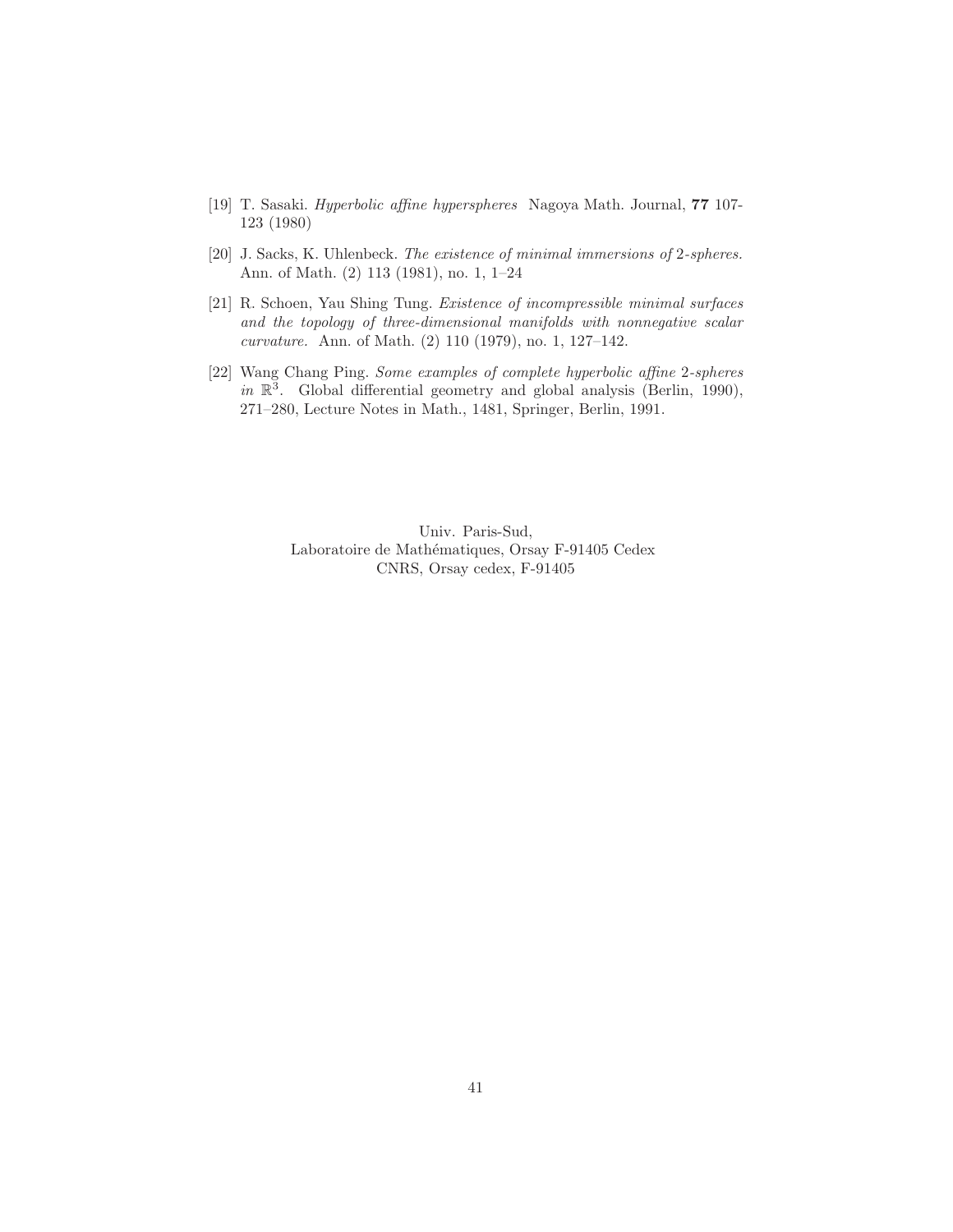[19] T. Sasaki. *Hyperbolic affine hyperspheres* Nagoya Math. Journal, **77** 107-123 (1980)

[20] J. Sacks, K. Uhlenbeck. *The existence of minimal immersions of 2-spheres.* Ann. of Math. (2) 113 (1981), no. 1, 1–24

[21] R. Schoen, Yau Shing Tung. *Existence of incompressible minimal surfaces and the topology of three-dimensional manifolds with nonnegative scalar curvature.* Ann. of Math. (2) 110 (1979), no. 1, 127–142.

[22] Wang Chang Ping. *Some examples of complete hyperbolic affine 2-spheres in $\mathbb{R}^3$.* Global differential geometry and global analysis (Berlin, 1990), 271–280, Lecture Notes in Math., 1481, Springer, Berlin, 1991.

Univ. Paris-Sud,
Laboratoire de Mathématiques, Orsay F-91405 Cedex
CNRS, Orsay cedex, F-91405